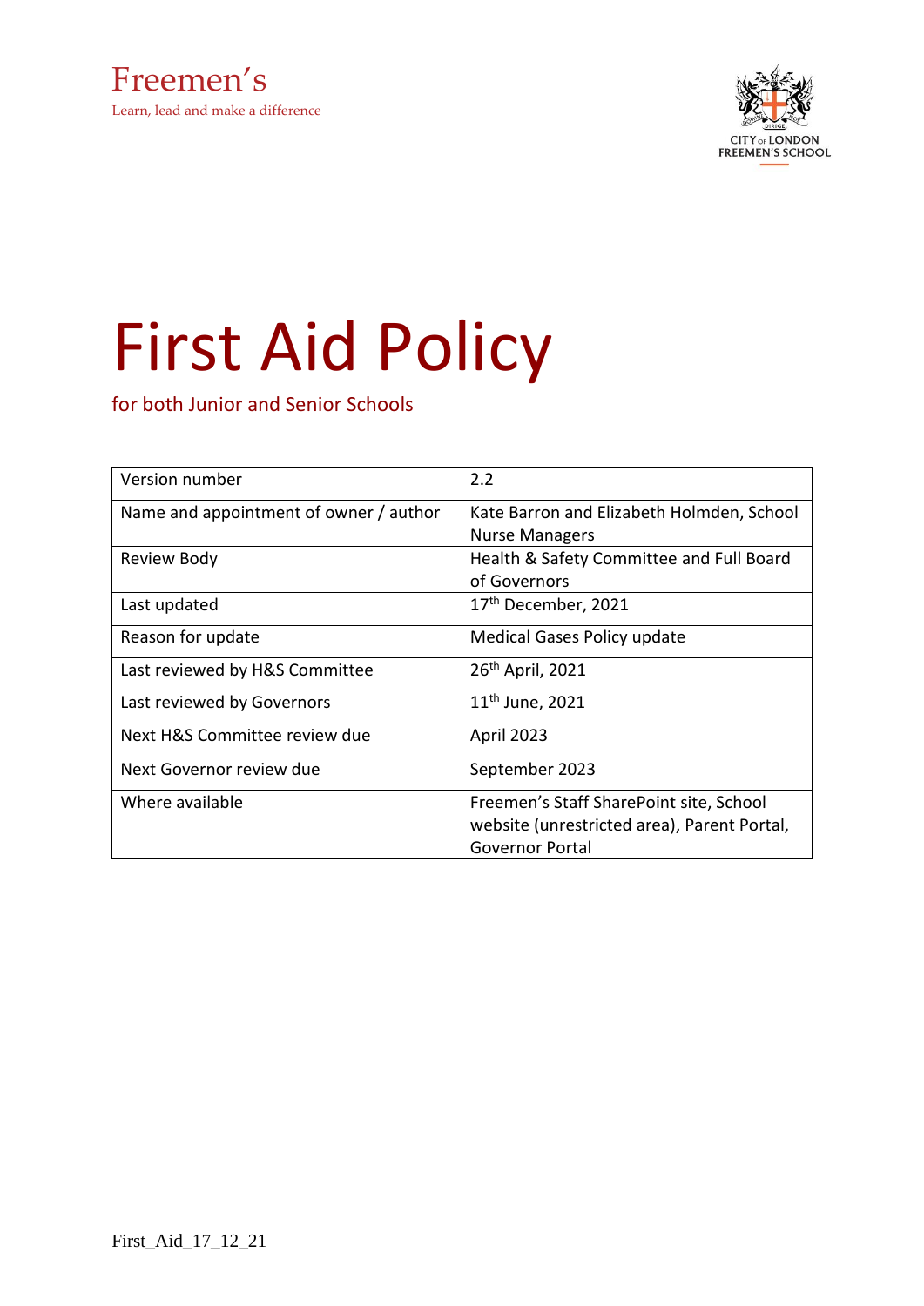Freemen's

Learn, lead and make a difference

CITY OF LONDON FREEMEN'S SCHOOL

# First Aid Policy

for both Junior and Senior Schools

| Version number | 2.2 |
|---|---|
| Name and appointment of owner / author | Kate Barron and Elizabeth Holmden, School Nurse Managers |
| Review Body | Health & Safety Committee and Full Board of Governors |
| Last updated | 17th December, 2021 |
| Reason for update | Medical Gases Policy update |
| Last reviewed by H&S Committee | 26th April, 2021 |
| Last reviewed by Governors | 11th June, 2021 |
| Next H&S Committee review due | April 2023 |
| Next Governor review due | September 2023 |
| Where available | Freemen's Staff SharePoint site, School website (unrestricted area), Parent Portal, Governor Portal |

First_Aid_17_12_21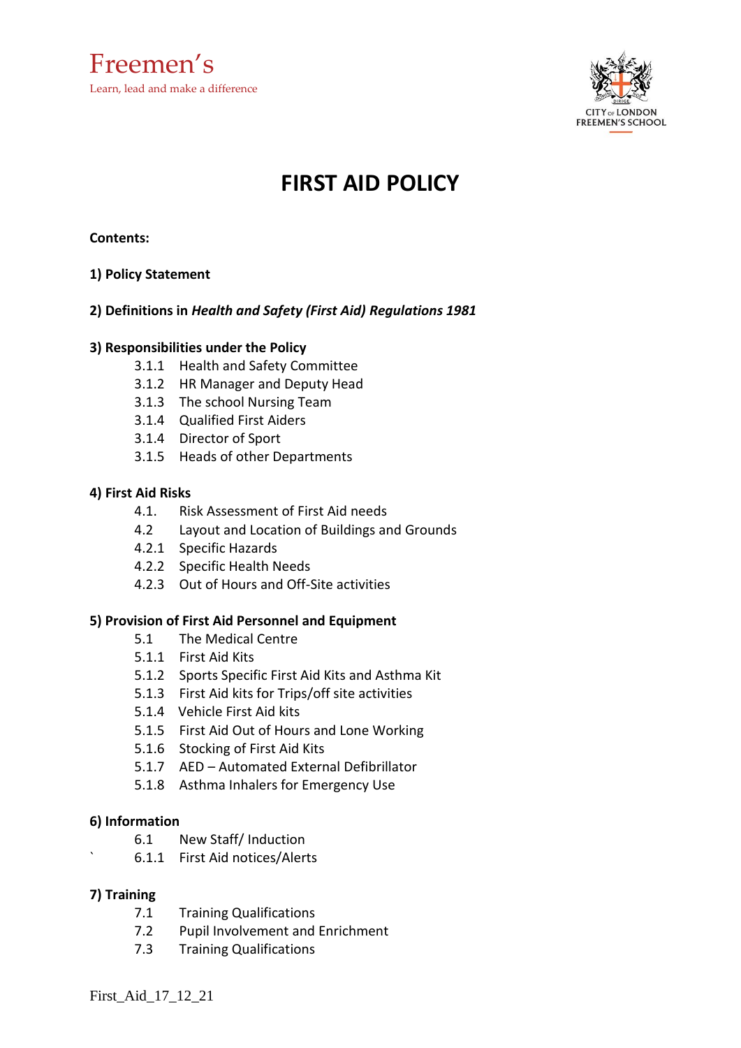Freemen's

Learn, lead and make a difference

CITY OF LONDON FREEMEN'S SCHOOL

# FIRST AID POLICY

**Contents:**

**1) Policy Statement**

**2) Definitions in *Health and Safety (First Aid) Regulations 1981***

**3) Responsibilities under the Policy**

- 3.1.1 Health and Safety Committee
- 3.1.2 HR Manager and Deputy Head
- 3.1.3 The school Nursing Team
- 3.1.4 Qualified First Aiders
- 3.1.4 Director of Sport
- 3.1.5 Heads of other Departments

**4) First Aid Risks**

- 4.1. Risk Assessment of First Aid needs
- 4.2 Layout and Location of Buildings and Grounds
- 4.2.1 Specific Hazards
- 4.2.2 Specific Health Needs
- 4.2.3 Out of Hours and Off-Site activities

**5) Provision of First Aid Personnel and Equipment**

- 5.1 The Medical Centre
- 5.1.1 First Aid Kits
- 5.1.2 Sports Specific First Aid Kits and Asthma Kit
- 5.1.3 First Aid kits for Trips/off site activities
- 5.1.4 Vehicle First Aid kits
- 5.1.5 First Aid Out of Hours and Lone Working
- 5.1.6 Stocking of First Aid Kits
- 5.1.7 AED – Automated External Defibrillator
- 5.1.8 Asthma Inhalers for Emergency Use

**6) Information**

- 6.1 New Staff/ Induction
- 6.1.1 First Aid notices/Alerts

**7) Training**

- 7.1 Training Qualifications
- 7.2 Pupil Involvement and Enrichment
- 7.3 Training Qualifications

First_Aid_17_12_21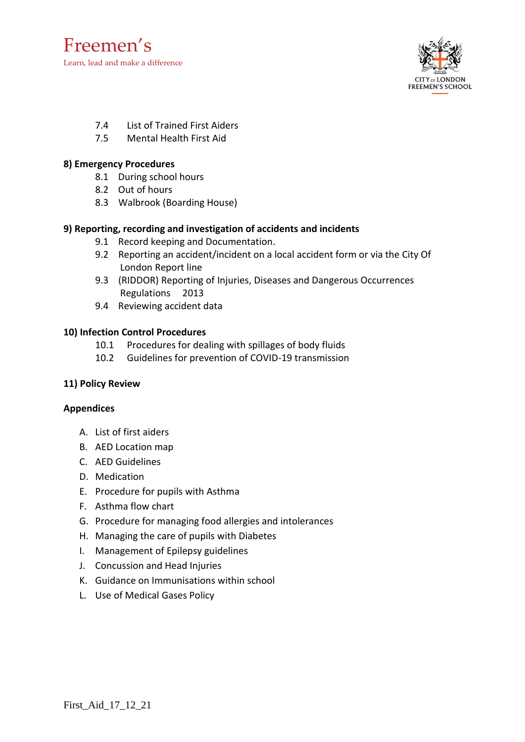7.4 List of Trained First Aiders
7.5 Mental Health First Aid

**8) Emergency Procedures**

8.1 During school hours
8.2 Out of hours
8.3 Walbrook (Boarding House)

**9) Reporting, recording and investigation of accidents and incidents**

9.1 Record keeping and Documentation.
9.2 Reporting an accident/incident on a local accident form or via the City Of London Report line
9.3 (RIDDOR) Reporting of Injuries, Diseases and Dangerous Occurrences Regulations 2013
9.4 Reviewing accident data

**10) Infection Control Procedures**

10.1 Procedures for dealing with spillages of body fluids
10.2 Guidelines for prevention of COVID-19 transmission

**11) Policy Review**

**Appendices**

A. List of first aiders
B. AED Location map
C. AED Guidelines
D. Medication
E. Procedure for pupils with Asthma
F. Asthma flow chart
G. Procedure for managing food allergies and intolerances
H. Managing the care of pupils with Diabetes
I. Management of Epilepsy guidelines
J. Concussion and Head Injuries
K. Guidance on Immunisations within school
L. Use of Medical Gases Policy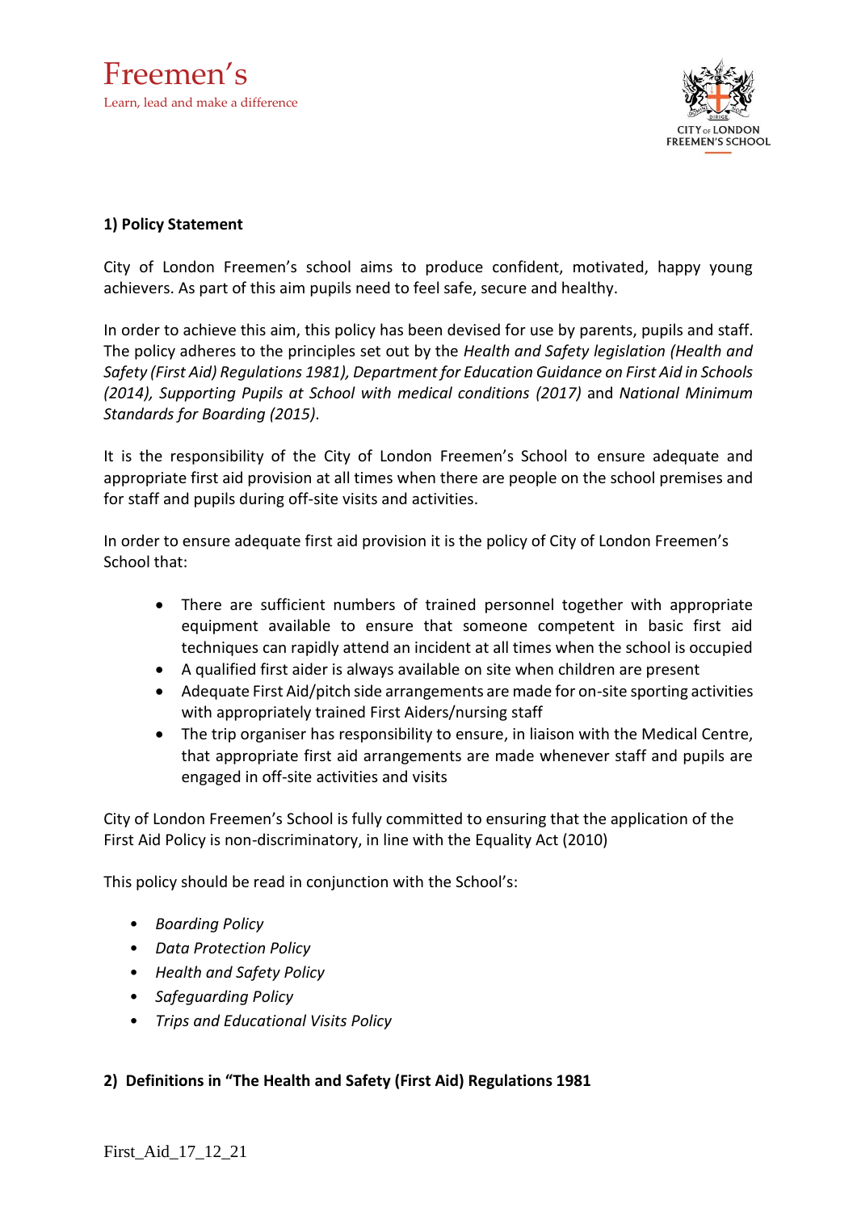## 1) Policy Statement

City of London Freemen's school aims to produce confident, motivated, happy young achievers. As part of this aim pupils need to feel safe, secure and healthy.

In order to achieve this aim, this policy has been devised for use by parents, pupils and staff. The policy adheres to the principles set out by the *Health and Safety legislation (Health and Safety (First Aid) Regulations 1981), Department for Education Guidance on First Aid in Schools (2014), Supporting Pupils at School with medical conditions (2017)* and *National Minimum Standards for Boarding (2015).*

It is the responsibility of the City of London Freemen's School to ensure adequate and appropriate first aid provision at all times when there are people on the school premises and for staff and pupils during off-site visits and activities.

In order to ensure adequate first aid provision it is the policy of City of London Freemen's School that:

- There are sufficient numbers of trained personnel together with appropriate equipment available to ensure that someone competent in basic first aid techniques can rapidly attend an incident at all times when the school is occupied
- A qualified first aider is always available on site when children are present
- Adequate First Aid/pitch side arrangements are made for on-site sporting activities with appropriately trained First Aiders/nursing staff
- The trip organiser has responsibility to ensure, in liaison with the Medical Centre, that appropriate first aid arrangements are made whenever staff and pupils are engaged in off-site activities and visits

City of London Freemen's School is fully committed to ensuring that the application of the First Aid Policy is non-discriminatory, in line with the Equality Act (2010)

This policy should be read in conjunction with the School's:

- *Boarding Policy*
- *Data Protection Policy*
- *Health and Safety Policy*
- *Safeguarding Policy*
- *Trips and Educational Visits Policy*

## 2) Definitions in "The Health and Safety (First Aid) Regulations 1981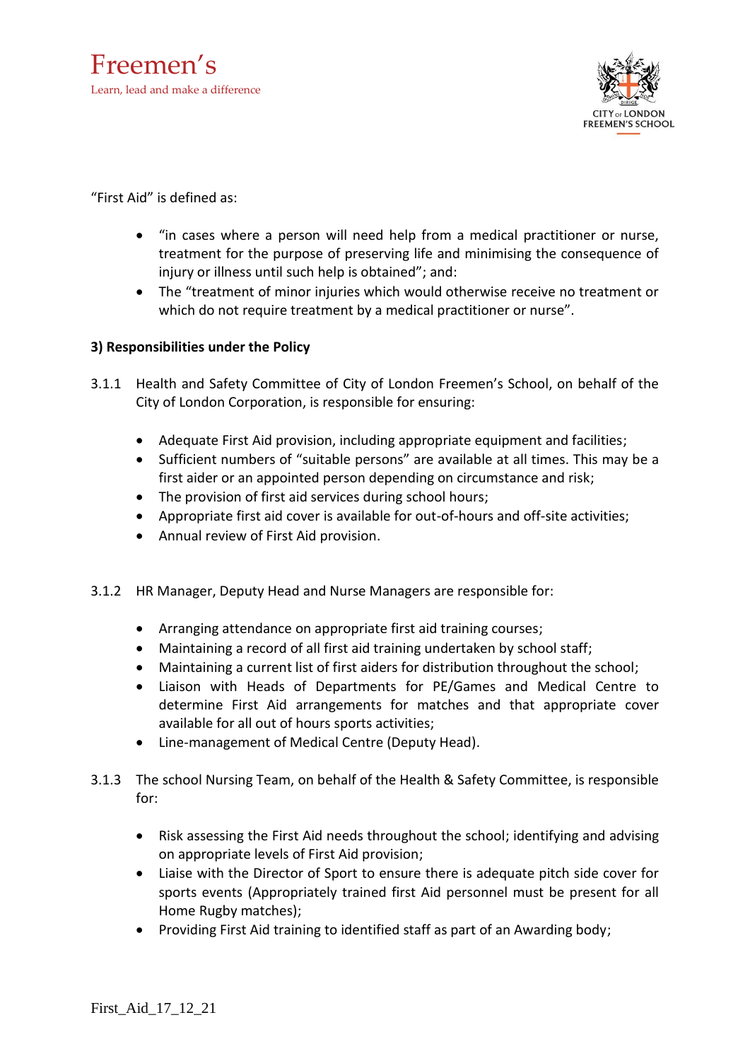"First Aid" is defined as:

- "in cases where a person will need help from a medical practitioner or nurse, treatment for the purpose of preserving life and minimising the consequence of injury or illness until such help is obtained"; and:
- The "treatment of minor injuries which would otherwise receive no treatment or which do not require treatment by a medical practitioner or nurse".

**3) Responsibilities under the Policy**

3.1.1 Health and Safety Committee of City of London Freemen's School, on behalf of the City of London Corporation, is responsible for ensuring:

- Adequate First Aid provision, including appropriate equipment and facilities;
- Sufficient numbers of "suitable persons" are available at all times. This may be a first aider or an appointed person depending on circumstance and risk;
- The provision of first aid services during school hours;
- Appropriate first aid cover is available for out-of-hours and off-site activities;
- Annual review of First Aid provision.

3.1.2 HR Manager, Deputy Head and Nurse Managers are responsible for:

- Arranging attendance on appropriate first aid training courses;
- Maintaining a record of all first aid training undertaken by school staff;
- Maintaining a current list of first aiders for distribution throughout the school;
- Liaison with Heads of Departments for PE/Games and Medical Centre to determine First Aid arrangements for matches and that appropriate cover available for all out of hours sports activities;
- Line-management of Medical Centre (Deputy Head).

3.1.3 The school Nursing Team, on behalf of the Health & Safety Committee, is responsible for:

- Risk assessing the First Aid needs throughout the school; identifying and advising on appropriate levels of First Aid provision;
- Liaise with the Director of Sport to ensure there is adequate pitch side cover for sports events (Appropriately trained first Aid personnel must be present for all Home Rugby matches);
- Providing First Aid training to identified staff as part of an Awarding body;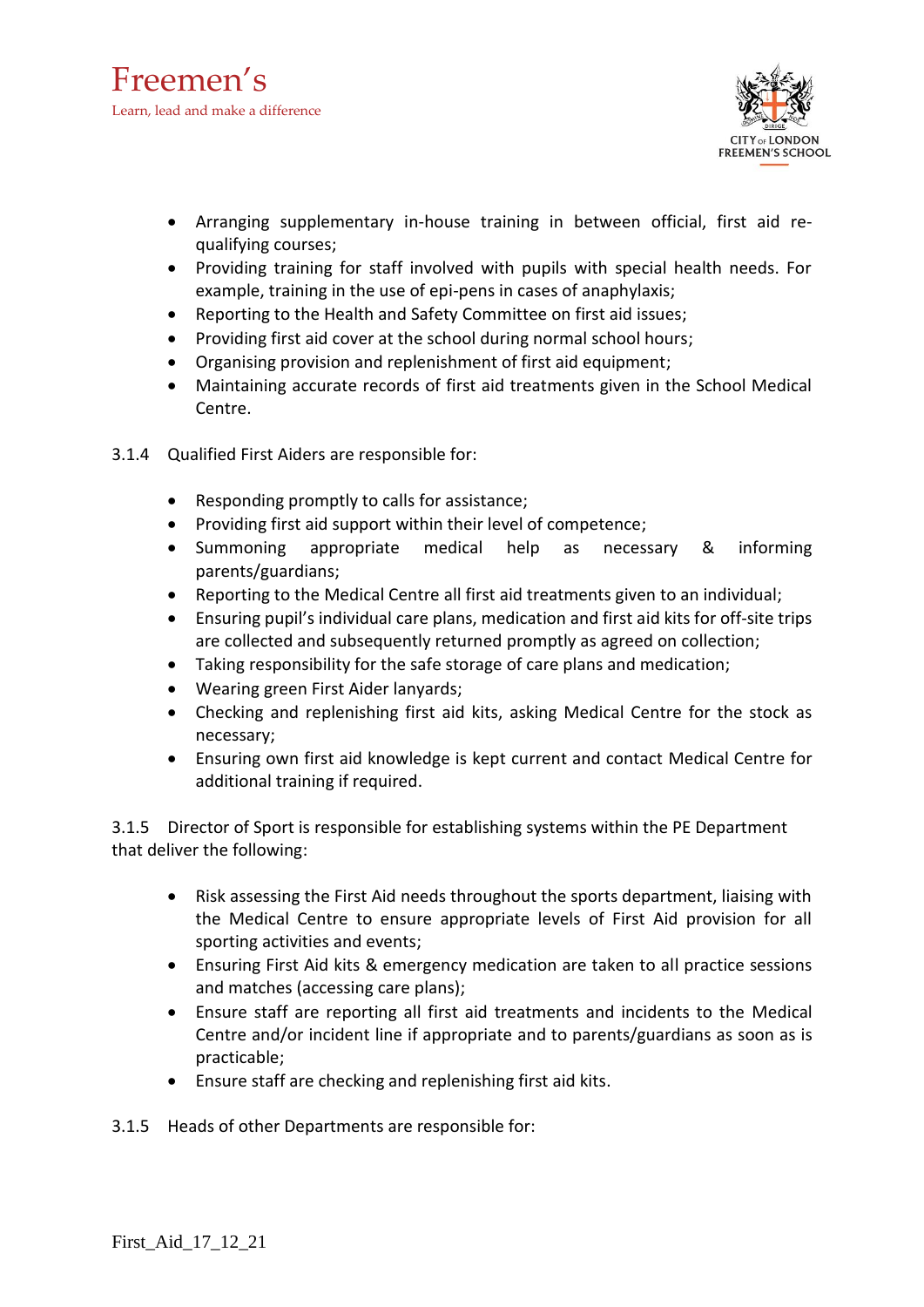- Arranging supplementary in-house training in between official, first aid re-qualifying courses;
- Providing training for staff involved with pupils with special health needs. For example, training in the use of epi-pens in cases of anaphylaxis;
- Reporting to the Health and Safety Committee on first aid issues;
- Providing first aid cover at the school during normal school hours;
- Organising provision and replenishment of first aid equipment;
- Maintaining accurate records of first aid treatments given in the School Medical Centre.

3.1.4 Qualified First Aiders are responsible for:

- Responding promptly to calls for assistance;
- Providing first aid support within their level of competence;
- Summoning appropriate medical help as necessary & informing parents/guardians;
- Reporting to the Medical Centre all first aid treatments given to an individual;
- Ensuring pupil's individual care plans, medication and first aid kits for off-site trips are collected and subsequently returned promptly as agreed on collection;
- Taking responsibility for the safe storage of care plans and medication;
- Wearing green First Aider lanyards;
- Checking and replenishing first aid kits, asking Medical Centre for the stock as necessary;
- Ensuring own first aid knowledge is kept current and contact Medical Centre for additional training if required.

3.1.5 Director of Sport is responsible for establishing systems within the PE Department that deliver the following:

- Risk assessing the First Aid needs throughout the sports department, liaising with the Medical Centre to ensure appropriate levels of First Aid provision for all sporting activities and events;
- Ensuring First Aid kits & emergency medication are taken to all practice sessions and matches (accessing care plans);
- Ensure staff are reporting all first aid treatments and incidents to the Medical Centre and/or incident line if appropriate and to parents/guardians as soon as is practicable;
- Ensure staff are checking and replenishing first aid kits.

3.1.5 Heads of other Departments are responsible for: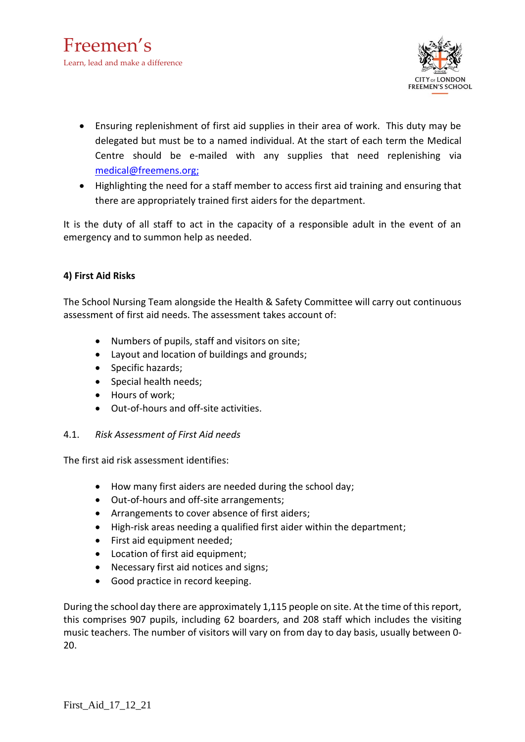- Ensuring replenishment of first aid supplies in their area of work. This duty may be delegated but must be to a named individual. At the start of each term the Medical Centre should be e-mailed with any supplies that need replenishing via medical@freemens.org;
- Highlighting the need for a staff member to access first aid training and ensuring that there are appropriately trained first aiders for the department.

It is the duty of all staff to act in the capacity of a responsible adult in the event of an emergency and to summon help as needed.

**4) First Aid Risks**

The School Nursing Team alongside the Health & Safety Committee will carry out continuous assessment of first aid needs. The assessment takes account of:

- Numbers of pupils, staff and visitors on site;
- Layout and location of buildings and grounds;
- Specific hazards;
- Special health needs;
- Hours of work;
- Out-of-hours and off-site activities.

4.1. *Risk Assessment of First Aid needs*

The first aid risk assessment identifies:

- How many first aiders are needed during the school day;
- Out-of-hours and off-site arrangements;
- Arrangements to cover absence of first aiders;
- High-risk areas needing a qualified first aider within the department;
- First aid equipment needed;
- Location of first aid equipment;
- Necessary first aid notices and signs;
- Good practice in record keeping.

During the school day there are approximately 1,115 people on site. At the time of this report, this comprises 907 pupils, including 62 boarders, and 208 staff which includes the visiting music teachers. The number of visitors will vary on from day to day basis, usually between 0-20.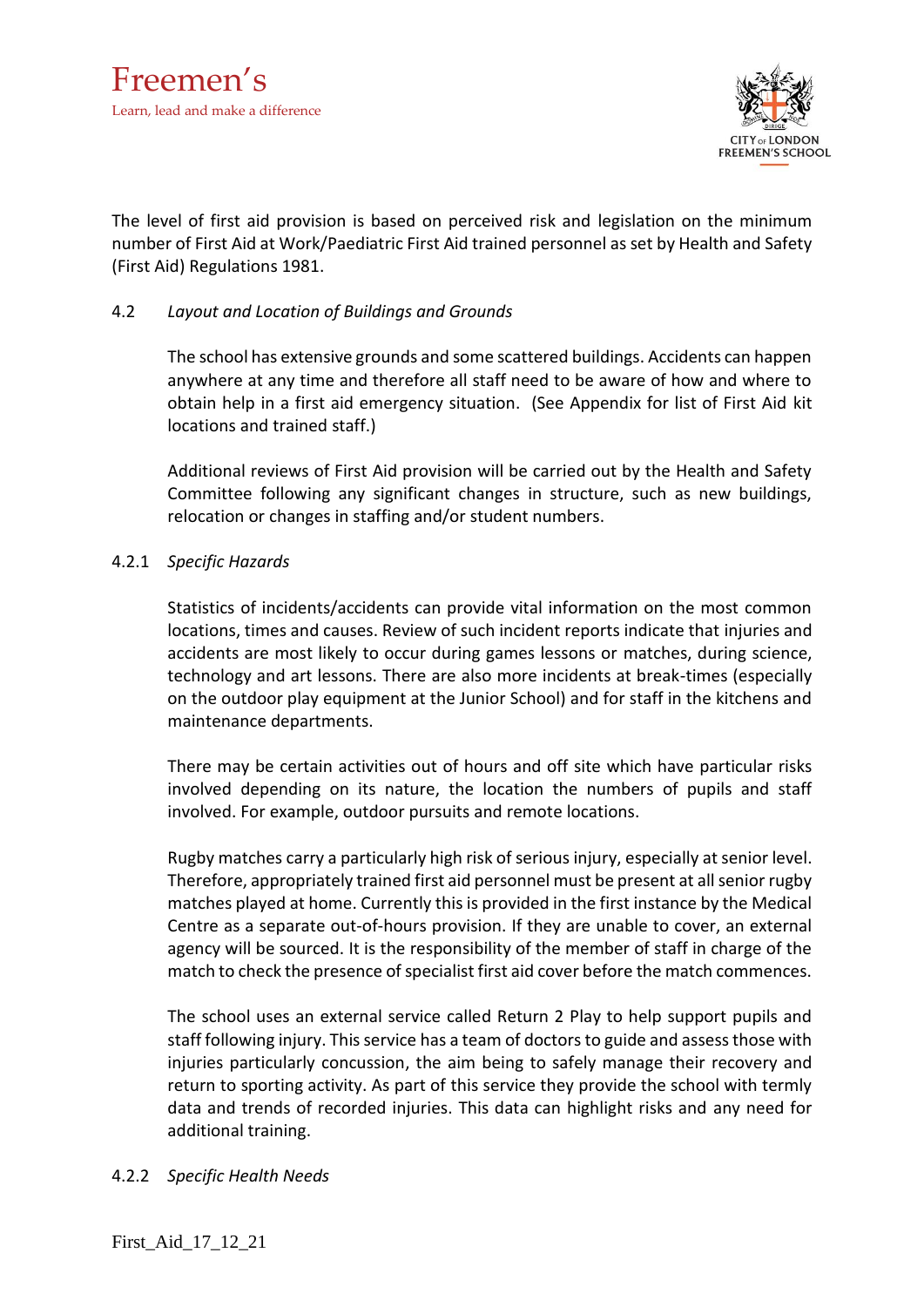The level of first aid provision is based on perceived risk and legislation on the minimum number of First Aid at Work/Paediatric First Aid trained personnel as set by Health and Safety (First Aid) Regulations 1981.

### 4.2 *Layout and Location of Buildings and Grounds*

The school has extensive grounds and some scattered buildings. Accidents can happen anywhere at any time and therefore all staff need to be aware of how and where to obtain help in a first aid emergency situation. (See Appendix for list of First Aid kit locations and trained staff.)

Additional reviews of First Aid provision will be carried out by the Health and Safety Committee following any significant changes in structure, such as new buildings, relocation or changes in staffing and/or student numbers.

#### 4.2.1 *Specific Hazards*

Statistics of incidents/accidents can provide vital information on the most common locations, times and causes. Review of such incident reports indicate that injuries and accidents are most likely to occur during games lessons or matches, during science, technology and art lessons. There are also more incidents at break-times (especially on the outdoor play equipment at the Junior School) and for staff in the kitchens and maintenance departments.

There may be certain activities out of hours and off site which have particular risks involved depending on its nature, the location the numbers of pupils and staff involved. For example, outdoor pursuits and remote locations.

Rugby matches carry a particularly high risk of serious injury, especially at senior level. Therefore, appropriately trained first aid personnel must be present at all senior rugby matches played at home. Currently this is provided in the first instance by the Medical Centre as a separate out-of-hours provision. If they are unable to cover, an external agency will be sourced. It is the responsibility of the member of staff in charge of the match to check the presence of specialist first aid cover before the match commences.

The school uses an external service called Return 2 Play to help support pupils and staff following injury. This service has a team of doctors to guide and assess those with injuries particularly concussion, the aim being to safely manage their recovery and return to sporting activity. As part of this service they provide the school with termly data and trends of recorded injuries. This data can highlight risks and any need for additional training.

#### 4.2.2 *Specific Health Needs*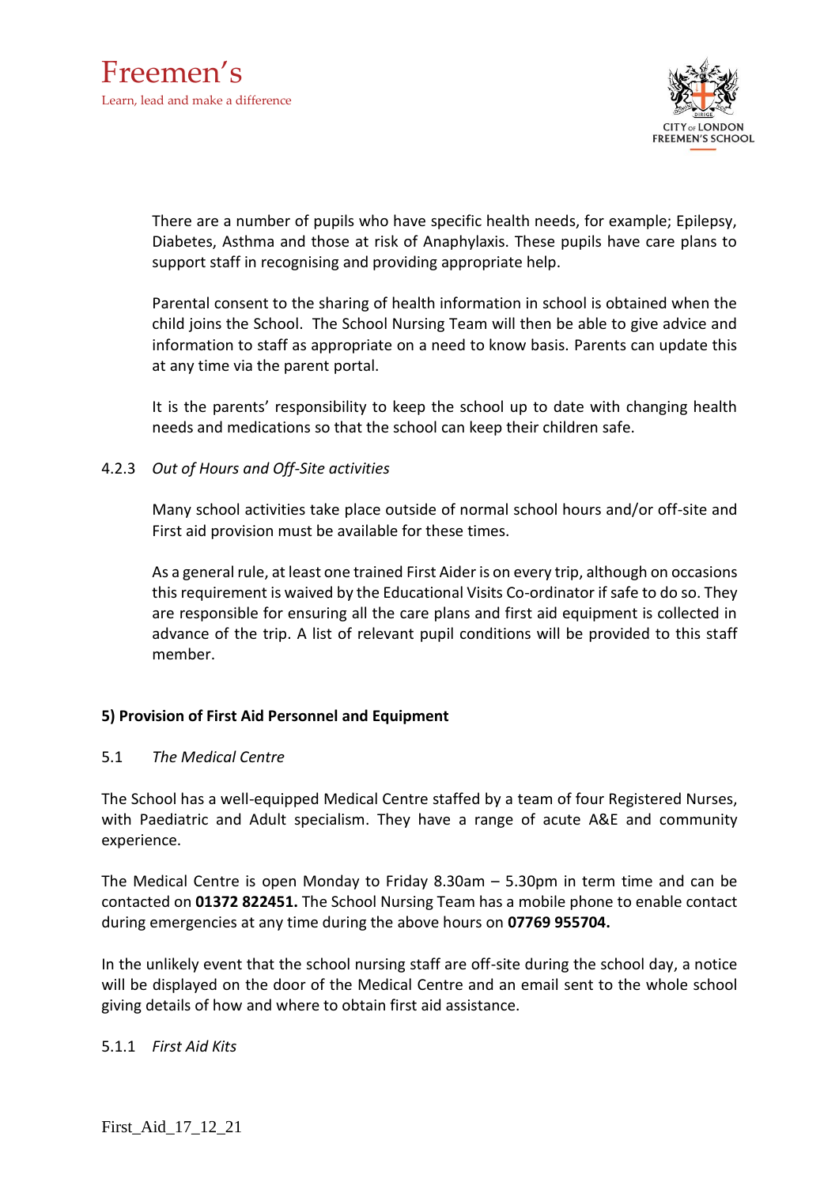There are a number of pupils who have specific health needs, for example; Epilepsy, Diabetes, Asthma and those at risk of Anaphylaxis. These pupils have care plans to support staff in recognising and providing appropriate help.

Parental consent to the sharing of health information in school is obtained when the child joins the School. The School Nursing Team will then be able to give advice and information to staff as appropriate on a need to know basis. Parents can update this at any time via the parent portal.

It is the parents' responsibility to keep the school up to date with changing health needs and medications so that the school can keep their children safe.

4.2.3 *Out of Hours and Off-Site activities*

Many school activities take place outside of normal school hours and/or off-site and First aid provision must be available for these times.

As a general rule, at least one trained First Aider is on every trip, although on occasions this requirement is waived by the Educational Visits Co-ordinator if safe to do so. They are responsible for ensuring all the care plans and first aid equipment is collected in advance of the trip. A list of relevant pupil conditions will be provided to this staff member.

## 5) Provision of First Aid Personnel and Equipment

5.1 *The Medical Centre*

The School has a well-equipped Medical Centre staffed by a team of four Registered Nurses, with Paediatric and Adult specialism. They have a range of acute A&E and community experience.

The Medical Centre is open Monday to Friday 8.30am – 5.30pm in term time and can be contacted on **01372 822451.** The School Nursing Team has a mobile phone to enable contact during emergencies at any time during the above hours on **07769 955704.**

In the unlikely event that the school nursing staff are off-site during the school day, a notice will be displayed on the door of the Medical Centre and an email sent to the whole school giving details of how and where to obtain first aid assistance.

5.1.1 *First Aid Kits*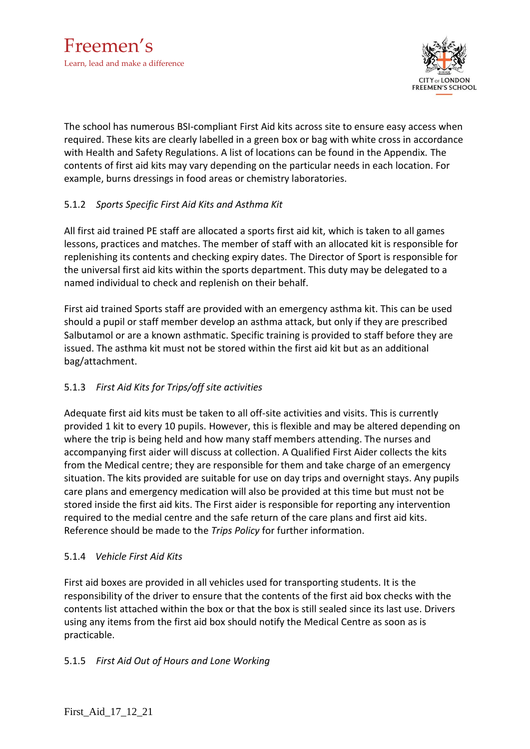The school has numerous BSI-compliant First Aid kits across site to ensure easy access when required. These kits are clearly labelled in a green box or bag with white cross in accordance with Health and Safety Regulations. A list of locations can be found in the Appendix. The contents of first aid kits may vary depending on the particular needs in each location. For example, burns dressings in food areas or chemistry laboratories.

#### 5.1.2 *Sports Specific First Aid Kits and Asthma Kit*

All first aid trained PE staff are allocated a sports first aid kit, which is taken to all games lessons, practices and matches. The member of staff with an allocated kit is responsible for replenishing its contents and checking expiry dates. The Director of Sport is responsible for the universal first aid kits within the sports department. This duty may be delegated to a named individual to check and replenish on their behalf.

First aid trained Sports staff are provided with an emergency asthma kit. This can be used should a pupil or staff member develop an asthma attack, but only if they are prescribed Salbutamol or are a known asthmatic. Specific training is provided to staff before they are issued. The asthma kit must not be stored within the first aid kit but as an additional bag/attachment.

#### 5.1.3 *First Aid Kits for Trips/off site activities*

Adequate first aid kits must be taken to all off-site activities and visits. This is currently provided 1 kit to every 10 pupils. However, this is flexible and may be altered depending on where the trip is being held and how many staff members attending. The nurses and accompanying first aider will discuss at collection. A Qualified First Aider collects the kits from the Medical centre; they are responsible for them and take charge of an emergency situation. The kits provided are suitable for use on day trips and overnight stays. Any pupils care plans and emergency medication will also be provided at this time but must not be stored inside the first aid kits. The First aider is responsible for reporting any intervention required to the medial centre and the safe return of the care plans and first aid kits. Reference should be made to the *Trips Policy* for further information.

#### 5.1.4 *Vehicle First Aid Kits*

First aid boxes are provided in all vehicles used for transporting students. It is the responsibility of the driver to ensure that the contents of the first aid box checks with the contents list attached within the box or that the box is still sealed since its last use. Drivers using any items from the first aid box should notify the Medical Centre as soon as is practicable.

#### 5.1.5 *First Aid Out of Hours and Lone Working*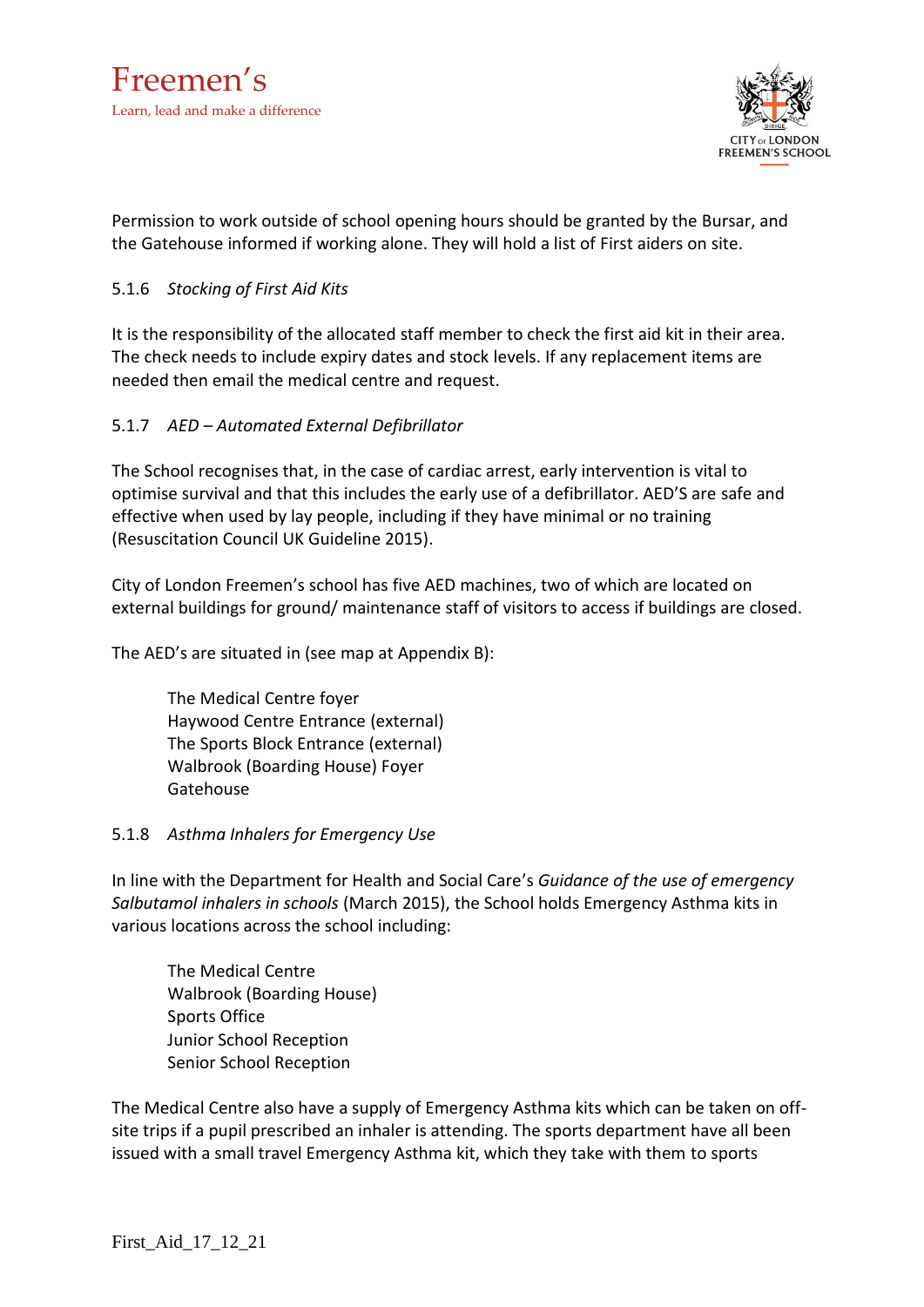Permission to work outside of school opening hours should be granted by the Bursar, and the Gatehouse informed if working alone. They will hold a list of First aiders on site.

#### 5.1.6 *Stocking of First Aid Kits*

It is the responsibility of the allocated staff member to check the first aid kit in their area. The check needs to include expiry dates and stock levels. If any replacement items are needed then email the medical centre and request.

#### 5.1.7 *AED – Automated External Defibrillator*

The School recognises that, in the case of cardiac arrest, early intervention is vital to optimise survival and that this includes the early use of a defibrillator. AED'S are safe and effective when used by lay people, including if they have minimal or no training (Resuscitation Council UK Guideline 2015).

City of London Freemen's school has five AED machines, two of which are located on external buildings for ground/ maintenance staff of visitors to access if buildings are closed.

The AED's are situated in (see map at Appendix B):

The Medical Centre foyer
Haywood Centre Entrance (external)
The Sports Block Entrance (external)
Walbrook (Boarding House) Foyer
Gatehouse

#### 5.1.8 *Asthma Inhalers for Emergency Use*

In line with the Department for Health and Social Care's *Guidance of the use of emergency Salbutamol inhalers in schools* (March 2015), the School holds Emergency Asthma kits in various locations across the school including:

The Medical Centre
Walbrook (Boarding House)
Sports Office
Junior School Reception
Senior School Reception

The Medical Centre also have a supply of Emergency Asthma kits which can be taken on off-site trips if a pupil prescribed an inhaler is attending. The sports department have all been issued with a small travel Emergency Asthma kit, which they take with them to sports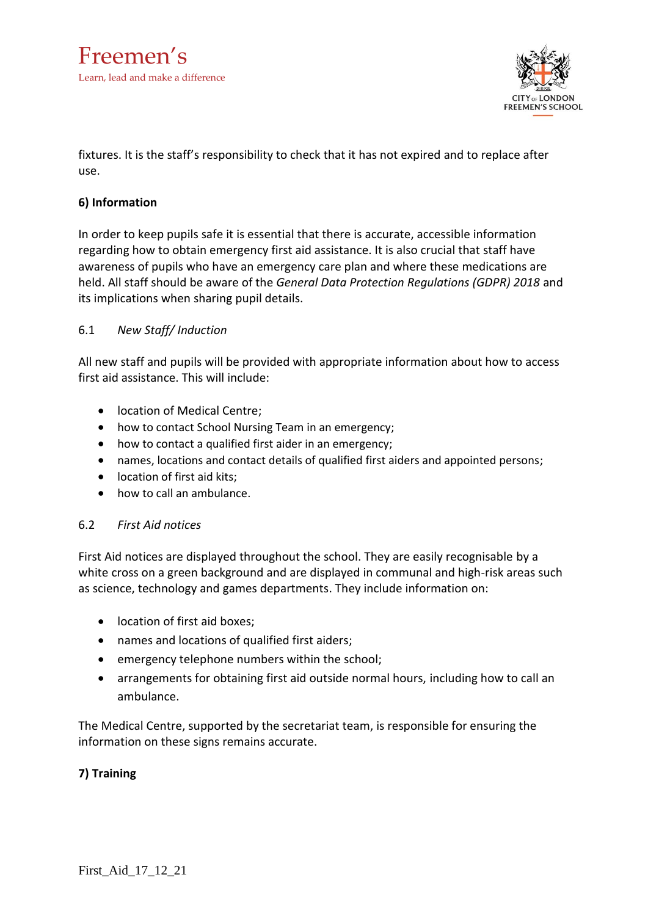fixtures. It is the staff's responsibility to check that it has not expired and to replace after use.

**6) Information**

In order to keep pupils safe it is essential that there is accurate, accessible information regarding how to obtain emergency first aid assistance. It is also crucial that staff have awareness of pupils who have an emergency care plan and where these medications are held. All staff should be aware of the *General Data Protection Regulations (GDPR) 2018* and its implications when sharing pupil details.

6.1 *New Staff/ Induction*

All new staff and pupils will be provided with appropriate information about how to access first aid assistance. This will include:

- location of Medical Centre;
- how to contact School Nursing Team in an emergency;
- how to contact a qualified first aider in an emergency;
- names, locations and contact details of qualified first aiders and appointed persons;
- location of first aid kits;
- how to call an ambulance.

6.2 *First Aid notices*

First Aid notices are displayed throughout the school. They are easily recognisable by a white cross on a green background and are displayed in communal and high-risk areas such as science, technology and games departments. They include information on:

- location of first aid boxes;
- names and locations of qualified first aiders;
- emergency telephone numbers within the school;
- arrangements for obtaining first aid outside normal hours, including how to call an ambulance.

The Medical Centre, supported by the secretariat team, is responsible for ensuring the information on these signs remains accurate.

**7) Training**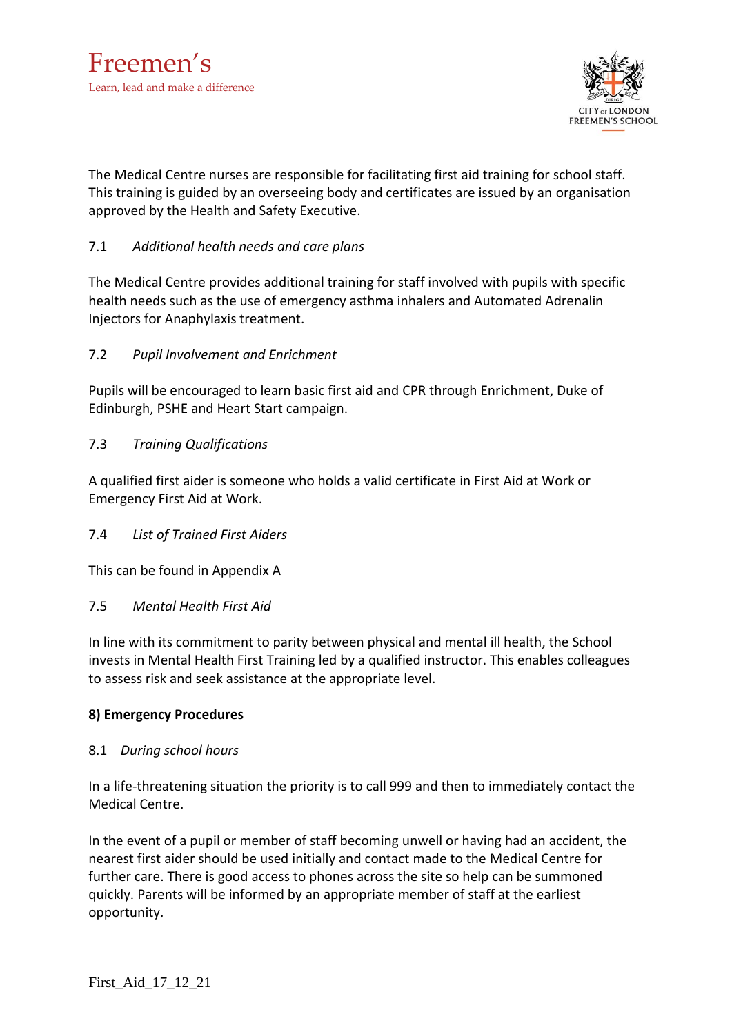The Medical Centre nurses are responsible for facilitating first aid training for school staff. This training is guided by an overseeing body and certificates are issued by an organisation approved by the Health and Safety Executive.

7.1 *Additional health needs and care plans*

The Medical Centre provides additional training for staff involved with pupils with specific health needs such as the use of emergency asthma inhalers and Automated Adrenalin Injectors for Anaphylaxis treatment.

7.2 *Pupil Involvement and Enrichment*

Pupils will be encouraged to learn basic first aid and CPR through Enrichment, Duke of Edinburgh, PSHE and Heart Start campaign.

7.3 *Training Qualifications*

A qualified first aider is someone who holds a valid certificate in First Aid at Work or Emergency First Aid at Work.

7.4 *List of Trained First Aiders*

This can be found in Appendix A

7.5 *Mental Health First Aid*

In line with its commitment to parity between physical and mental ill health, the School invests in Mental Health First Training led by a qualified instructor. This enables colleagues to assess risk and seek assistance at the appropriate level.

**8) Emergency Procedures**

8.1 *During school hours*

In a life-threatening situation the priority is to call 999 and then to immediately contact the Medical Centre.

In the event of a pupil or member of staff becoming unwell or having had an accident, the nearest first aider should be used initially and contact made to the Medical Centre for further care. There is good access to phones across the site so help can be summoned quickly. Parents will be informed by an appropriate member of staff at the earliest opportunity.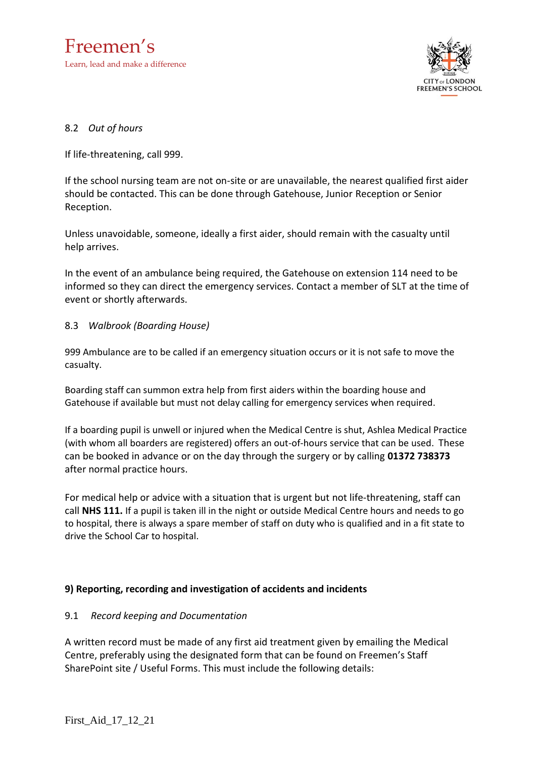8.2 *Out of hours*

If life-threatening, call 999.

If the school nursing team are not on-site or are unavailable, the nearest qualified first aider should be contacted. This can be done through Gatehouse, Junior Reception or Senior Reception.

Unless unavoidable, someone, ideally a first aider, should remain with the casualty until help arrives.

In the event of an ambulance being required, the Gatehouse on extension 114 need to be informed so they can direct the emergency services. Contact a member of SLT at the time of event or shortly afterwards.

8.3 *Walbrook (Boarding House)*

999 Ambulance are to be called if an emergency situation occurs or it is not safe to move the casualty.

Boarding staff can summon extra help from first aiders within the boarding house and Gatehouse if available but must not delay calling for emergency services when required.

If a boarding pupil is unwell or injured when the Medical Centre is shut, Ashlea Medical Practice (with whom all boarders are registered) offers an out-of-hours service that can be used. These can be booked in advance or on the day through the surgery or by calling **01372 738373** after normal practice hours.

For medical help or advice with a situation that is urgent but not life-threatening, staff can call **NHS 111.** If a pupil is taken ill in the night or outside Medical Centre hours and needs to go to hospital, there is always a spare member of staff on duty who is qualified and in a fit state to drive the School Car to hospital.

## 9) Reporting, recording and investigation of accidents and incidents

9.1 *Record keeping and Documentation*

A written record must be made of any first aid treatment given by emailing the Medical Centre, preferably using the designated form that can be found on Freemen's Staff SharePoint site / Useful Forms. This must include the following details: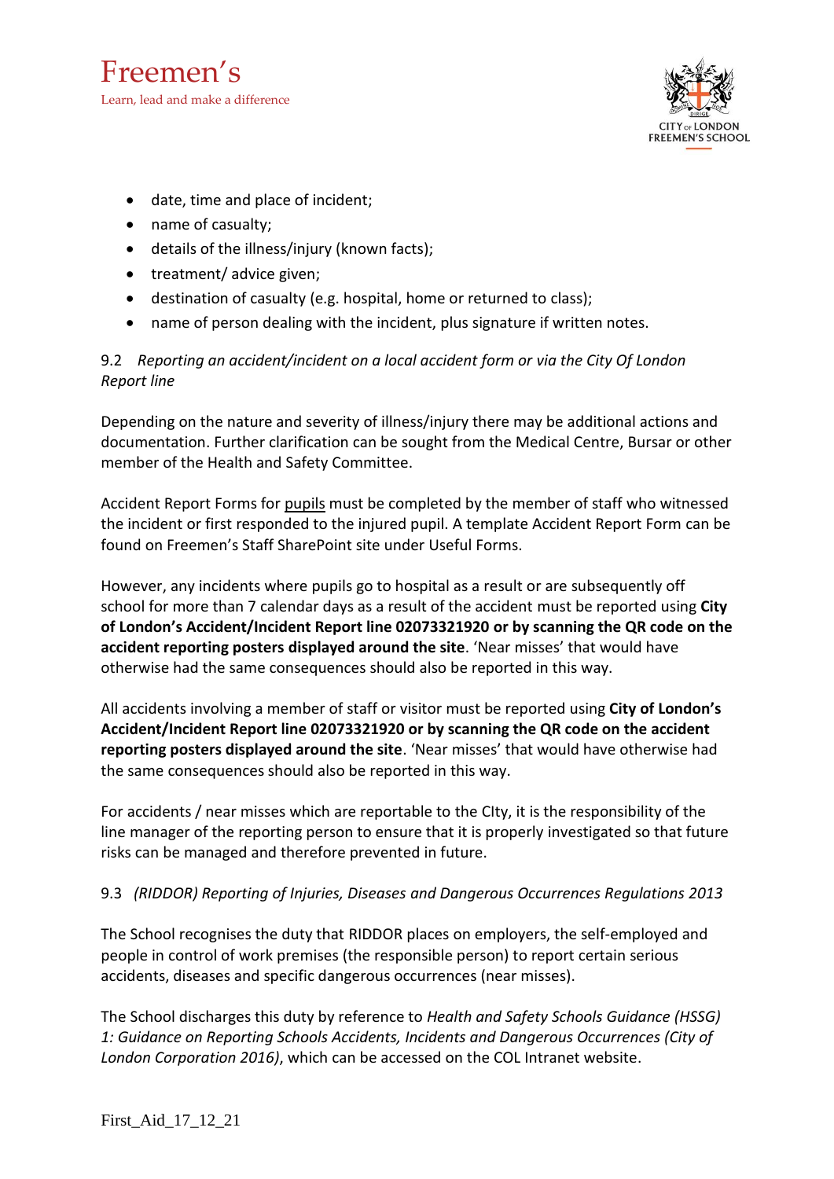- date, time and place of incident;
- name of casualty;
- details of the illness/injury (known facts);
- treatment/ advice given;
- destination of casualty (e.g. hospital, home or returned to class);
- name of person dealing with the incident, plus signature if written notes.

9.2 *Reporting an accident/incident on a local accident form or via the City Of London Report line*

Depending on the nature and severity of illness/injury there may be additional actions and documentation. Further clarification can be sought from the Medical Centre, Bursar or other member of the Health and Safety Committee.

Accident Report Forms for <u>pupils</u> must be completed by the member of staff who witnessed the incident or first responded to the injured pupil. A template Accident Report Form can be found on Freemen's Staff SharePoint site under Useful Forms.

However, any incidents where pupils go to hospital as a result or are subsequently off school for more than 7 calendar days as a result of the accident must be reported using **City of London's Accident/Incident Report line 02073321920 or by scanning the QR code on the accident reporting posters displayed around the site**. 'Near misses' that would have otherwise had the same consequences should also be reported in this way.

All accidents involving a member of staff or visitor must be reported using **City of London's Accident/Incident Report line 02073321920 or by scanning the QR code on the accident reporting posters displayed around the site**. 'Near misses' that would have otherwise had the same consequences should also be reported in this way.

For accidents / near misses which are reportable to the CIty, it is the responsibility of the line manager of the reporting person to ensure that it is properly investigated so that future risks can be managed and therefore prevented in future.

9.3 *(RIDDOR) Reporting of Injuries, Diseases and Dangerous Occurrences Regulations 2013*

The School recognises the duty that RIDDOR places on employers, the self-employed and people in control of work premises (the responsible person) to report certain serious accidents, diseases and specific dangerous occurrences (near misses).

The School discharges this duty by reference to *Health and Safety Schools Guidance (HSSG) 1: Guidance on Reporting Schools Accidents, Incidents and Dangerous Occurrences (City of London Corporation 2016)*, which can be accessed on the COL Intranet website.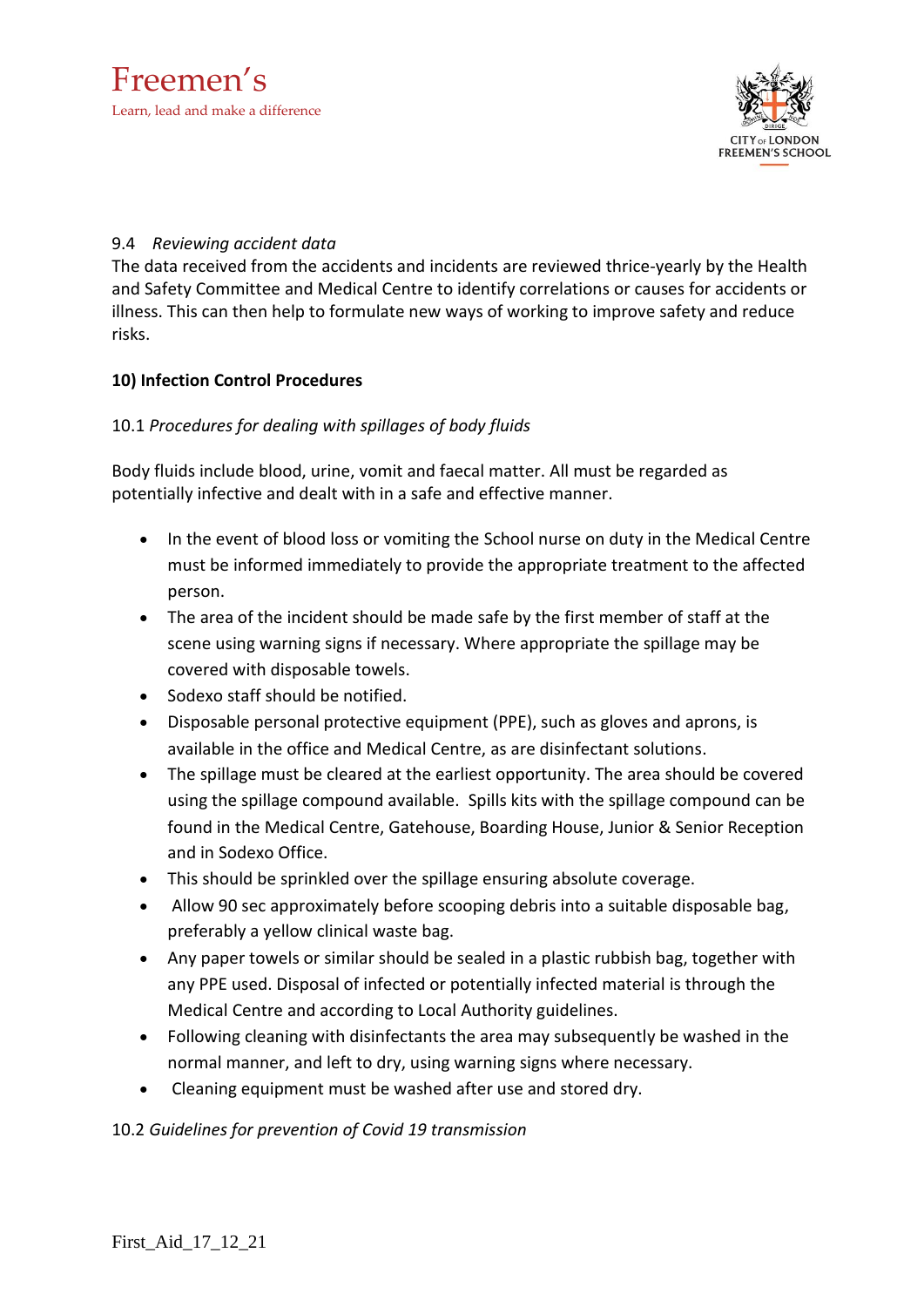9.4 *Reviewing accident data*

The data received from the accidents and incidents are reviewed thrice-yearly by the Health and Safety Committee and Medical Centre to identify correlations or causes for accidents or illness. This can then help to formulate new ways of working to improve safety and reduce risks.

**10) Infection Control Procedures**

10.1 *Procedures for dealing with spillages of body fluids*

Body fluids include blood, urine, vomit and faecal matter. All must be regarded as potentially infective and dealt with in a safe and effective manner.

- In the event of blood loss or vomiting the School nurse on duty in the Medical Centre must be informed immediately to provide the appropriate treatment to the affected person.
- The area of the incident should be made safe by the first member of staff at the scene using warning signs if necessary. Where appropriate the spillage may be covered with disposable towels.
- Sodexo staff should be notified.
- Disposable personal protective equipment (PPE), such as gloves and aprons, is available in the office and Medical Centre, as are disinfectant solutions.
- The spillage must be cleared at the earliest opportunity. The area should be covered using the spillage compound available. Spills kits with the spillage compound can be found in the Medical Centre, Gatehouse, Boarding House, Junior & Senior Reception and in Sodexo Office.
- This should be sprinkled over the spillage ensuring absolute coverage.
- Allow 90 sec approximately before scooping debris into a suitable disposable bag, preferably a yellow clinical waste bag.
- Any paper towels or similar should be sealed in a plastic rubbish bag, together with any PPE used. Disposal of infected or potentially infected material is through the Medical Centre and according to Local Authority guidelines.
- Following cleaning with disinfectants the area may subsequently be washed in the normal manner, and left to dry, using warning signs where necessary.
- Cleaning equipment must be washed after use and stored dry.

10.2 *Guidelines for prevention of Covid 19 transmission*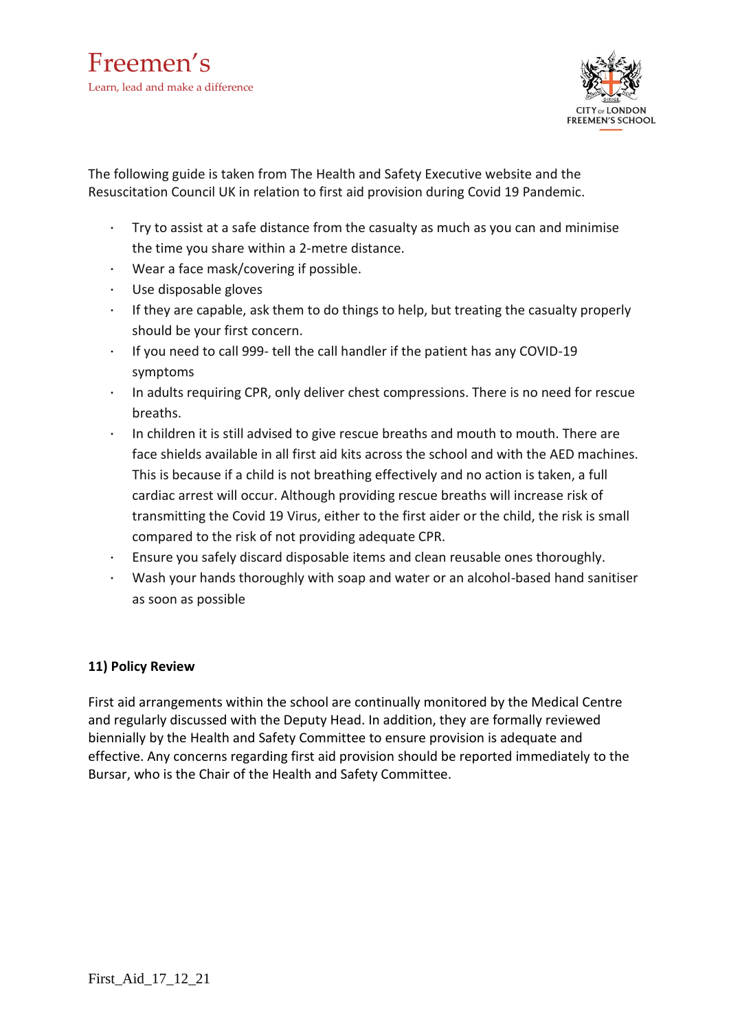The following guide is taken from The Health and Safety Executive website and the Resuscitation Council UK in relation to first aid provision during Covid 19 Pandemic.

- Try to assist at a safe distance from the casualty as much as you can and minimise the time you share within a 2-metre distance.
- Wear a face mask/covering if possible.
- Use disposable gloves
- If they are capable, ask them to do things to help, but treating the casualty properly should be your first concern.
- If you need to call 999- tell the call handler if the patient has any COVID-19 symptoms
- In adults requiring CPR, only deliver chest compressions. There is no need for rescue breaths.
- In children it is still advised to give rescue breaths and mouth to mouth. There are face shields available in all first aid kits across the school and with the AED machines. This is because if a child is not breathing effectively and no action is taken, a full cardiac arrest will occur. Although providing rescue breaths will increase risk of transmitting the Covid 19 Virus, either to the first aider or the child, the risk is small compared to the risk of not providing adequate CPR.
- Ensure you safely discard disposable items and clean reusable ones thoroughly.
- Wash your hands thoroughly with soap and water or an alcohol-based hand sanitiser as soon as possible

**11) Policy Review**

First aid arrangements within the school are continually monitored by the Medical Centre and regularly discussed with the Deputy Head. In addition, they are formally reviewed biennially by the Health and Safety Committee to ensure provision is adequate and effective. Any concerns regarding first aid provision should be reported immediately to the Bursar, who is the Chair of the Health and Safety Committee.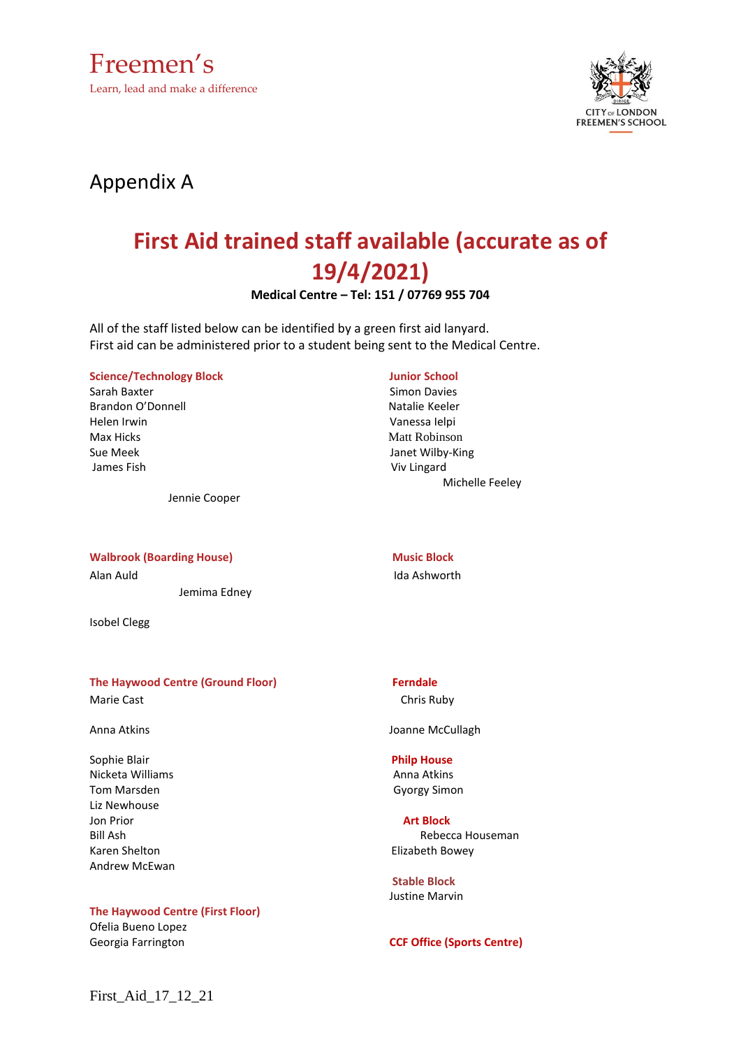Freemen's

Learn, lead and make a difference

CITY OF LONDON FREEMEN'S SCHOOL

# Appendix A

## First Aid trained staff available (accurate as of 19/4/2021)

**Medical Centre – Tel: 151 / 07769 955 704**

All of the staff listed below can be identified by a green first aid lanyard.
First aid can be administered prior to a student being sent to the Medical Centre.

**Science/Technology Block**

Sarah Baxter
Brandon O'Donnell
Helen Irwin
Max Hicks
Sue Meek
James Fish
Jennie Cooper

**Junior School**

Simon Davies
Natalie Keeler
Vanessa Ielpi
Matt Robinson
Janet Wilby-King
Viv Lingard
Michelle Feeley

**Walbrook (Boarding House)**

Alan Auld
Jemima Edney
Isobel Clegg

**Music Block**

Ida Ashworth

**The Haywood Centre (Ground Floor)**

Marie Cast
Anna Atkins
Sophie Blair
Nicketa Williams
Tom Marsden
Liz Newhouse
Jon Prior
Bill Ash
Karen Shelton
Andrew McEwan

**The Haywood Centre (First Floor)**

Ofelia Bueno Lopez
Georgia Farrington

**Ferndale**

Chris Ruby
Joanne McCullagh

**Philp House**

Anna Atkins
Gyorgy Simon

**Art Block**

Rebecca Houseman
Elizabeth Bowey

**Stable Block**

Justine Marvin

**CCF Office (Sports Centre)**

First_Aid_17_12_21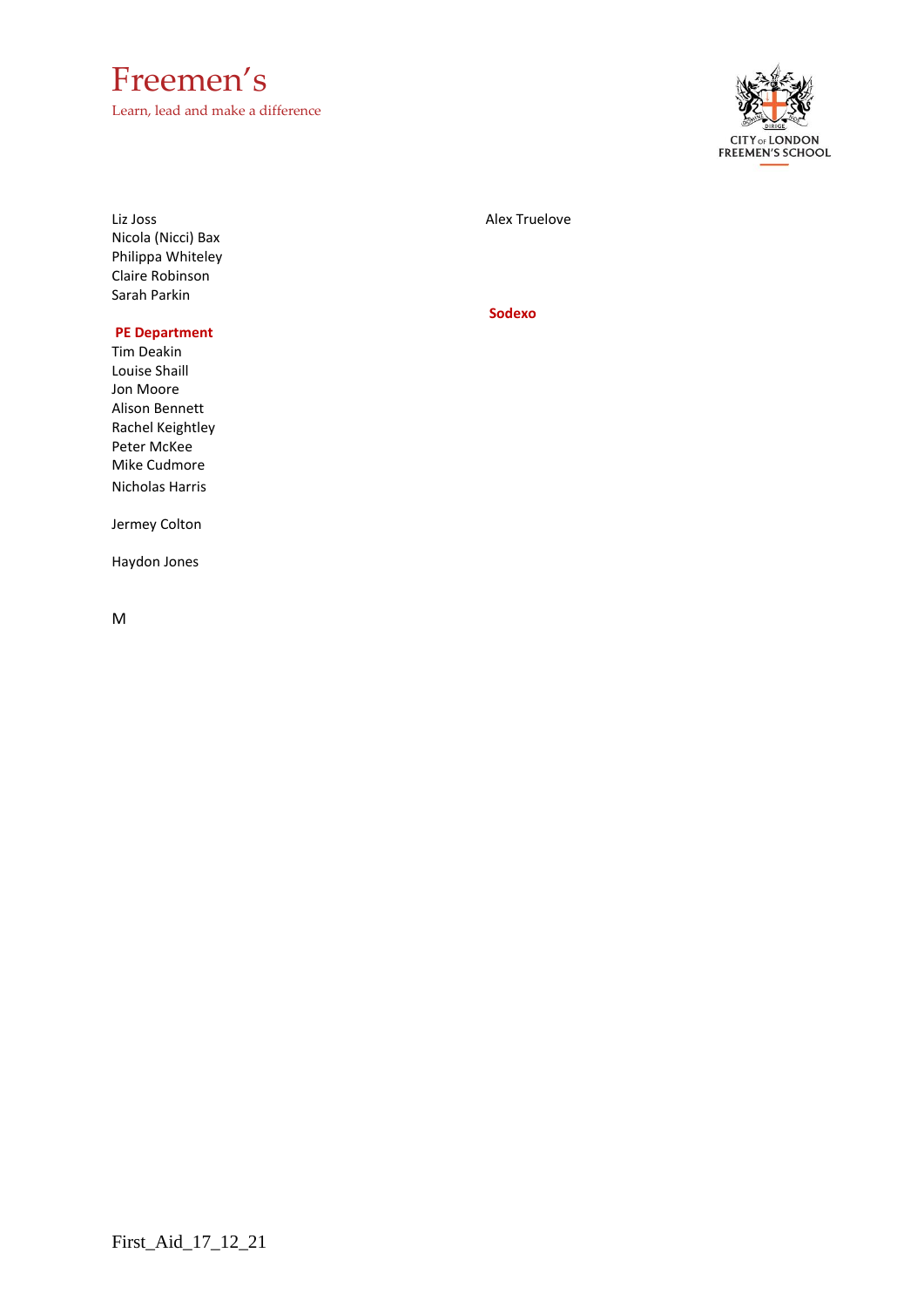Liz Joss
Nicola (Nicci) Bax
Philippa Whiteley
Claire Robinson
Sarah Parkin

**PE Department**

Tim Deakin
Louise Shaill
Jon Moore
Alison Bennett
Rachel Keightley
Peter McKee
Mike Cudmore
Nicholas Harris

Jermey Colton

Haydon Jones

M

Alex Truelove

**Sodexo**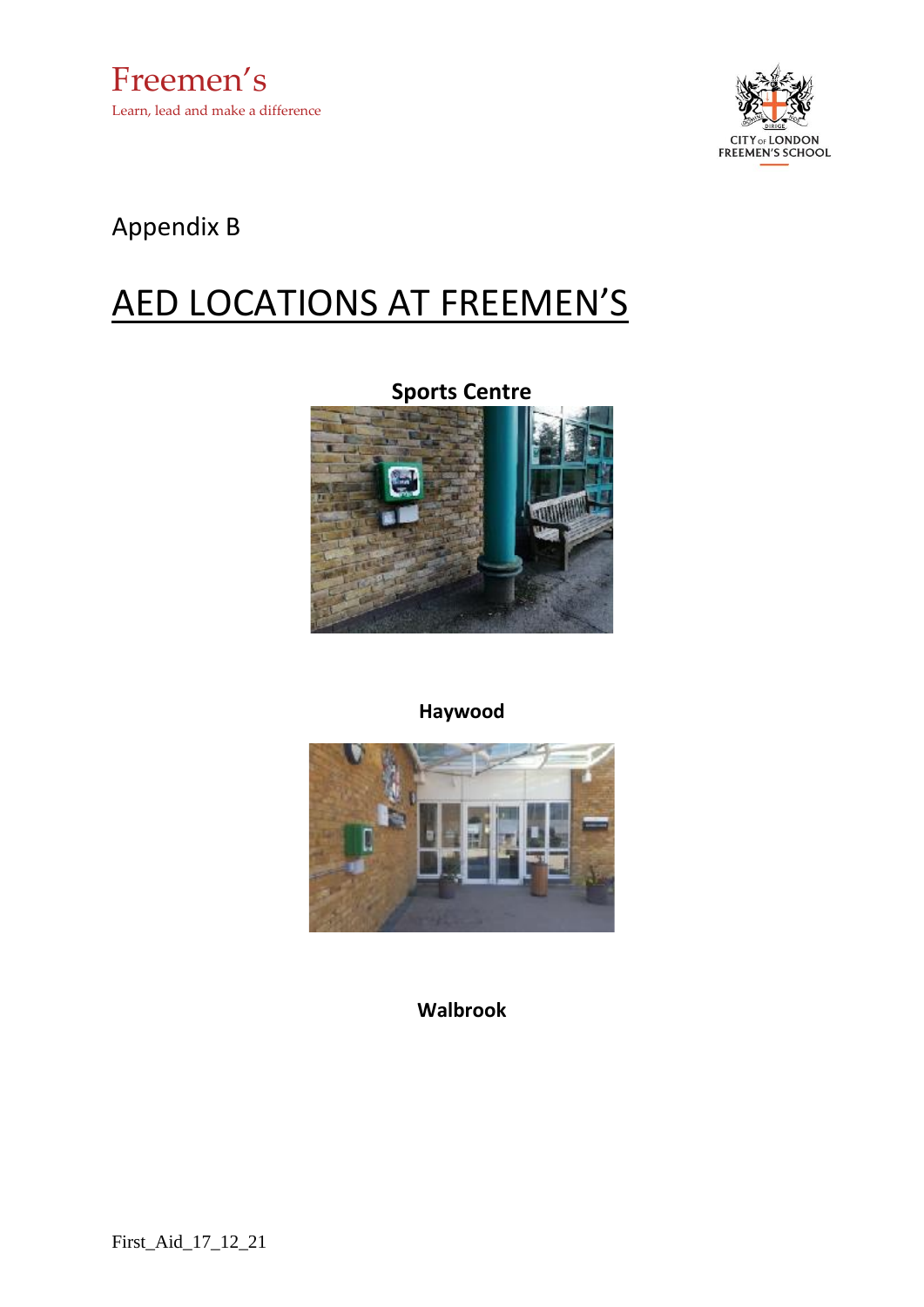Appendix B

# AED LOCATIONS AT FREEMEN'S

**Sports Centre**

**Haywood**

**Walbrook**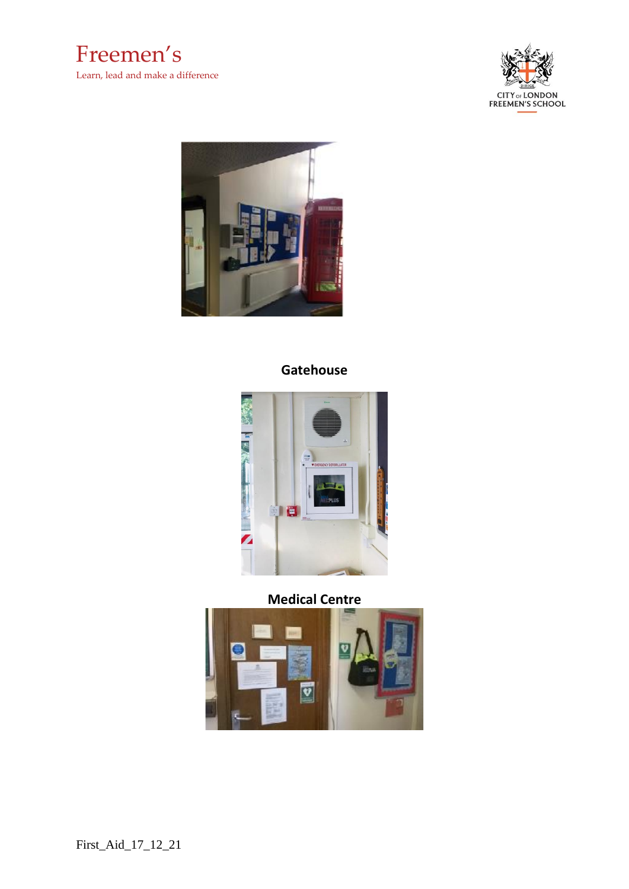**Gatehouse**

**Medical Centre**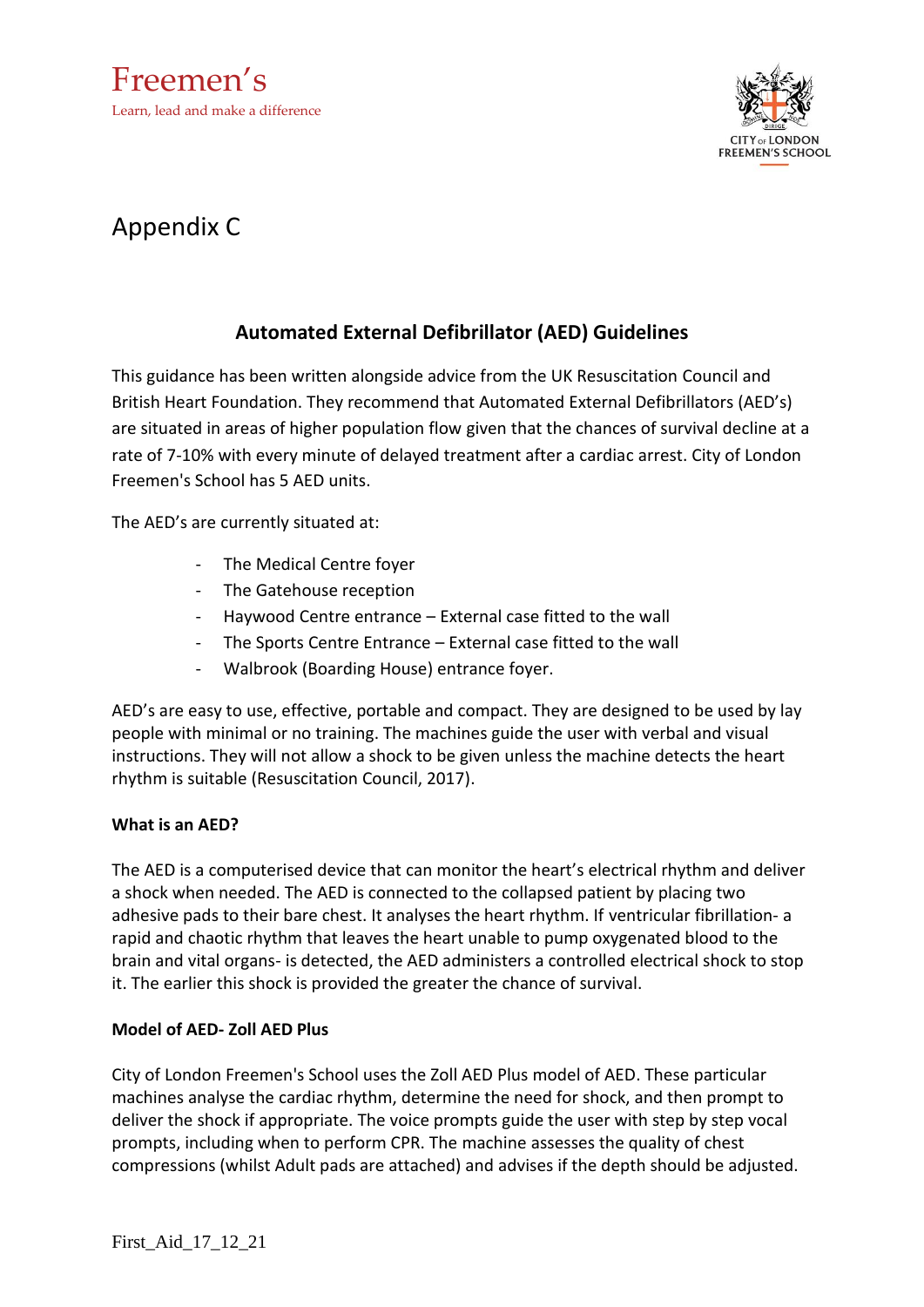Freemen's

Learn, lead and make a difference

CITY OF LONDON FREEMEN'S SCHOOL

# Appendix C

## Automated External Defibrillator (AED) Guidelines

This guidance has been written alongside advice from the UK Resuscitation Council and British Heart Foundation. They recommend that Automated External Defibrillators (AED's) are situated in areas of higher population flow given that the chances of survival decline at a rate of 7-10% with every minute of delayed treatment after a cardiac arrest. City of London Freemen's School has 5 AED units.

The AED's are currently situated at:

- The Medical Centre foyer
- The Gatehouse reception
- Haywood Centre entrance – External case fitted to the wall
- The Sports Centre Entrance – External case fitted to the wall
- Walbrook (Boarding House) entrance foyer.

AED's are easy to use, effective, portable and compact. They are designed to be used by lay people with minimal or no training. The machines guide the user with verbal and visual instructions. They will not allow a shock to be given unless the machine detects the heart rhythm is suitable (Resuscitation Council, 2017).

**What is an AED?**

The AED is a computerised device that can monitor the heart's electrical rhythm and deliver a shock when needed. The AED is connected to the collapsed patient by placing two adhesive pads to their bare chest. It analyses the heart rhythm. If ventricular fibrillation- a rapid and chaotic rhythm that leaves the heart unable to pump oxygenated blood to the brain and vital organs- is detected, the AED administers a controlled electrical shock to stop it. The earlier this shock is provided the greater the chance of survival.

**Model of AED- Zoll AED Plus**

City of London Freemen's School uses the Zoll AED Plus model of AED. These particular machines analyse the cardiac rhythm, determine the need for shock, and then prompt to deliver the shock if appropriate. The voice prompts guide the user with step by step vocal prompts, including when to perform CPR. The machine assesses the quality of chest compressions (whilst Adult pads are attached) and advises if the depth should be adjusted.

First_Aid_17_12_21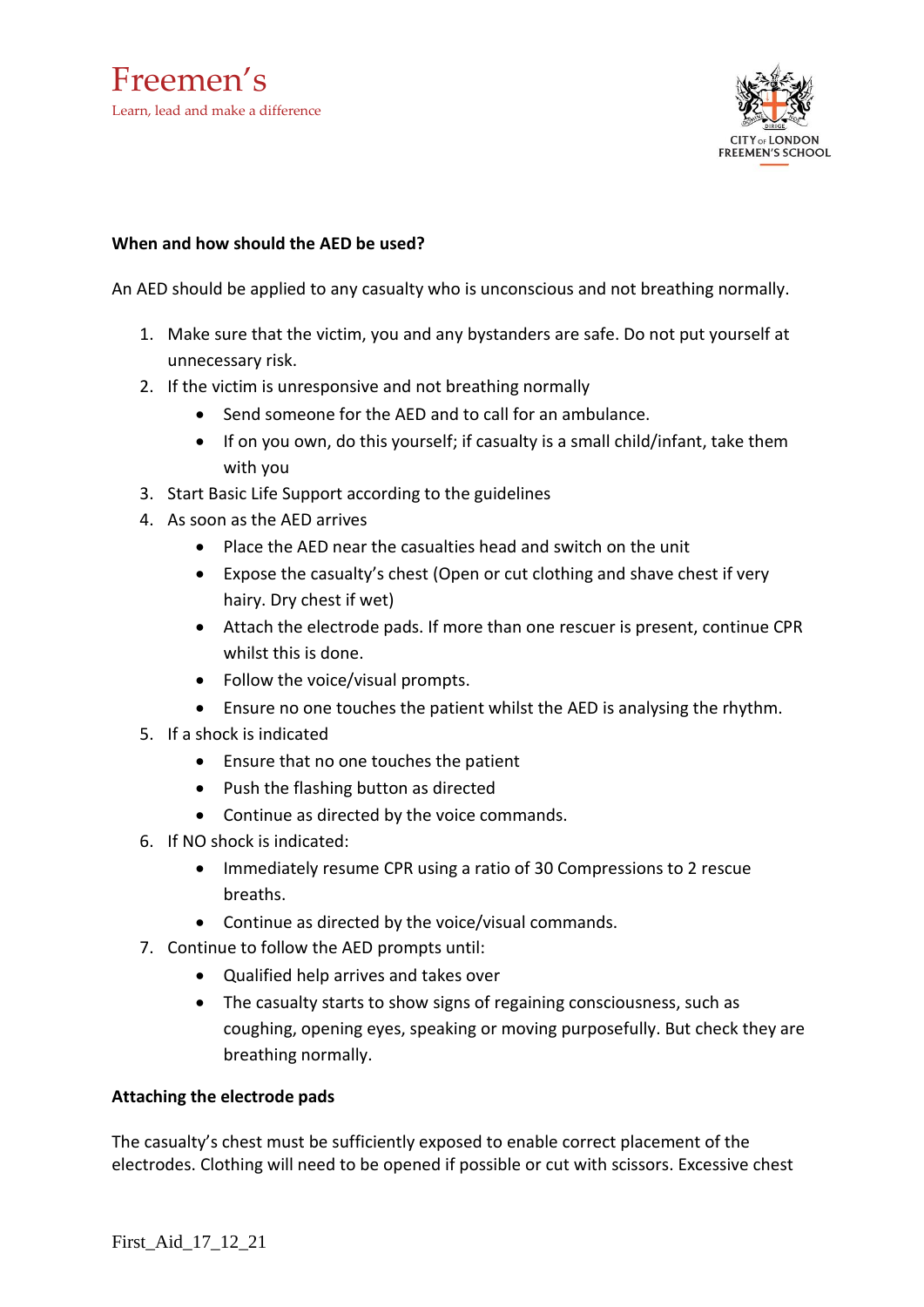**When and how should the AED be used?**

An AED should be applied to any casualty who is unconscious and not breathing normally.

1. Make sure that the victim, you and any bystanders are safe. Do not put yourself at unnecessary risk.
2. If the victim is unresponsive and not breathing normally
   - Send someone for the AED and to call for an ambulance.
   - If on you own, do this yourself; if casualty is a small child/infant, take them with you
3. Start Basic Life Support according to the guidelines
4. As soon as the AED arrives
   - Place the AED near the casualties head and switch on the unit
   - Expose the casualty's chest (Open or cut clothing and shave chest if very hairy. Dry chest if wet)
   - Attach the electrode pads. If more than one rescuer is present, continue CPR whilst this is done.
   - Follow the voice/visual prompts.
   - Ensure no one touches the patient whilst the AED is analysing the rhythm.
5. If a shock is indicated
   - Ensure that no one touches the patient
   - Push the flashing button as directed
   - Continue as directed by the voice commands.
6. If NO shock is indicated:
   - Immediately resume CPR using a ratio of 30 Compressions to 2 rescue breaths.
   - Continue as directed by the voice/visual commands.
7. Continue to follow the AED prompts until:
   - Qualified help arrives and takes over
   - The casualty starts to show signs of regaining consciousness, such as coughing, opening eyes, speaking or moving purposefully. But check they are breathing normally.

**Attaching the electrode pads**

The casualty's chest must be sufficiently exposed to enable correct placement of the electrodes. Clothing will need to be opened if possible or cut with scissors. Excessive chest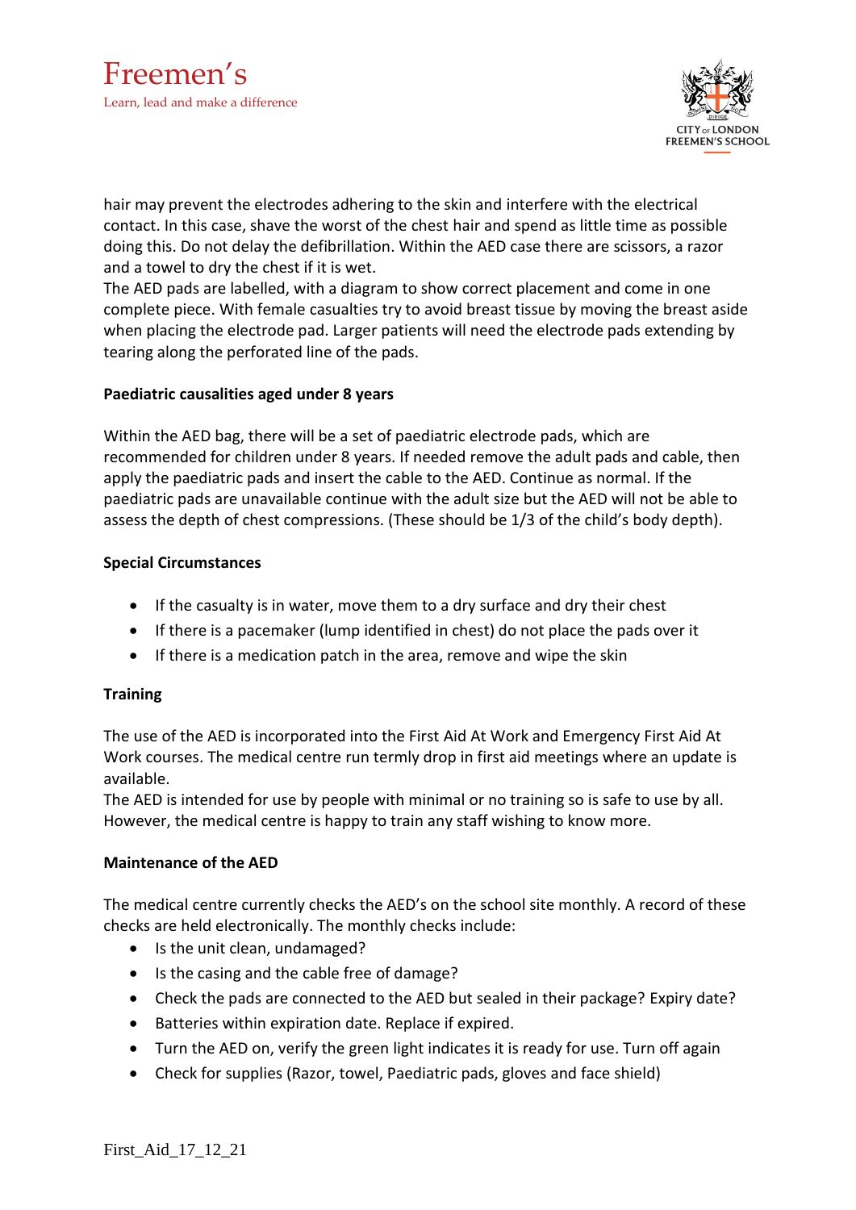hair may prevent the electrodes adhering to the skin and interfere with the electrical contact. In this case, shave the worst of the chest hair and spend as little time as possible doing this. Do not delay the defibrillation. Within the AED case there are scissors, a razor and a towel to dry the chest if it is wet.
The AED pads are labelled, with a diagram to show correct placement and come in one complete piece. With female casualties try to avoid breast tissue by moving the breast aside when placing the electrode pad. Larger patients will need the electrode pads extending by tearing along the perforated line of the pads.

**Paediatric causalities aged under 8 years**

Within the AED bag, there will be a set of paediatric electrode pads, which are recommended for children under 8 years. If needed remove the adult pads and cable, then apply the paediatric pads and insert the cable to the AED. Continue as normal. If the paediatric pads are unavailable continue with the adult size but the AED will not be able to assess the depth of chest compressions. (These should be 1/3 of the child's body depth).

**Special Circumstances**

- If the casualty is in water, move them to a dry surface and dry their chest
- If there is a pacemaker (lump identified in chest) do not place the pads over it
- If there is a medication patch in the area, remove and wipe the skin

**Training**

The use of the AED is incorporated into the First Aid At Work and Emergency First Aid At Work courses. The medical centre run termly drop in first aid meetings where an update is available.
The AED is intended for use by people with minimal or no training so is safe to use by all. However, the medical centre is happy to train any staff wishing to know more.

**Maintenance of the AED**

The medical centre currently checks the AED's on the school site monthly. A record of these checks are held electronically. The monthly checks include:

- Is the unit clean, undamaged?
- Is the casing and the cable free of damage?
- Check the pads are connected to the AED but sealed in their package? Expiry date?
- Batteries within expiration date. Replace if expired.
- Turn the AED on, verify the green light indicates it is ready for use. Turn off again
- Check for supplies (Razor, towel, Paediatric pads, gloves and face shield)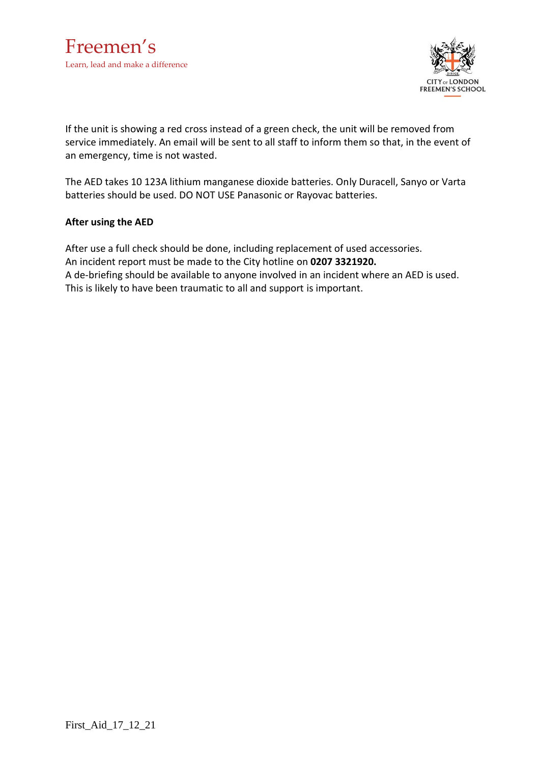If the unit is showing a red cross instead of a green check, the unit will be removed from service immediately. An email will be sent to all staff to inform them so that, in the event of an emergency, time is not wasted.

The AED takes 10 123A lithium manganese dioxide batteries. Only Duracell, Sanyo or Varta batteries should be used. DO NOT USE Panasonic or Rayovac batteries.

**After using the AED**

After use a full check should be done, including replacement of used accessories.
An incident report must be made to the City hotline on **0207 3321920.**
A de-briefing should be available to anyone involved in an incident where an AED is used. This is likely to have been traumatic to all and support is important.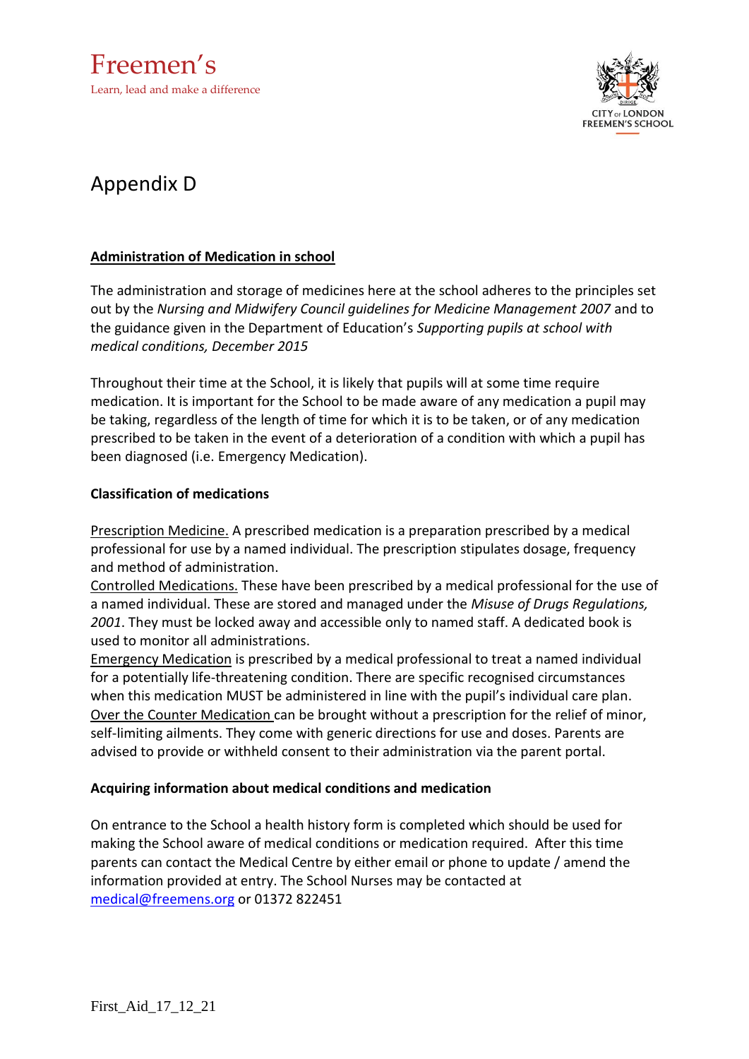# Appendix D

**Administration of Medication in school**

The administration and storage of medicines here at the school adheres to the principles set out by the *Nursing and Midwifery Council guidelines for Medicine Management 2007* and to the guidance given in the Department of Education's *Supporting pupils at school with medical conditions, December 2015*

Throughout their time at the School, it is likely that pupils will at some time require medication. It is important for the School to be made aware of any medication a pupil may be taking, regardless of the length of time for which it is to be taken, or of any medication prescribed to be taken in the event of a deterioration of a condition with which a pupil has been diagnosed (i.e. Emergency Medication).

**Classification of medications**

Prescription Medicine. A prescribed medication is a preparation prescribed by a medical professional for use by a named individual. The prescription stipulates dosage, frequency and method of administration.

Controlled Medications. These have been prescribed by a medical professional for the use of a named individual. These are stored and managed under the *Misuse of Drugs Regulations, 2001*. They must be locked away and accessible only to named staff. A dedicated book is used to monitor all administrations.

Emergency Medication is prescribed by a medical professional to treat a named individual for a potentially life-threatening condition. There are specific recognised circumstances when this medication MUST be administered in line with the pupil's individual care plan.

Over the Counter Medication can be brought without a prescription for the relief of minor, self-limiting ailments. They come with generic directions for use and doses. Parents are advised to provide or withheld consent to their administration via the parent portal.

**Acquiring information about medical conditions and medication**

On entrance to the School a health history form is completed which should be used for making the School aware of medical conditions or medication required. After this time parents can contact the Medical Centre by either email or phone to update / amend the information provided at entry. The School Nurses may be contacted at medical@freemens.org or 01372 822451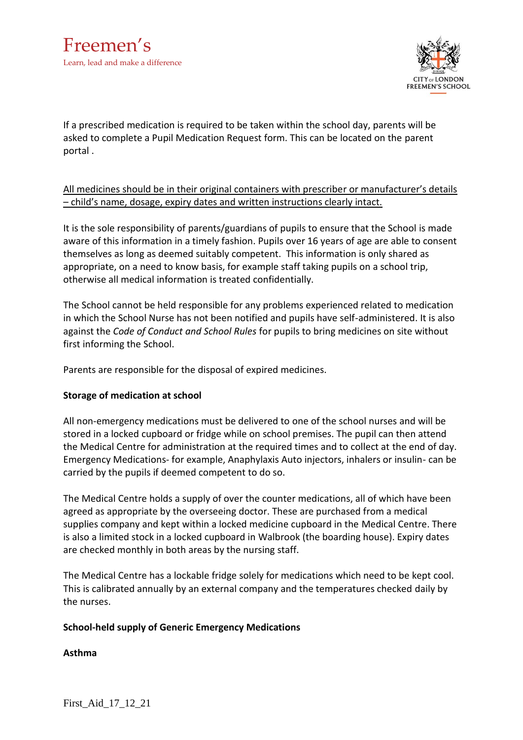If a prescribed medication is required to be taken within the school day, parents will be asked to complete a Pupil Medication Request form. This can be located on the parent portal .

<u>All medicines should be in their original containers with prescriber or manufacturer's details – child's name, dosage, expiry dates and written instructions clearly intact.</u>

It is the sole responsibility of parents/guardians of pupils to ensure that the School is made aware of this information in a timely fashion. Pupils over 16 years of age are able to consent themselves as long as deemed suitably competent. This information is only shared as appropriate, on a need to know basis, for example staff taking pupils on a school trip, otherwise all medical information is treated confidentially.

The School cannot be held responsible for any problems experienced related to medication in which the School Nurse has not been notified and pupils have self-administered. It is also against the *Code of Conduct and School Rules* for pupils to bring medicines on site without first informing the School.

Parents are responsible for the disposal of expired medicines.

**Storage of medication at school**

All non-emergency medications must be delivered to one of the school nurses and will be stored in a locked cupboard or fridge while on school premises. The pupil can then attend the Medical Centre for administration at the required times and to collect at the end of day. Emergency Medications- for example, Anaphylaxis Auto injectors, inhalers or insulin- can be carried by the pupils if deemed competent to do so.

The Medical Centre holds a supply of over the counter medications, all of which have been agreed as appropriate by the overseeing doctor. These are purchased from a medical supplies company and kept within a locked medicine cupboard in the Medical Centre. There is also a limited stock in a locked cupboard in Walbrook (the boarding house). Expiry dates are checked monthly in both areas by the nursing staff.

The Medical Centre has a lockable fridge solely for medications which need to be kept cool. This is calibrated annually by an external company and the temperatures checked daily by the nurses.

**School-held supply of Generic Emergency Medications**

**Asthma**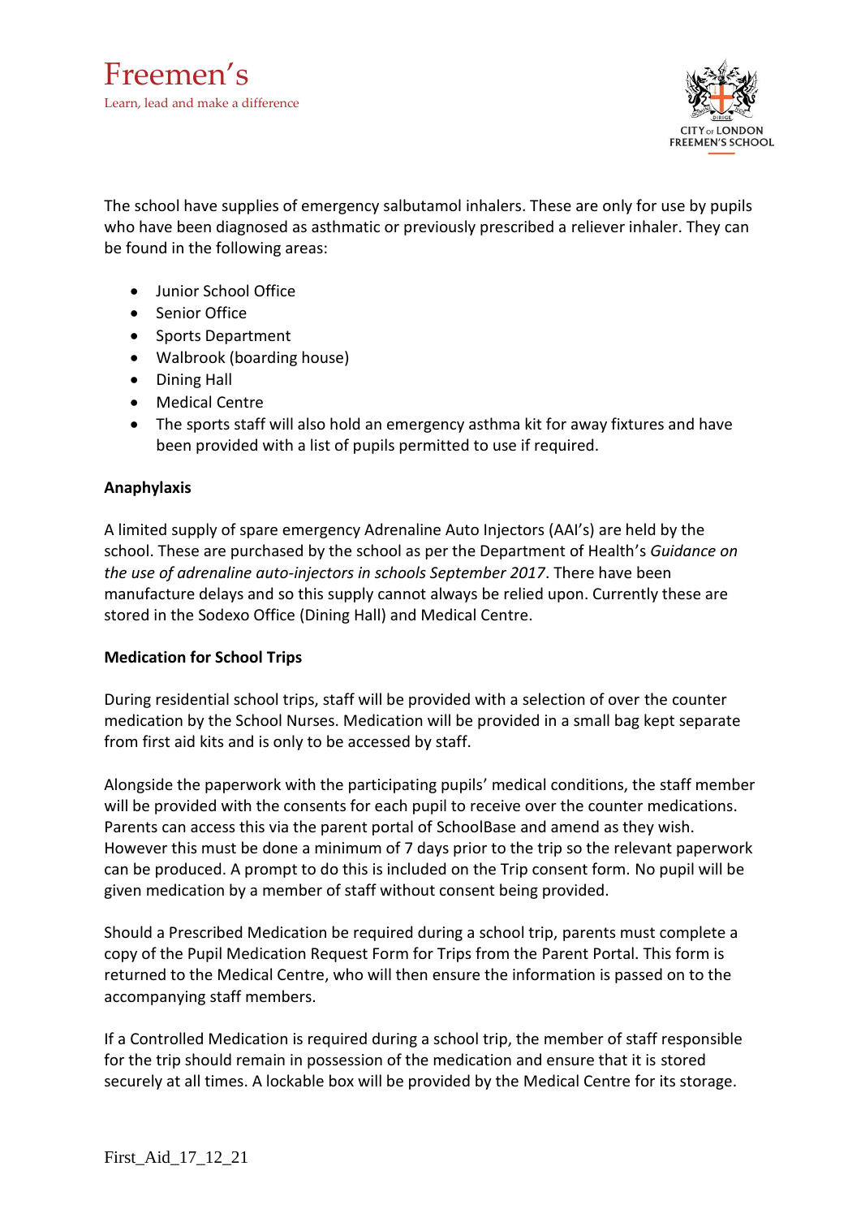The school have supplies of emergency salbutamol inhalers. These are only for use by pupils who have been diagnosed as asthmatic or previously prescribed a reliever inhaler. They can be found in the following areas:

- Junior School Office
- Senior Office
- Sports Department
- Walbrook (boarding house)
- Dining Hall
- Medical Centre
- The sports staff will also hold an emergency asthma kit for away fixtures and have been provided with a list of pupils permitted to use if required.

**Anaphylaxis**

A limited supply of spare emergency Adrenaline Auto Injectors (AAI's) are held by the school. These are purchased by the school as per the Department of Health's *Guidance on the use of adrenaline auto-injectors in schools September 2017*. There have been manufacture delays and so this supply cannot always be relied upon. Currently these are stored in the Sodexo Office (Dining Hall) and Medical Centre.

**Medication for School Trips**

During residential school trips, staff will be provided with a selection of over the counter medication by the School Nurses. Medication will be provided in a small bag kept separate from first aid kits and is only to be accessed by staff.

Alongside the paperwork with the participating pupils' medical conditions, the staff member will be provided with the consents for each pupil to receive over the counter medications. Parents can access this via the parent portal of SchoolBase and amend as they wish. However this must be done a minimum of 7 days prior to the trip so the relevant paperwork can be produced. A prompt to do this is included on the Trip consent form. No pupil will be given medication by a member of staff without consent being provided.

Should a Prescribed Medication be required during a school trip, parents must complete a copy of the Pupil Medication Request Form for Trips from the Parent Portal. This form is returned to the Medical Centre, who will then ensure the information is passed on to the accompanying staff members.

If a Controlled Medication is required during a school trip, the member of staff responsible for the trip should remain in possession of the medication and ensure that it is stored securely at all times. A lockable box will be provided by the Medical Centre for its storage.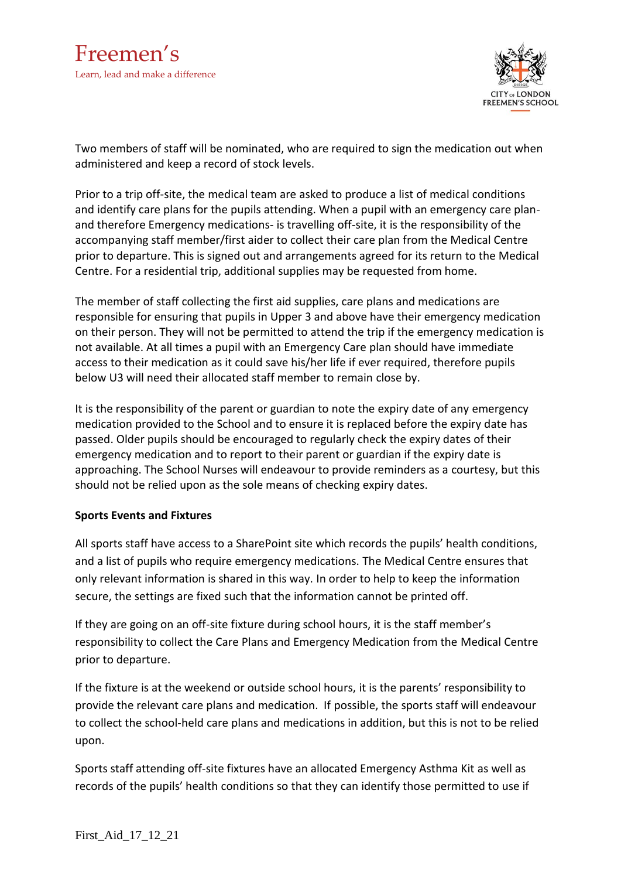Two members of staff will be nominated, who are required to sign the medication out when administered and keep a record of stock levels.

Prior to a trip off-site, the medical team are asked to produce a list of medical conditions and identify care plans for the pupils attending. When a pupil with an emergency care plan- and therefore Emergency medications- is travelling off-site, it is the responsibility of the accompanying staff member/first aider to collect their care plan from the Medical Centre prior to departure. This is signed out and arrangements agreed for its return to the Medical Centre. For a residential trip, additional supplies may be requested from home.

The member of staff collecting the first aid supplies, care plans and medications are responsible for ensuring that pupils in Upper 3 and above have their emergency medication on their person. They will not be permitted to attend the trip if the emergency medication is not available. At all times a pupil with an Emergency Care plan should have immediate access to their medication as it could save his/her life if ever required, therefore pupils below U3 will need their allocated staff member to remain close by.

It is the responsibility of the parent or guardian to note the expiry date of any emergency medication provided to the School and to ensure it is replaced before the expiry date has passed. Older pupils should be encouraged to regularly check the expiry dates of their emergency medication and to report to their parent or guardian if the expiry date is approaching. The School Nurses will endeavour to provide reminders as a courtesy, but this should not be relied upon as the sole means of checking expiry dates.

**Sports Events and Fixtures**

All sports staff have access to a SharePoint site which records the pupils' health conditions, and a list of pupils who require emergency medications. The Medical Centre ensures that only relevant information is shared in this way. In order to help to keep the information secure, the settings are fixed such that the information cannot be printed off.

If they are going on an off-site fixture during school hours, it is the staff member's responsibility to collect the Care Plans and Emergency Medication from the Medical Centre prior to departure.

If the fixture is at the weekend or outside school hours, it is the parents' responsibility to provide the relevant care plans and medication. If possible, the sports staff will endeavour to collect the school-held care plans and medications in addition, but this is not to be relied upon.

Sports staff attending off-site fixtures have an allocated Emergency Asthma Kit as well as records of the pupils' health conditions so that they can identify those permitted to use if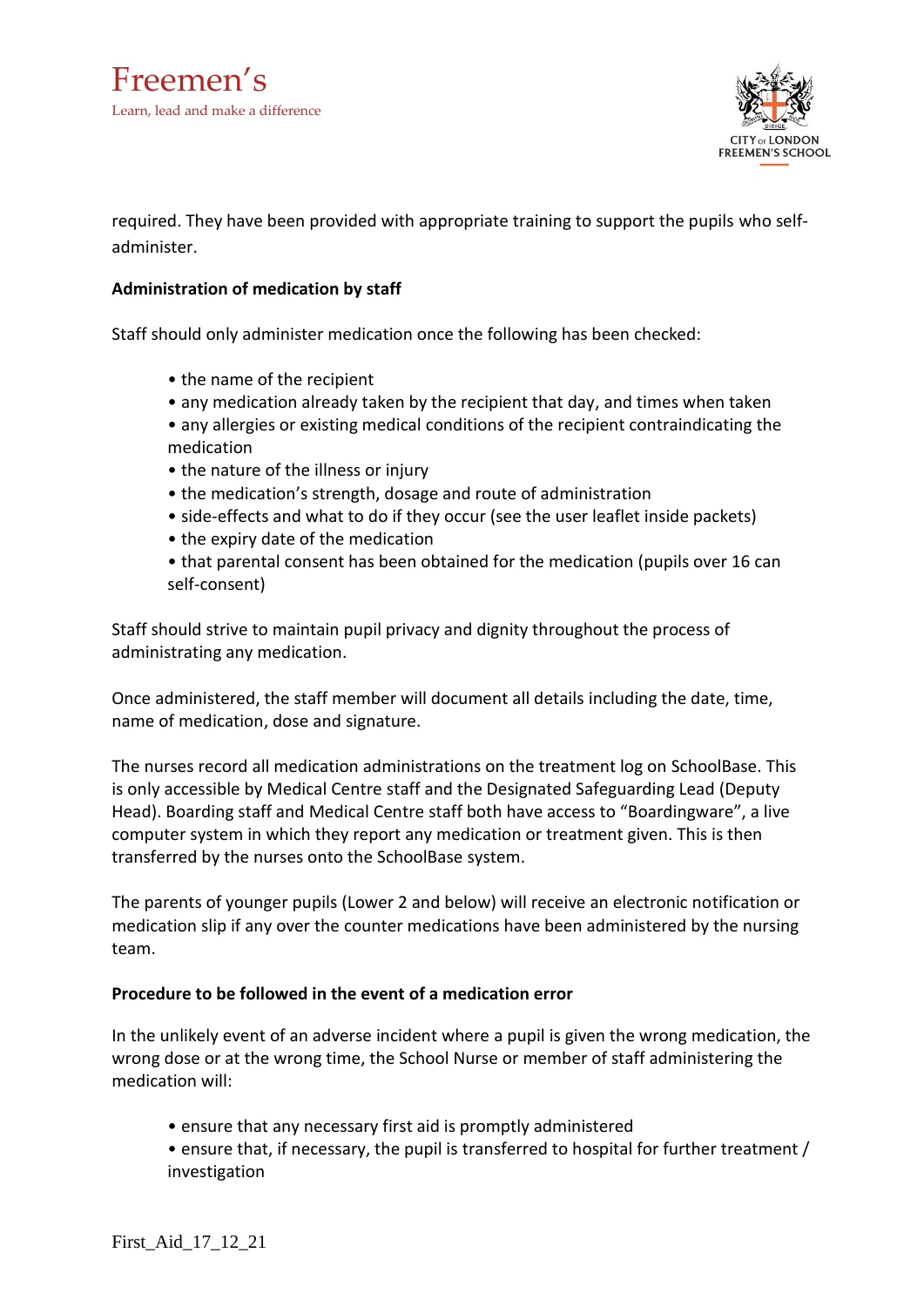required. They have been provided with appropriate training to support the pupils who self-administer.

**Administration of medication by staff**

Staff should only administer medication once the following has been checked:

- the name of the recipient
- any medication already taken by the recipient that day, and times when taken
- any allergies or existing medical conditions of the recipient contraindicating the medication
- the nature of the illness or injury
- the medication's strength, dosage and route of administration
- side-effects and what to do if they occur (see the user leaflet inside packets)
- the expiry date of the medication
- that parental consent has been obtained for the medication (pupils over 16 can self-consent)

Staff should strive to maintain pupil privacy and dignity throughout the process of administrating any medication.

Once administered, the staff member will document all details including the date, time, name of medication, dose and signature.

The nurses record all medication administrations on the treatment log on SchoolBase. This is only accessible by Medical Centre staff and the Designated Safeguarding Lead (Deputy Head). Boarding staff and Medical Centre staff both have access to "Boardingware", a live computer system in which they report any medication or treatment given. This is then transferred by the nurses onto the SchoolBase system.

The parents of younger pupils (Lower 2 and below) will receive an electronic notification or medication slip if any over the counter medications have been administered by the nursing team.

**Procedure to be followed in the event of a medication error**

In the unlikely event of an adverse incident where a pupil is given the wrong medication, the wrong dose or at the wrong time, the School Nurse or member of staff administering the medication will:

- ensure that any necessary first aid is promptly administered
- ensure that, if necessary, the pupil is transferred to hospital for further treatment / investigation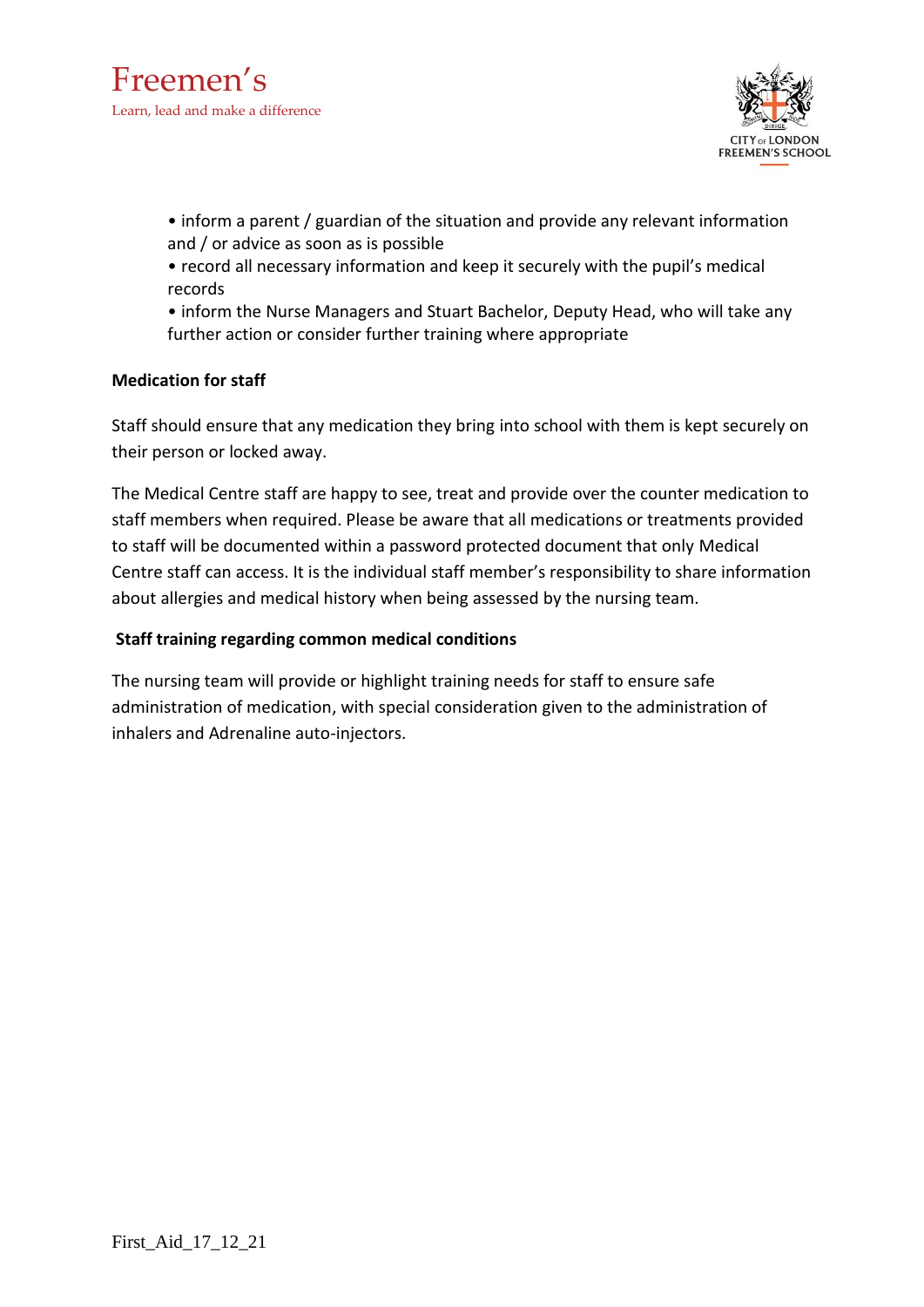- inform a parent / guardian of the situation and provide any relevant information and / or advice as soon as is possible
- record all necessary information and keep it securely with the pupil's medical records
- inform the Nurse Managers and Stuart Bachelor, Deputy Head, who will take any further action or consider further training where appropriate

**Medication for staff**

Staff should ensure that any medication they bring into school with them is kept securely on their person or locked away.

The Medical Centre staff are happy to see, treat and provide over the counter medication to staff members when required. Please be aware that all medications or treatments provided to staff will be documented within a password protected document that only Medical Centre staff can access. It is the individual staff member's responsibility to share information about allergies and medical history when being assessed by the nursing team.

**Staff training regarding common medical conditions**

The nursing team will provide or highlight training needs for staff to ensure safe administration of medication, with special consideration given to the administration of inhalers and Adrenaline auto-injectors.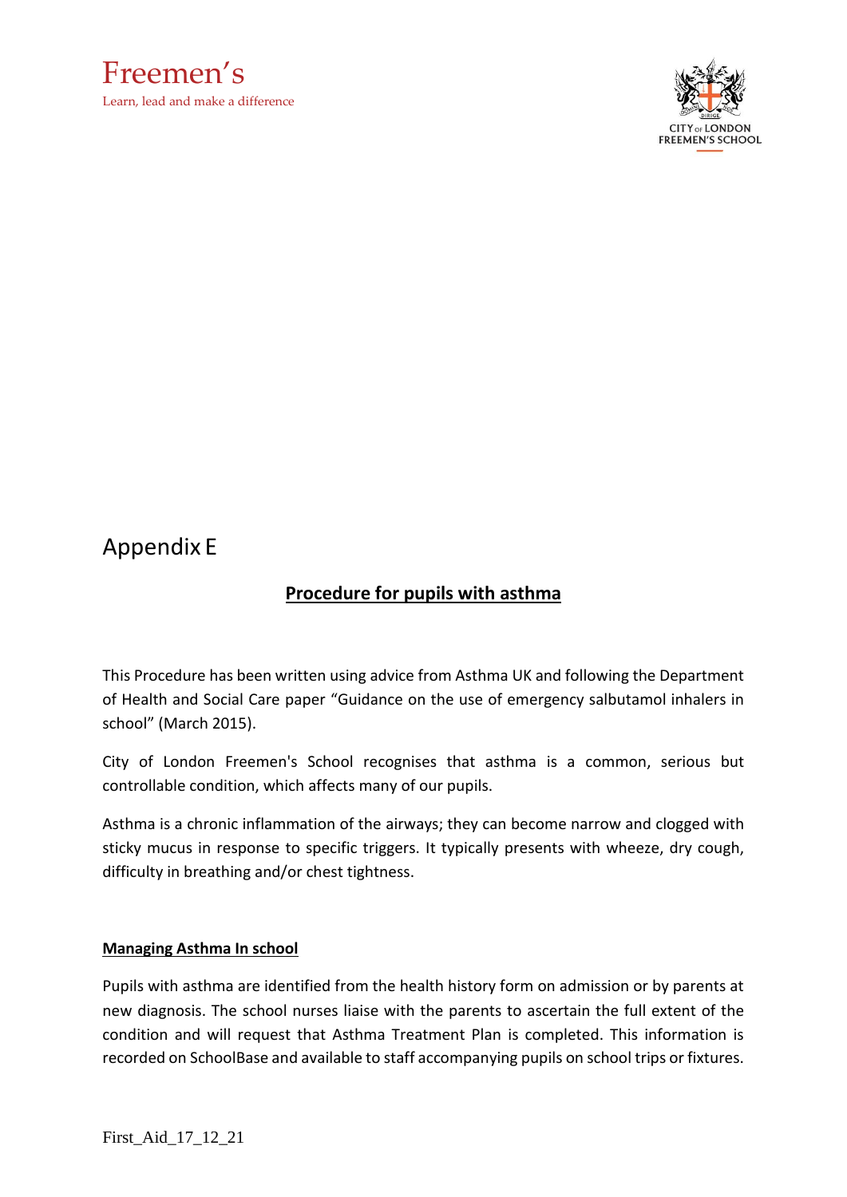# Appendix E

## Procedure for pupils with asthma

This Procedure has been written using advice from Asthma UK and following the Department of Health and Social Care paper "Guidance on the use of emergency salbutamol inhalers in school" (March 2015).

City of London Freemen's School recognises that asthma is a common, serious but controllable condition, which affects many of our pupils.

Asthma is a chronic inflammation of the airways; they can become narrow and clogged with sticky mucus in response to specific triggers. It typically presents with wheeze, dry cough, difficulty in breathing and/or chest tightness.

### Managing Asthma In school

Pupils with asthma are identified from the health history form on admission or by parents at new diagnosis. The school nurses liaise with the parents to ascertain the full extent of the condition and will request that Asthma Treatment Plan is completed. This information is recorded on SchoolBase and available to staff accompanying pupils on school trips or fixtures.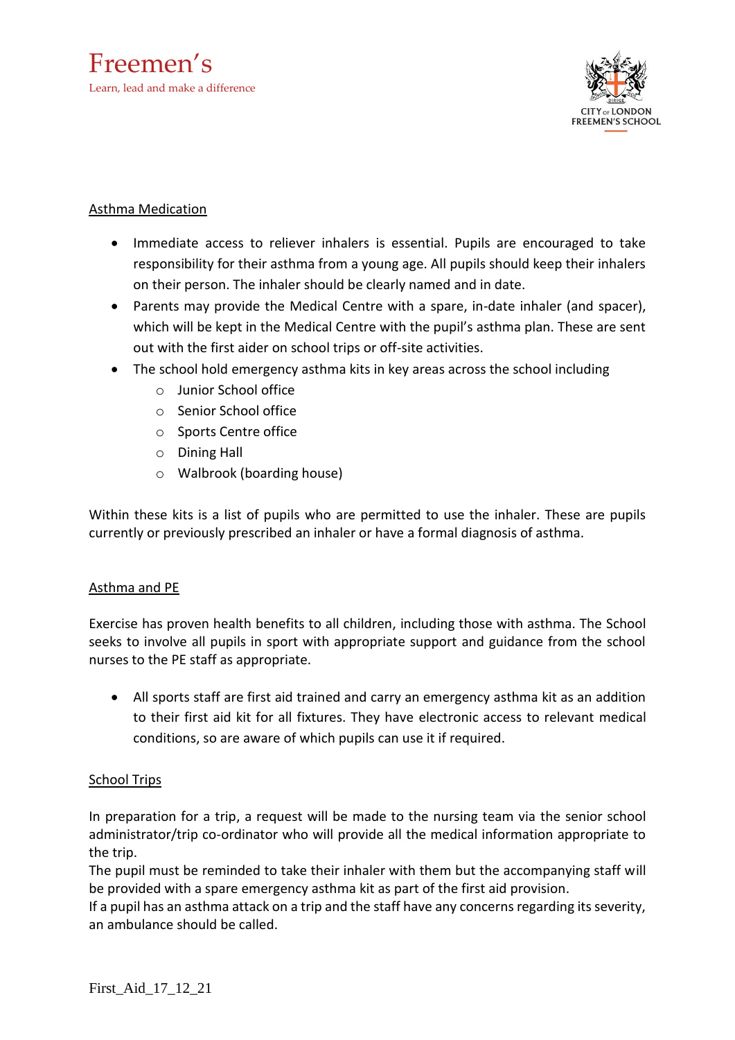## Asthma Medication

- Immediate access to reliever inhalers is essential. Pupils are encouraged to take responsibility for their asthma from a young age. All pupils should keep their inhalers on their person. The inhaler should be clearly named and in date.
- Parents may provide the Medical Centre with a spare, in-date inhaler (and spacer), which will be kept in the Medical Centre with the pupil's asthma plan. These are sent out with the first aider on school trips or off-site activities.
- The school hold emergency asthma kits in key areas across the school including
  - Junior School office
  - Senior School office
  - Sports Centre office
  - Dining Hall
  - Walbrook (boarding house)

Within these kits is a list of pupils who are permitted to use the inhaler. These are pupils currently or previously prescribed an inhaler or have a formal diagnosis of asthma.

## Asthma and PE

Exercise has proven health benefits to all children, including those with asthma. The School seeks to involve all pupils in sport with appropriate support and guidance from the school nurses to the PE staff as appropriate.

- All sports staff are first aid trained and carry an emergency asthma kit as an addition to their first aid kit for all fixtures. They have electronic access to relevant medical conditions, so are aware of which pupils can use it if required.

## School Trips

In preparation for a trip, a request will be made to the nursing team via the senior school administrator/trip co-ordinator who will provide all the medical information appropriate to the trip.

The pupil must be reminded to take their inhaler with them but the accompanying staff will be provided with a spare emergency asthma kit as part of the first aid provision.

If a pupil has an asthma attack on a trip and the staff have any concerns regarding its severity, an ambulance should be called.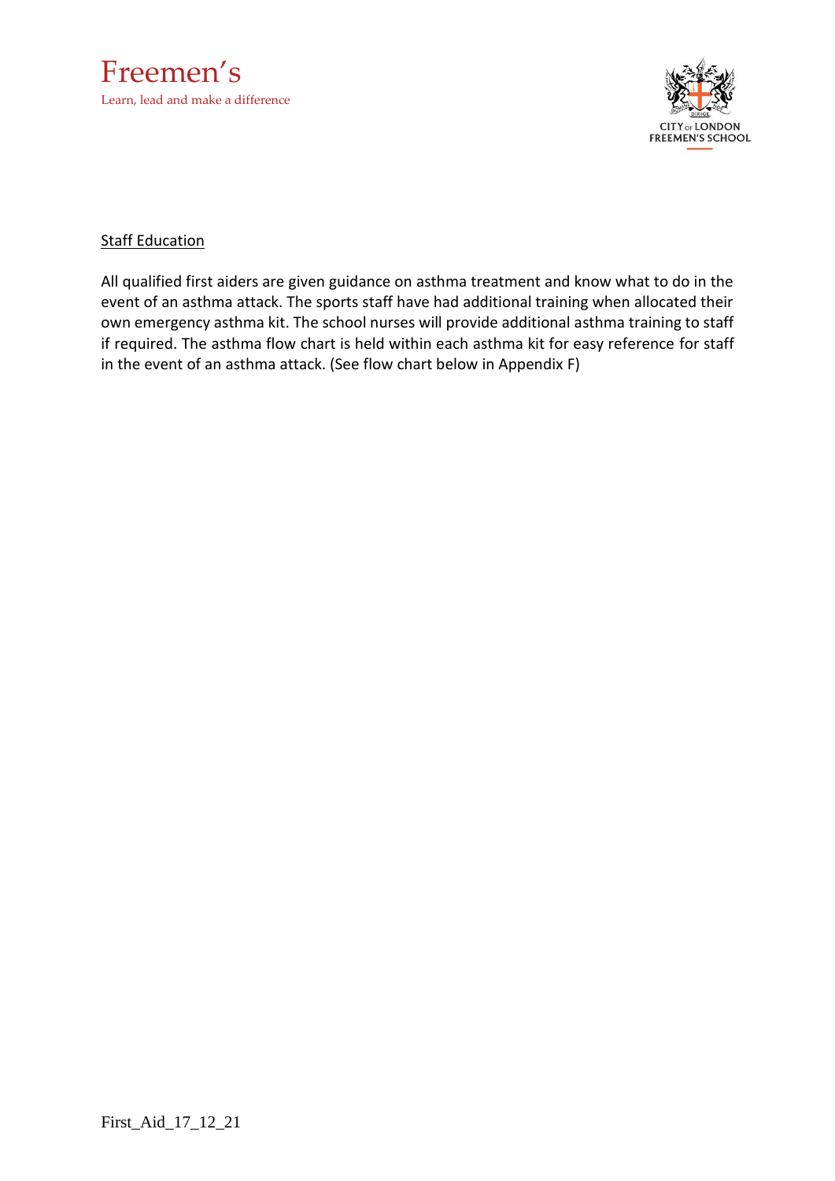## Staff Education

All qualified first aiders are given guidance on asthma treatment and know what to do in the event of an asthma attack. The sports staff have had additional training when allocated their own emergency asthma kit. The school nurses will provide additional asthma training to staff if required. The asthma flow chart is held within each asthma kit for easy reference for staff in the event of an asthma attack. (See flow chart below in Appendix F)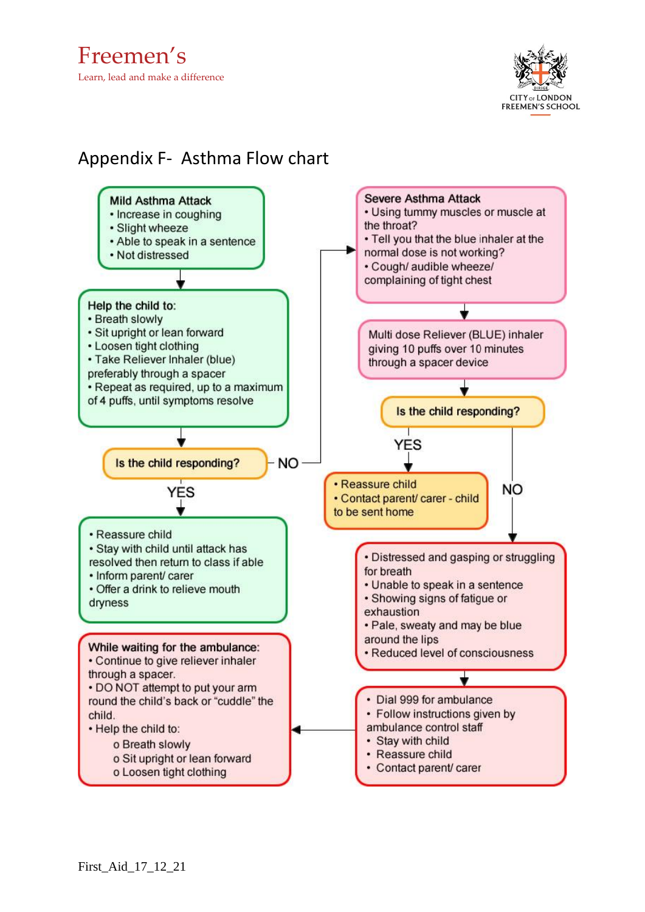Freemen's
Learn, lead and make a difference

CITY OF LONDON FREEMEN'S SCHOOL

## Appendix F- Asthma Flow chart

**Mild Asthma Attack**
- Increase in coughing
- Slight wheeze
- Able to speak in a sentence
- Not distressed

↓

**Help the child to:**
- Breath slowly
- Sit upright or lean forward
- Loosen tight clothing
- Take Reliever Inhaler (blue) preferably through a spacer
- Repeat as required, up to a maximum of 4 puffs, until symptoms resolve

↓

**Is the child responding?**

YES ↓

- Reassure child
- Stay with child until attack has resolved then return to class if able
- Inform parent/ carer
- Offer a drink to relieve mouth dryness

NO →

**Severe Asthma Attack**
- Using tummy muscles or muscle at the throat?
- Tell you that the blue inhaler at the normal dose is not working?
- Cough/ audible wheeze/ complaining of tight chest

↓

Multi dose Reliever (BLUE) inhaler giving 10 puffs over 10 minutes through a spacer device

↓

**Is the child responding?**

YES ↓

- Reassure child
- Contact parent/ carer - child to be sent home

NO ↓

- Distressed and gasping or struggling for breath
- Unable to speak in a sentence
- Showing signs of fatigue or exhaustion
- Pale, sweaty and may be blue around the lips
- Reduced level of consciousness

↓

- Dial 999 for ambulance
- Follow instructions given by ambulance control staff
- Stay with child
- Reassure child
- Contact parent/ carer

←

**While waiting for the ambulance:**
- Continue to give reliever inhaler through a spacer.
- DO NOT attempt to put your arm round the child's back or "cuddle" the child.
- Help the child to:
  - Breath slowly
  - Sit upright or lean forward
  - Loosen tight clothing

First_Aid_17_12_21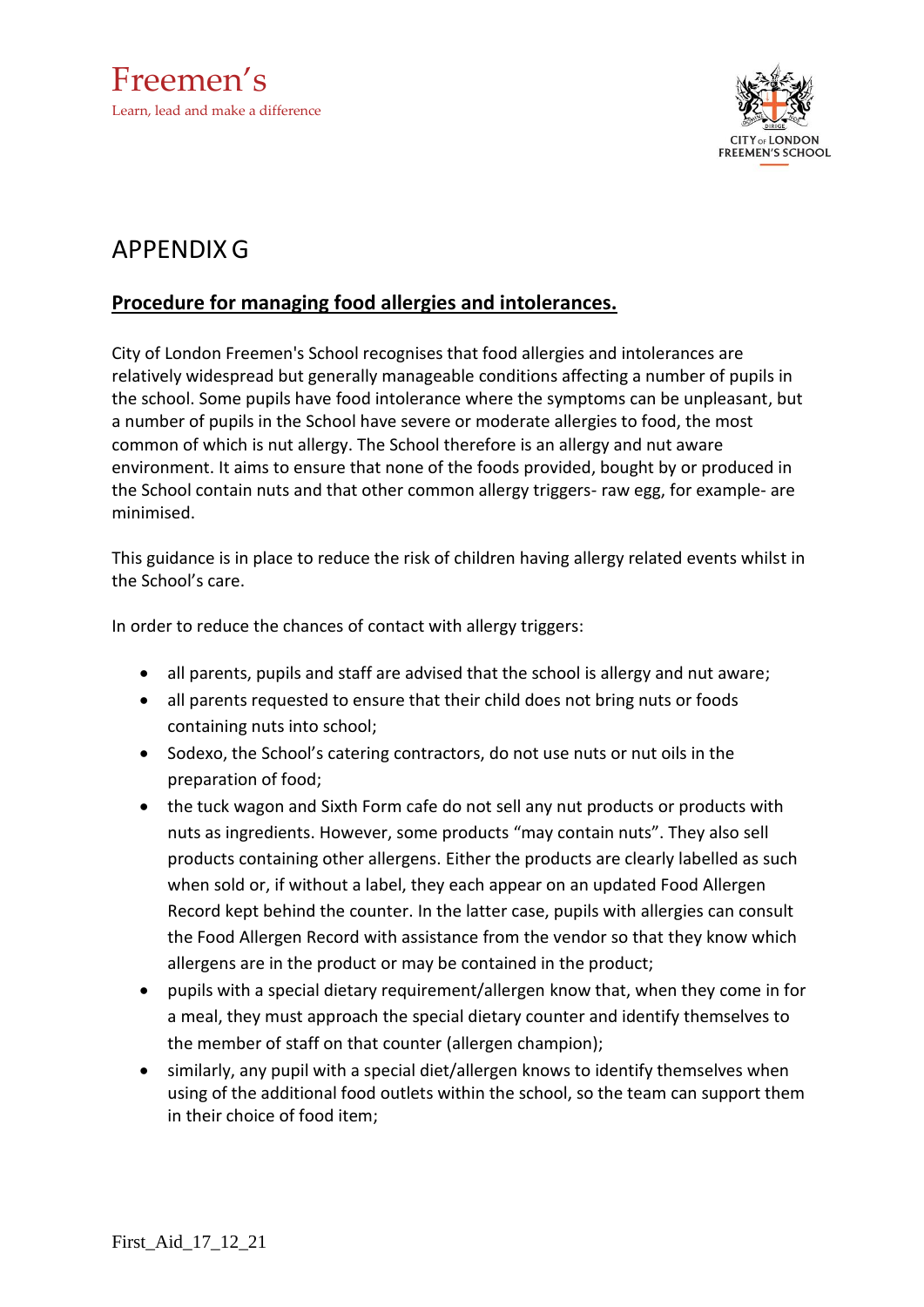# APPENDIX G

## Procedure for managing food allergies and intolerances.

City of London Freemen's School recognises that food allergies and intolerances are relatively widespread but generally manageable conditions affecting a number of pupils in the school. Some pupils have food intolerance where the symptoms can be unpleasant, but a number of pupils in the School have severe or moderate allergies to food, the most common of which is nut allergy. The School therefore is an allergy and nut aware environment. It aims to ensure that none of the foods provided, bought by or produced in the School contain nuts and that other common allergy triggers- raw egg, for example- are minimised.

This guidance is in place to reduce the risk of children having allergy related events whilst in the School's care.

In order to reduce the chances of contact with allergy triggers:

- all parents, pupils and staff are advised that the school is allergy and nut aware;
- all parents requested to ensure that their child does not bring nuts or foods containing nuts into school;
- Sodexo, the School's catering contractors, do not use nuts or nut oils in the preparation of food;
- the tuck wagon and Sixth Form cafe do not sell any nut products or products with nuts as ingredients. However, some products "may contain nuts". They also sell products containing other allergens. Either the products are clearly labelled as such when sold or, if without a label, they each appear on an updated Food Allergen Record kept behind the counter. In the latter case, pupils with allergies can consult the Food Allergen Record with assistance from the vendor so that they know which allergens are in the product or may be contained in the product;
- pupils with a special dietary requirement/allergen know that, when they come in for a meal, they must approach the special dietary counter and identify themselves to the member of staff on that counter (allergen champion);
- similarly, any pupil with a special diet/allergen knows to identify themselves when using of the additional food outlets within the school, so the team can support them in their choice of food item;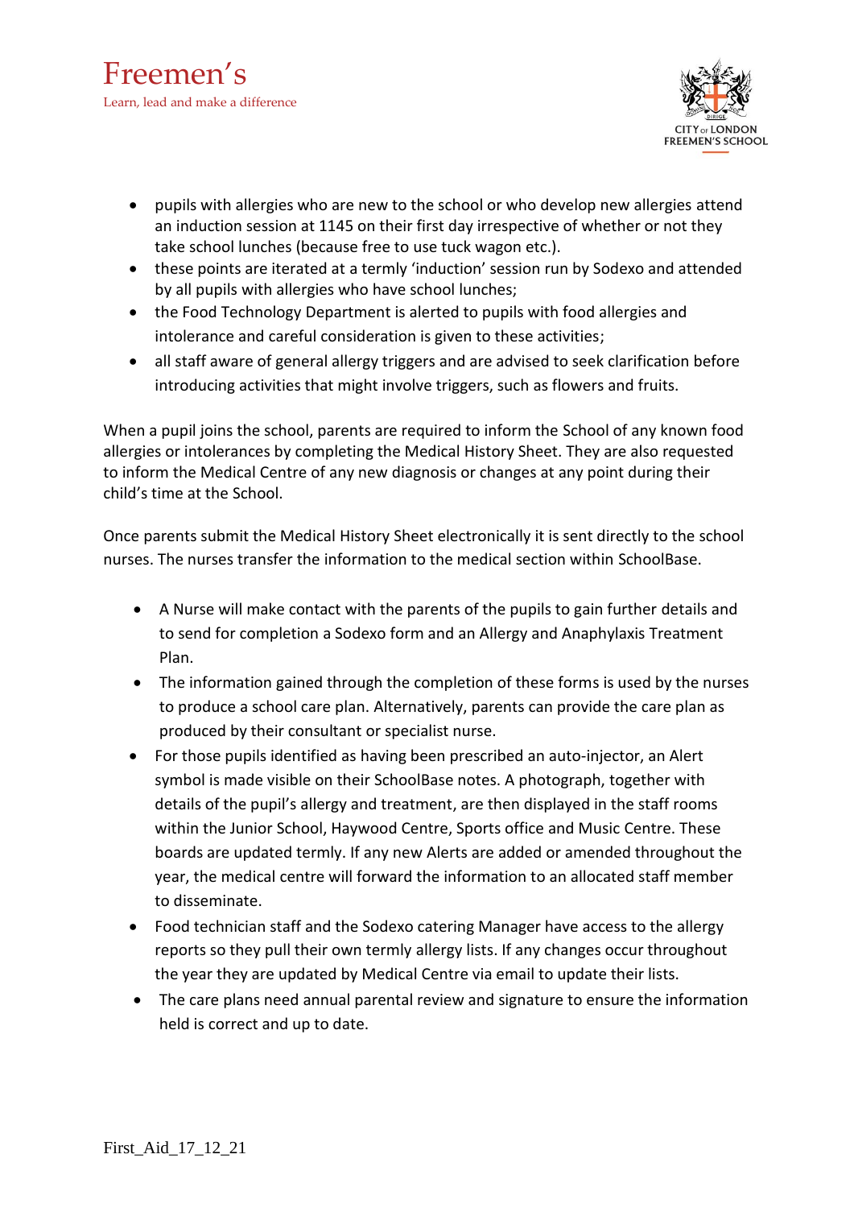- pupils with allergies who are new to the school or who develop new allergies attend an induction session at 1145 on their first day irrespective of whether or not they take school lunches (because free to use tuck wagon etc.).
- these points are iterated at a termly 'induction' session run by Sodexo and attended by all pupils with allergies who have school lunches;
- the Food Technology Department is alerted to pupils with food allergies and intolerance and careful consideration is given to these activities;
- all staff aware of general allergy triggers and are advised to seek clarification before introducing activities that might involve triggers, such as flowers and fruits.

When a pupil joins the school, parents are required to inform the School of any known food allergies or intolerances by completing the Medical History Sheet. They are also requested to inform the Medical Centre of any new diagnosis or changes at any point during their child's time at the School.

Once parents submit the Medical History Sheet electronically it is sent directly to the school nurses. The nurses transfer the information to the medical section within SchoolBase.

- A Nurse will make contact with the parents of the pupils to gain further details and to send for completion a Sodexo form and an Allergy and Anaphylaxis Treatment Plan.
- The information gained through the completion of these forms is used by the nurses to produce a school care plan. Alternatively, parents can provide the care plan as produced by their consultant or specialist nurse.
- For those pupils identified as having been prescribed an auto-injector, an Alert symbol is made visible on their SchoolBase notes. A photograph, together with details of the pupil's allergy and treatment, are then displayed in the staff rooms within the Junior School, Haywood Centre, Sports office and Music Centre. These boards are updated termly. If any new Alerts are added or amended throughout the year, the medical centre will forward the information to an allocated staff member to disseminate.
- Food technician staff and the Sodexo catering Manager have access to the allergy reports so they pull their own termly allergy lists. If any changes occur throughout the year they are updated by Medical Centre via email to update their lists.
- The care plans need annual parental review and signature to ensure the information held is correct and up to date.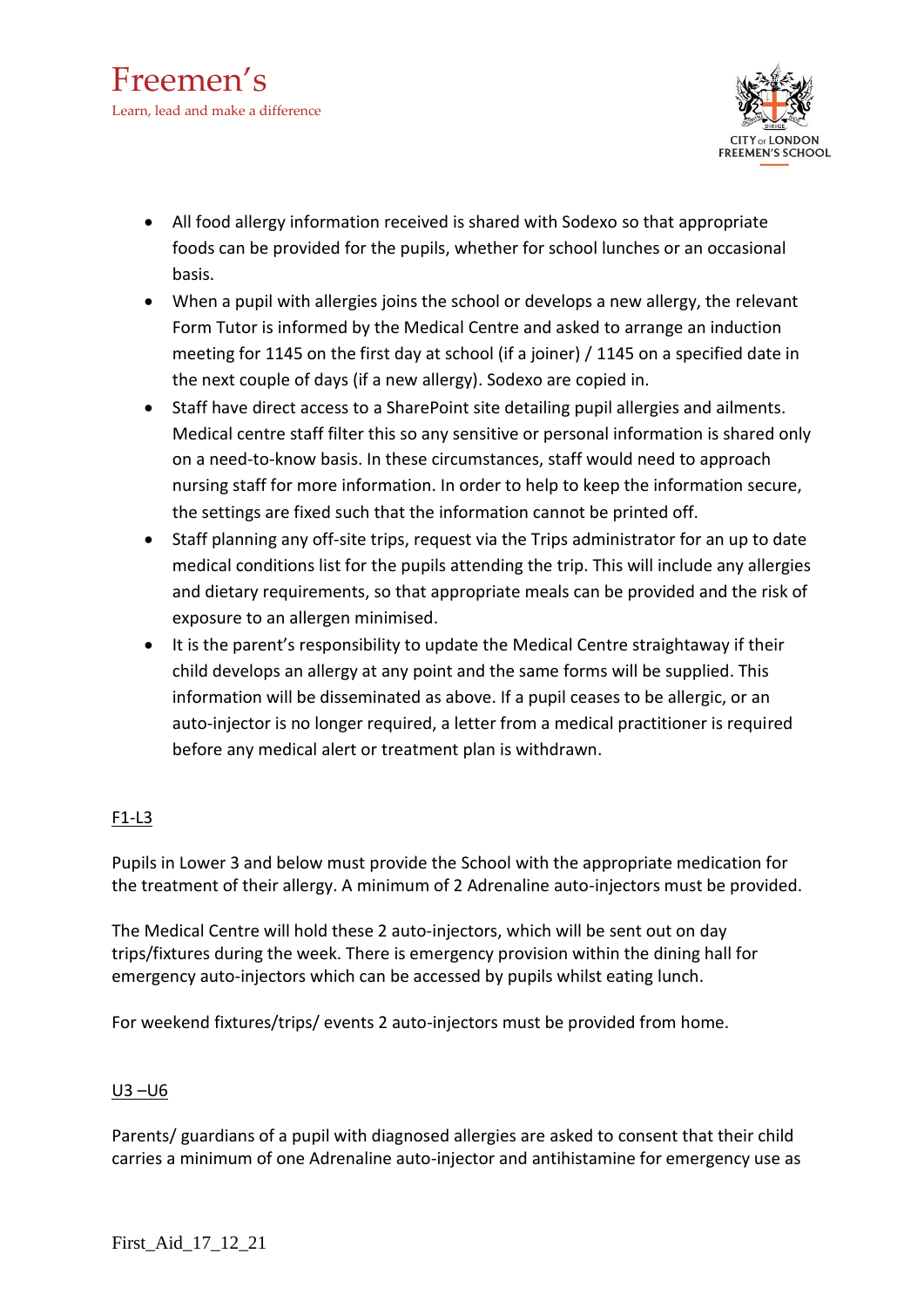- All food allergy information received is shared with Sodexo so that appropriate foods can be provided for the pupils, whether for school lunches or an occasional basis.
- When a pupil with allergies joins the school or develops a new allergy, the relevant Form Tutor is informed by the Medical Centre and asked to arrange an induction meeting for 1145 on the first day at school (if a joiner) / 1145 on a specified date in the next couple of days (if a new allergy). Sodexo are copied in.
- Staff have direct access to a SharePoint site detailing pupil allergies and ailments. Medical centre staff filter this so any sensitive or personal information is shared only on a need-to-know basis. In these circumstances, staff would need to approach nursing staff for more information. In order to help to keep the information secure, the settings are fixed such that the information cannot be printed off.
- Staff planning any off-site trips, request via the Trips administrator for an up to date medical conditions list for the pupils attending the trip. This will include any allergies and dietary requirements, so that appropriate meals can be provided and the risk of exposure to an allergen minimised.
- It is the parent's responsibility to update the Medical Centre straightaway if their child develops an allergy at any point and the same forms will be supplied. This information will be disseminated as above. If a pupil ceases to be allergic, or an auto-injector is no longer required, a letter from a medical practitioner is required before any medical alert or treatment plan is withdrawn.

<u>F1-L3</u>

Pupils in Lower 3 and below must provide the School with the appropriate medication for the treatment of their allergy. A minimum of 2 Adrenaline auto-injectors must be provided.

The Medical Centre will hold these 2 auto-injectors, which will be sent out on day trips/fixtures during the week. There is emergency provision within the dining hall for emergency auto-injectors which can be accessed by pupils whilst eating lunch.

For weekend fixtures/trips/ events 2 auto-injectors must be provided from home.

<u>U3 –U6</u>

Parents/ guardians of a pupil with diagnosed allergies are asked to consent that their child carries a minimum of one Adrenaline auto-injector and antihistamine for emergency use as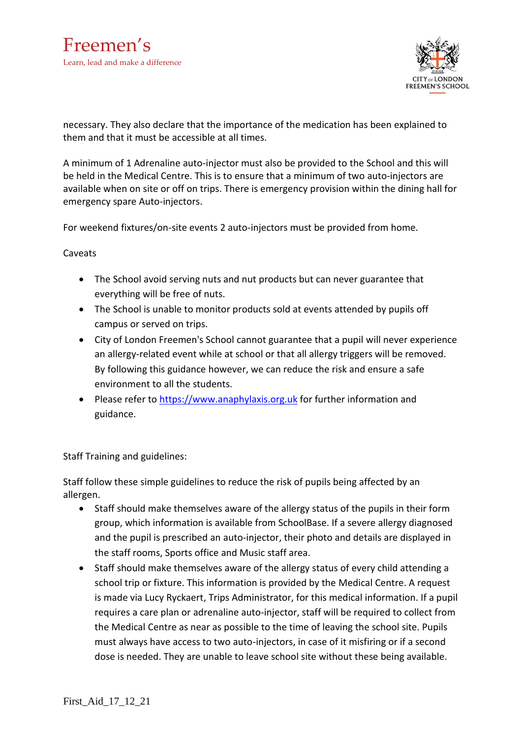necessary. They also declare that the importance of the medication has been explained to them and that it must be accessible at all times.

A minimum of 1 Adrenaline auto-injector must also be provided to the School and this will be held in the Medical Centre. This is to ensure that a minimum of two auto-injectors are available when on site or off on trips. There is emergency provision within the dining hall for emergency spare Auto-injectors.

For weekend fixtures/on-site events 2 auto-injectors must be provided from home.

Caveats

- The School avoid serving nuts and nut products but can never guarantee that everything will be free of nuts.
- The School is unable to monitor products sold at events attended by pupils off campus or served on trips.
- City of London Freemen's School cannot guarantee that a pupil will never experience an allergy-related event while at school or that all allergy triggers will be removed. By following this guidance however, we can reduce the risk and ensure a safe environment to all the students.
- Please refer to https://www.anaphylaxis.org.uk for further information and guidance.

Staff Training and guidelines:

Staff follow these simple guidelines to reduce the risk of pupils being affected by an allergen.

- Staff should make themselves aware of the allergy status of the pupils in their form group, which information is available from SchoolBase. If a severe allergy diagnosed and the pupil is prescribed an auto-injector, their photo and details are displayed in the staff rooms, Sports office and Music staff area.
- Staff should make themselves aware of the allergy status of every child attending a school trip or fixture. This information is provided by the Medical Centre. A request is made via Lucy Ryckaert, Trips Administrator, for this medical information. If a pupil requires a care plan or adrenaline auto-injector, staff will be required to collect from the Medical Centre as near as possible to the time of leaving the school site. Pupils must always have access to two auto-injectors, in case of it misfiring or if a second dose is needed. They are unable to leave school site without these being available.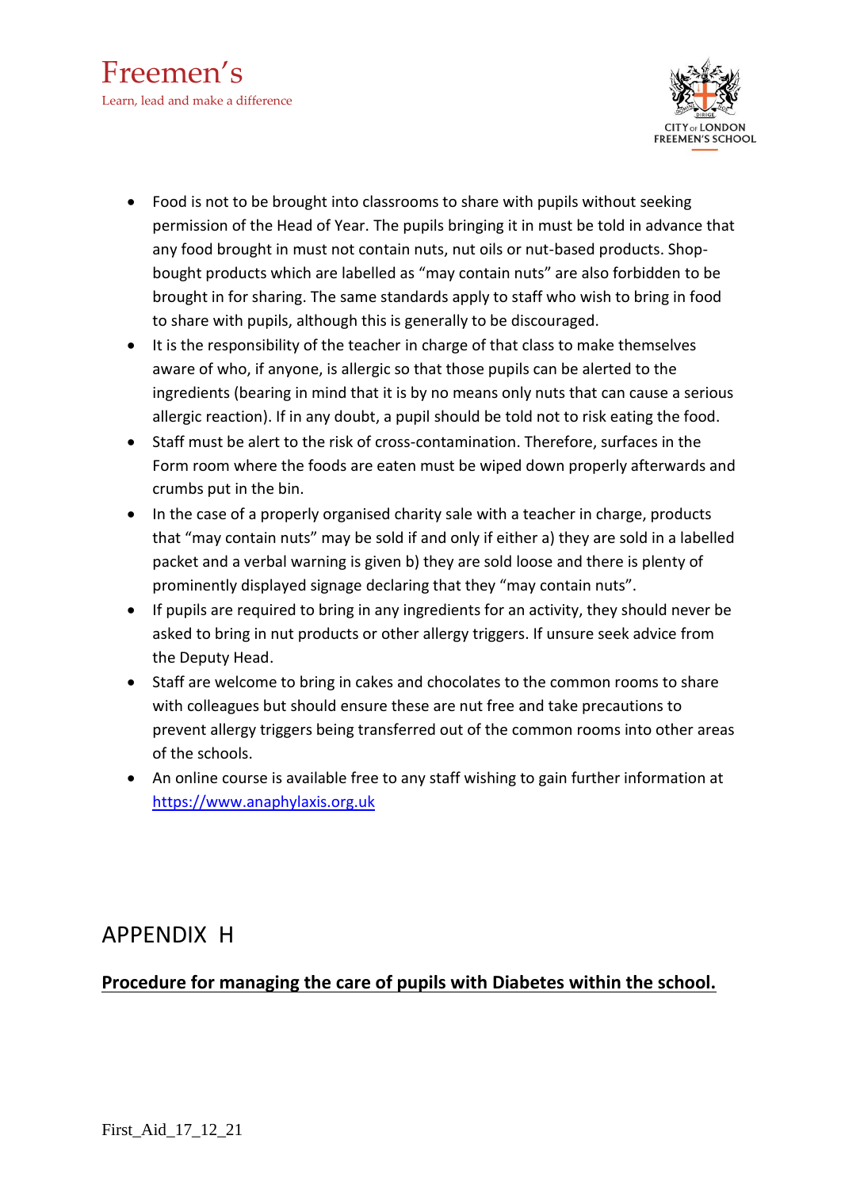- Food is not to be brought into classrooms to share with pupils without seeking permission of the Head of Year. The pupils bringing it in must be told in advance that any food brought in must not contain nuts, nut oils or nut-based products. Shop-bought products which are labelled as "may contain nuts" are also forbidden to be brought in for sharing. The same standards apply to staff who wish to bring in food to share with pupils, although this is generally to be discouraged.
- It is the responsibility of the teacher in charge of that class to make themselves aware of who, if anyone, is allergic so that those pupils can be alerted to the ingredients (bearing in mind that it is by no means only nuts that can cause a serious allergic reaction). If in any doubt, a pupil should be told not to risk eating the food.
- Staff must be alert to the risk of cross-contamination. Therefore, surfaces in the Form room where the foods are eaten must be wiped down properly afterwards and crumbs put in the bin.
- In the case of a properly organised charity sale with a teacher in charge, products that "may contain nuts" may be sold if and only if either a) they are sold in a labelled packet and a verbal warning is given b) they are sold loose and there is plenty of prominently displayed signage declaring that they "may contain nuts".
- If pupils are required to bring in any ingredients for an activity, they should never be asked to bring in nut products or other allergy triggers. If unsure seek advice from the Deputy Head.
- Staff are welcome to bring in cakes and chocolates to the common rooms to share with colleagues but should ensure these are nut free and take precautions to prevent allergy triggers being transferred out of the common rooms into other areas of the schools.
- An online course is available free to any staff wishing to gain further information at [https://www.anaphylaxis.org.uk](https://www.anaphylaxis.org.uk)

# APPENDIX H

**Procedure for managing the care of pupils with Diabetes within the school.**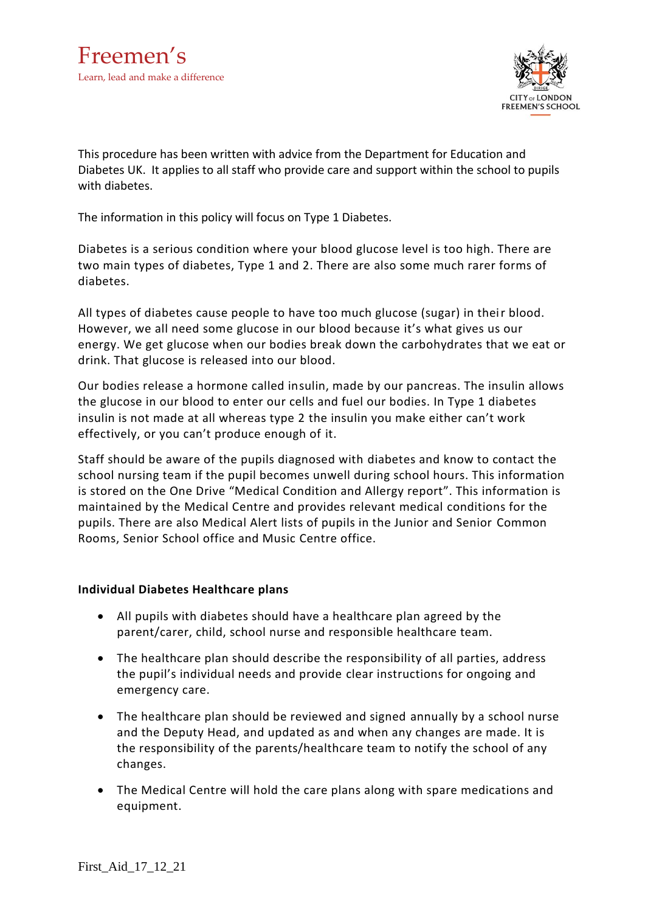This procedure has been written with advice from the Department for Education and Diabetes UK. It applies to all staff who provide care and support within the school to pupils with diabetes.

The information in this policy will focus on Type 1 Diabetes.

Diabetes is a serious condition where your blood glucose level is too high. There are two main types of diabetes, Type 1 and 2. There are also some much rarer forms of diabetes.

All types of diabetes cause people to have too much glucose (sugar) in their blood. However, we all need some glucose in our blood because it's what gives us our energy. We get glucose when our bodies break down the carbohydrates that we eat or drink. That glucose is released into our blood.

Our bodies release a hormone called insulin, made by our pancreas. The insulin allows the glucose in our blood to enter our cells and fuel our bodies. In Type 1 diabetes insulin is not made at all whereas type 2 the insulin you make either can't work effectively, or you can't produce enough of it.

Staff should be aware of the pupils diagnosed with diabetes and know to contact the school nursing team if the pupil becomes unwell during school hours. This information is stored on the One Drive "Medical Condition and Allergy report". This information is maintained by the Medical Centre and provides relevant medical conditions for the pupils. There are also Medical Alert lists of pupils in the Junior and Senior Common Rooms, Senior School office and Music Centre office.

**Individual Diabetes Healthcare plans**

- All pupils with diabetes should have a healthcare plan agreed by the parent/carer, child, school nurse and responsible healthcare team.
- The healthcare plan should describe the responsibility of all parties, address the pupil's individual needs and provide clear instructions for ongoing and emergency care.
- The healthcare plan should be reviewed and signed annually by a school nurse and the Deputy Head, and updated as and when any changes are made. It is the responsibility of the parents/healthcare team to notify the school of any changes.
- The Medical Centre will hold the care plans along with spare medications and equipment.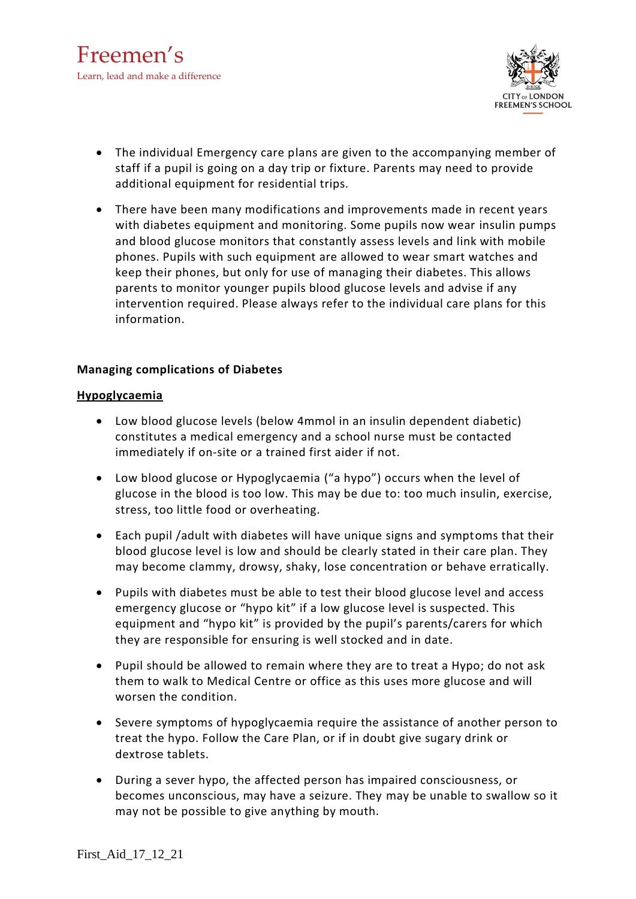- The individual Emergency care plans are given to the accompanying member of staff if a pupil is going on a day trip or fixture. Parents may need to provide additional equipment for residential trips.

- There have been many modifications and improvements made in recent years with diabetes equipment and monitoring. Some pupils now wear insulin pumps and blood glucose monitors that constantly assess levels and link with mobile phones. Pupils with such equipment are allowed to wear smart watches and keep their phones, but only for use of managing their diabetes. This allows parents to monitor younger pupils blood glucose levels and advise if any intervention required. Please always refer to the individual care plans for this information.

**Managing complications of Diabetes**

**<u>Hypoglycaemia</u>**

- Low blood glucose levels (below 4mmol in an insulin dependent diabetic) constitutes a medical emergency and a school nurse must be contacted immediately if on-site or a trained first aider if not.

- Low blood glucose or Hypoglycaemia ("a hypo") occurs when the level of glucose in the blood is too low. This may be due to: too much insulin, exercise, stress, too little food or overheating.

- Each pupil /adult with diabetes will have unique signs and symptoms that their blood glucose level is low and should be clearly stated in their care plan. They may become clammy, drowsy, shaky, lose concentration or behave erratically.

- Pupils with diabetes must be able to test their blood glucose level and access emergency glucose or "hypo kit" if a low glucose level is suspected. This equipment and "hypo kit" is provided by the pupil's parents/carers for which they are responsible for ensuring is well stocked and in date.

- Pupil should be allowed to remain where they are to treat a Hypo; do not ask them to walk to Medical Centre or office as this uses more glucose and will worsen the condition.

- Severe symptoms of hypoglycaemia require the assistance of another person to treat the hypo. Follow the Care Plan, or if in doubt give sugary drink or dextrose tablets.

- During a sever hypo, the affected person has impaired consciousness, or becomes unconscious, may have a seizure. They may be unable to swallow so it may not be possible to give anything by mouth.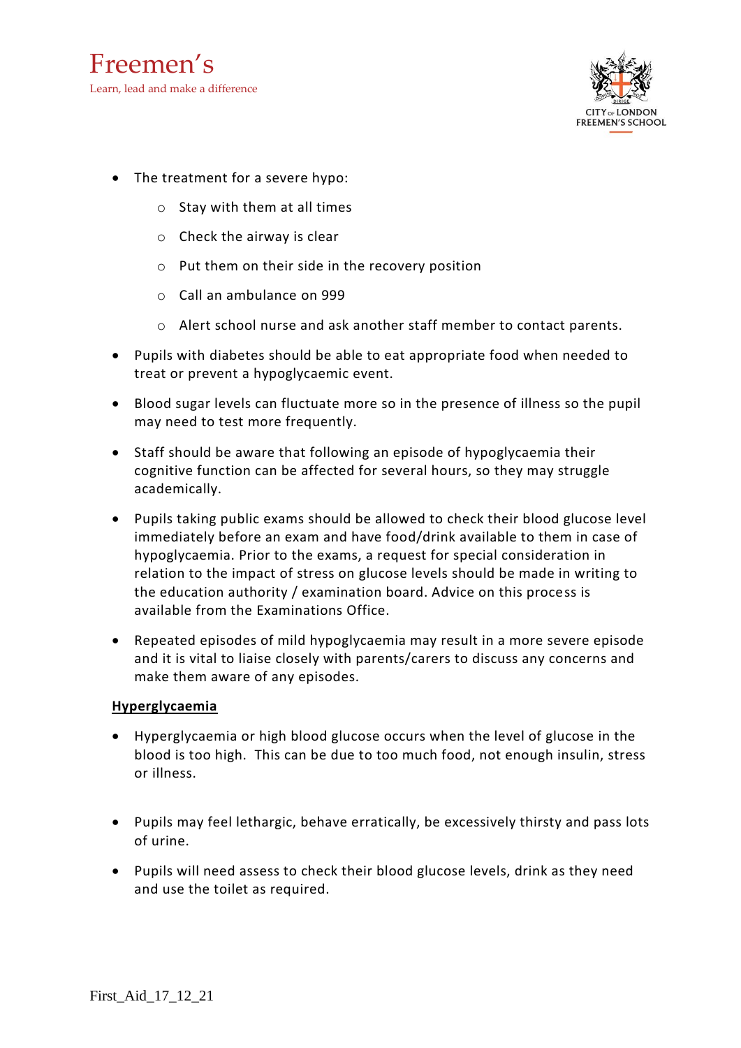- The treatment for a severe hypo:
    - Stay with them at all times
    - Check the airway is clear
    - Put them on their side in the recovery position
    - Call an ambulance on 999
    - Alert school nurse and ask another staff member to contact parents.
- Pupils with diabetes should be able to eat appropriate food when needed to treat or prevent a hypoglycaemic event.
- Blood sugar levels can fluctuate more so in the presence of illness so the pupil may need to test more frequently.
- Staff should be aware that following an episode of hypoglycaemia their cognitive function can be affected for several hours, so they may struggle academically.
- Pupils taking public exams should be allowed to check their blood glucose level immediately before an exam and have food/drink available to them in case of hypoglycaemia. Prior to the exams, a request for special consideration in relation to the impact of stress on glucose levels should be made in writing to the education authority / examination board. Advice on this process is available from the Examinations Office.
- Repeated episodes of mild hypoglycaemia may result in a more severe episode and it is vital to liaise closely with parents/carers to discuss any concerns and make them aware of any episodes.

**Hyperglycaemia**

- Hyperglycaemia or high blood glucose occurs when the level of glucose in the blood is too high. This can be due to too much food, not enough insulin, stress or illness.
- Pupils may feel lethargic, behave erratically, be excessively thirsty and pass lots of urine.
- Pupils will need assess to check their blood glucose levels, drink as they need and use the toilet as required.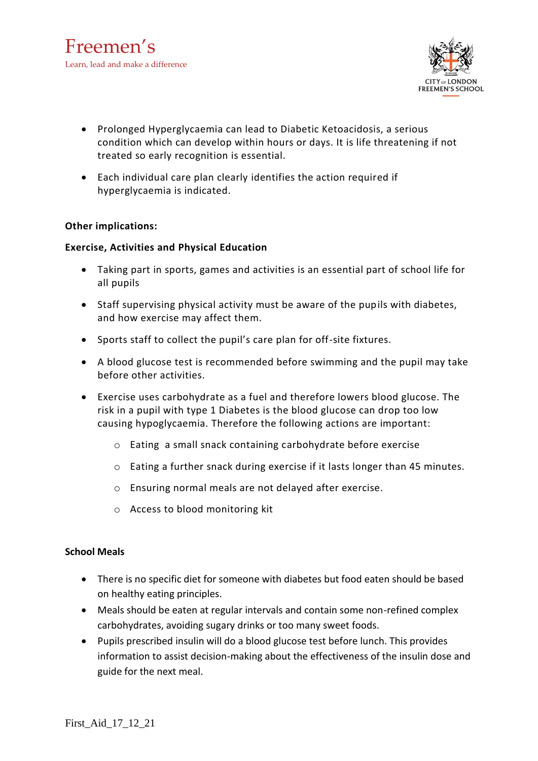- Prolonged Hyperglycaemia can lead to Diabetic Ketoacidosis, a serious condition which can develop within hours or days. It is life threatening if not treated so early recognition is essential.
- Each individual care plan clearly identifies the action required if hyperglycaemia is indicated.

**Other implications:**

**Exercise, Activities and Physical Education**

- Taking part in sports, games and activities is an essential part of school life for all pupils
- Staff supervising physical activity must be aware of the pupils with diabetes, and how exercise may affect them.
- Sports staff to collect the pupil's care plan for off-site fixtures.
- A blood glucose test is recommended before swimming and the pupil may take before other activities.
- Exercise uses carbohydrate as a fuel and therefore lowers blood glucose. The risk in a pupil with type 1 Diabetes is the blood glucose can drop too low causing hypoglycaemia. Therefore the following actions are important:
    - Eating a small snack containing carbohydrate before exercise
    - Eating a further snack during exercise if it lasts longer than 45 minutes.
    - Ensuring normal meals are not delayed after exercise.
    - Access to blood monitoring kit

**School Meals**

- There is no specific diet for someone with diabetes but food eaten should be based on healthy eating principles.
- Meals should be eaten at regular intervals and contain some non-refined complex carbohydrates, avoiding sugary drinks or too many sweet foods.
- Pupils prescribed insulin will do a blood glucose test before lunch. This provides information to assist decision-making about the effectiveness of the insulin dose and guide for the next meal.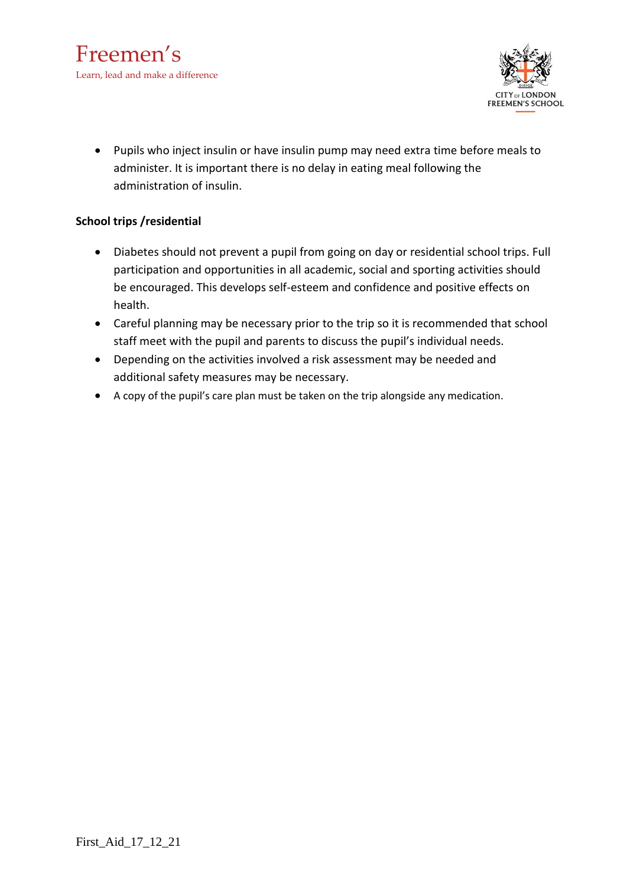- Pupils who inject insulin or have insulin pump may need extra time before meals to administer. It is important there is no delay in eating meal following the administration of insulin.

**School trips /residential**

- Diabetes should not prevent a pupil from going on day or residential school trips. Full participation and opportunities in all academic, social and sporting activities should be encouraged. This develops self-esteem and confidence and positive effects on health.
- Careful planning may be necessary prior to the trip so it is recommended that school staff meet with the pupil and parents to discuss the pupil's individual needs.
- Depending on the activities involved a risk assessment may be needed and additional safety measures may be necessary.
- A copy of the pupil's care plan must be taken on the trip alongside any medication.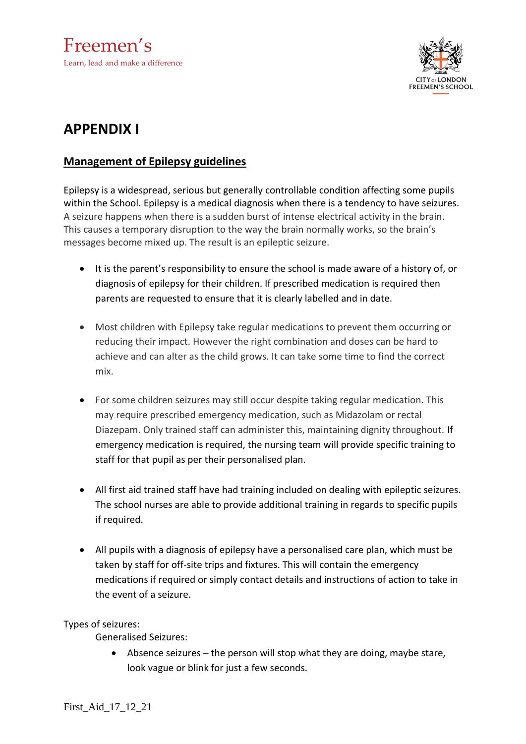# APPENDIX I

## Management of Epilepsy guidelines

Epilepsy is a widespread, serious but generally controllable condition affecting some pupils within the School. Epilepsy is a medical diagnosis when there is a tendency to have seizures. A seizure happens when there is a sudden burst of intense electrical activity in the brain. This causes a temporary disruption to the way the brain normally works, so the brain's messages become mixed up. The result is an epileptic seizure.

- It is the parent's responsibility to ensure the school is made aware of a history of, or diagnosis of epilepsy for their children. If prescribed medication is required then parents are requested to ensure that it is clearly labelled and in date.

- Most children with Epilepsy take regular medications to prevent them occurring or reducing their impact. However the right combination and doses can be hard to achieve and can alter as the child grows. It can take some time to find the correct mix.

- For some children seizures may still occur despite taking regular medication. This may require prescribed emergency medication, such as Midazolam or rectal Diazepam. Only trained staff can administer this, maintaining dignity throughout. If emergency medication is required, the nursing team will provide specific training to staff for that pupil as per their personalised plan.

- All first aid trained staff have had training included on dealing with epileptic seizures. The school nurses are able to provide additional training in regards to specific pupils if required.

- All pupils with a diagnosis of epilepsy have a personalised care plan, which must be taken by staff for off-site trips and fixtures. This will contain the emergency medications if required or simply contact details and instructions of action to take in the event of a seizure.

Types of seizures:

Generalised Seizures:

- Absence seizures – the person will stop what they are doing, maybe stare, look vague or blink for just a few seconds.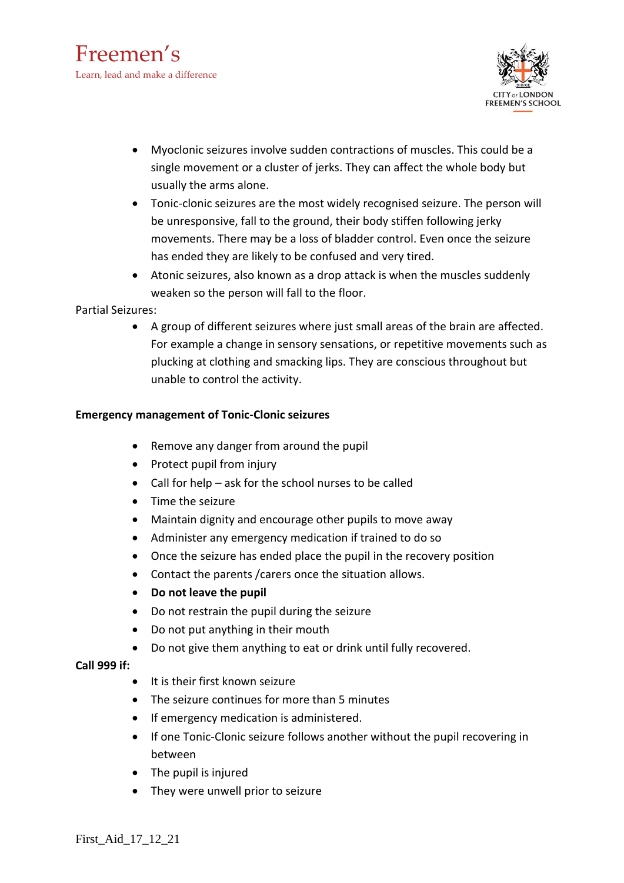- Myoclonic seizures involve sudden contractions of muscles. This could be a single movement or a cluster of jerks. They can affect the whole body but usually the arms alone.
- Tonic-clonic seizures are the most widely recognised seizure. The person will be unresponsive, fall to the ground, their body stiffen following jerky movements. There may be a loss of bladder control. Even once the seizure has ended they are likely to be confused and very tired.
- Atonic seizures, also known as a drop attack is when the muscles suddenly weaken so the person will fall to the floor.

Partial Seizures:

- A group of different seizures where just small areas of the brain are affected. For example a change in sensory sensations, or repetitive movements such as plucking at clothing and smacking lips. They are conscious throughout but unable to control the activity.

**Emergency management of Tonic-Clonic seizures**

- Remove any danger from around the pupil
- Protect pupil from injury
- Call for help – ask for the school nurses to be called
- Time the seizure
- Maintain dignity and encourage other pupils to move away
- Administer any emergency medication if trained to do so
- Once the seizure has ended place the pupil in the recovery position
- Contact the parents /carers once the situation allows.
- **Do not leave the pupil**
- Do not restrain the pupil during the seizure
- Do not put anything in their mouth
- Do not give them anything to eat or drink until fully recovered.

**Call 999 if:**

- It is their first known seizure
- The seizure continues for more than 5 minutes
- If emergency medication is administered.
- If one Tonic-Clonic seizure follows another without the pupil recovering in between
- The pupil is injured
- They were unwell prior to seizure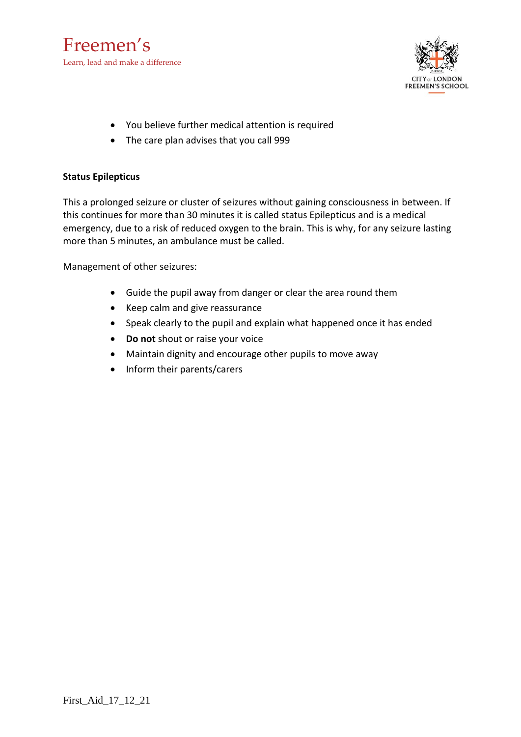- You believe further medical attention is required
- The care plan advises that you call 999

**Status Epilepticus**

This a prolonged seizure or cluster of seizures without gaining consciousness in between. If this continues for more than 30 minutes it is called status Epilepticus and is a medical emergency, due to a risk of reduced oxygen to the brain. This is why, for any seizure lasting more than 5 minutes, an ambulance must be called.

Management of other seizures:

- Guide the pupil away from danger or clear the area round them
- Keep calm and give reassurance
- Speak clearly to the pupil and explain what happened once it has ended
- **Do not** shout or raise your voice
- Maintain dignity and encourage other pupils to move away
- Inform their parents/carers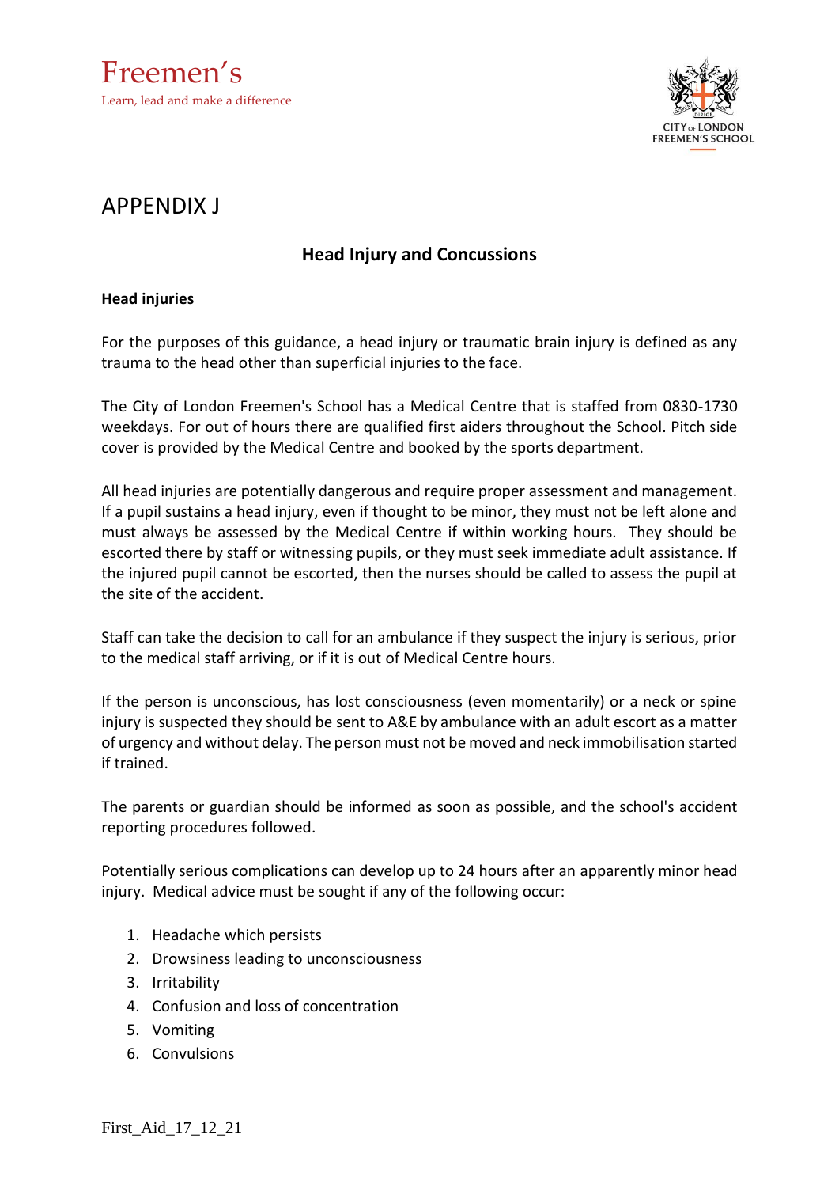# APPENDIX J

## Head Injury and Concussions

**Head injuries**

For the purposes of this guidance, a head injury or traumatic brain injury is defined as any trauma to the head other than superficial injuries to the face.

The City of London Freemen's School has a Medical Centre that is staffed from 0830-1730 weekdays. For out of hours there are qualified first aiders throughout the School. Pitch side cover is provided by the Medical Centre and booked by the sports department.

All head injuries are potentially dangerous and require proper assessment and management. If a pupil sustains a head injury, even if thought to be minor, they must not be left alone and must always be assessed by the Medical Centre if within working hours. They should be escorted there by staff or witnessing pupils, or they must seek immediate adult assistance. If the injured pupil cannot be escorted, then the nurses should be called to assess the pupil at the site of the accident.

Staff can take the decision to call for an ambulance if they suspect the injury is serious, prior to the medical staff arriving, or if it is out of Medical Centre hours.

If the person is unconscious, has lost consciousness (even momentarily) or a neck or spine injury is suspected they should be sent to A&E by ambulance with an adult escort as a matter of urgency and without delay. The person must not be moved and neck immobilisation started if trained.

The parents or guardian should be informed as soon as possible, and the school's accident reporting procedures followed.

Potentially serious complications can develop up to 24 hours after an apparently minor head injury. Medical advice must be sought if any of the following occur:

1. Headache which persists
2. Drowsiness leading to unconsciousness
3. Irritability
4. Confusion and loss of concentration
5. Vomiting
6. Convulsions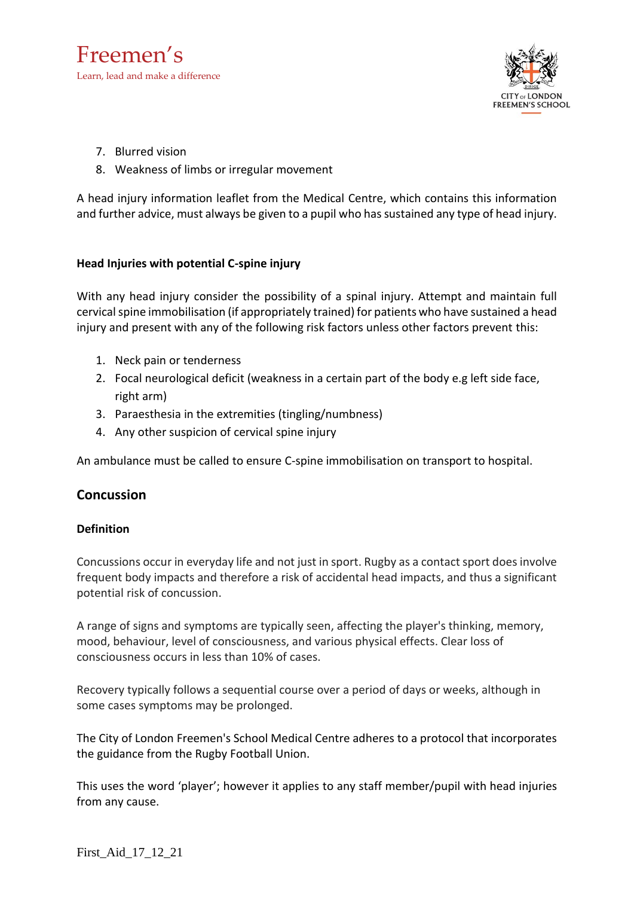7. Blurred vision
8. Weakness of limbs or irregular movement

A head injury information leaflet from the Medical Centre, which contains this information and further advice, must always be given to a pupil who has sustained any type of head injury.

**Head Injuries with potential C-spine injury**

With any head injury consider the possibility of a spinal injury. Attempt and maintain full cervical spine immobilisation (if appropriately trained) for patients who have sustained a head injury and present with any of the following risk factors unless other factors prevent this:

1. Neck pain or tenderness
2. Focal neurological deficit (weakness in a certain part of the body e.g left side face, right arm)
3. Paraesthesia in the extremities (tingling/numbness)
4. Any other suspicion of cervical spine injury

An ambulance must be called to ensure C-spine immobilisation on transport to hospital.

## Concussion

**Definition**

Concussions occur in everyday life and not just in sport. Rugby as a contact sport does involve frequent body impacts and therefore a risk of accidental head impacts, and thus a significant potential risk of concussion.

A range of signs and symptoms are typically seen, affecting the player's thinking, memory, mood, behaviour, level of consciousness, and various physical effects. Clear loss of consciousness occurs in less than 10% of cases.

Recovery typically follows a sequential course over a period of days or weeks, although in some cases symptoms may be prolonged.

The City of London Freemen's School Medical Centre adheres to a protocol that incorporates the guidance from the Rugby Football Union.

This uses the word 'player'; however it applies to any staff member/pupil with head injuries from any cause.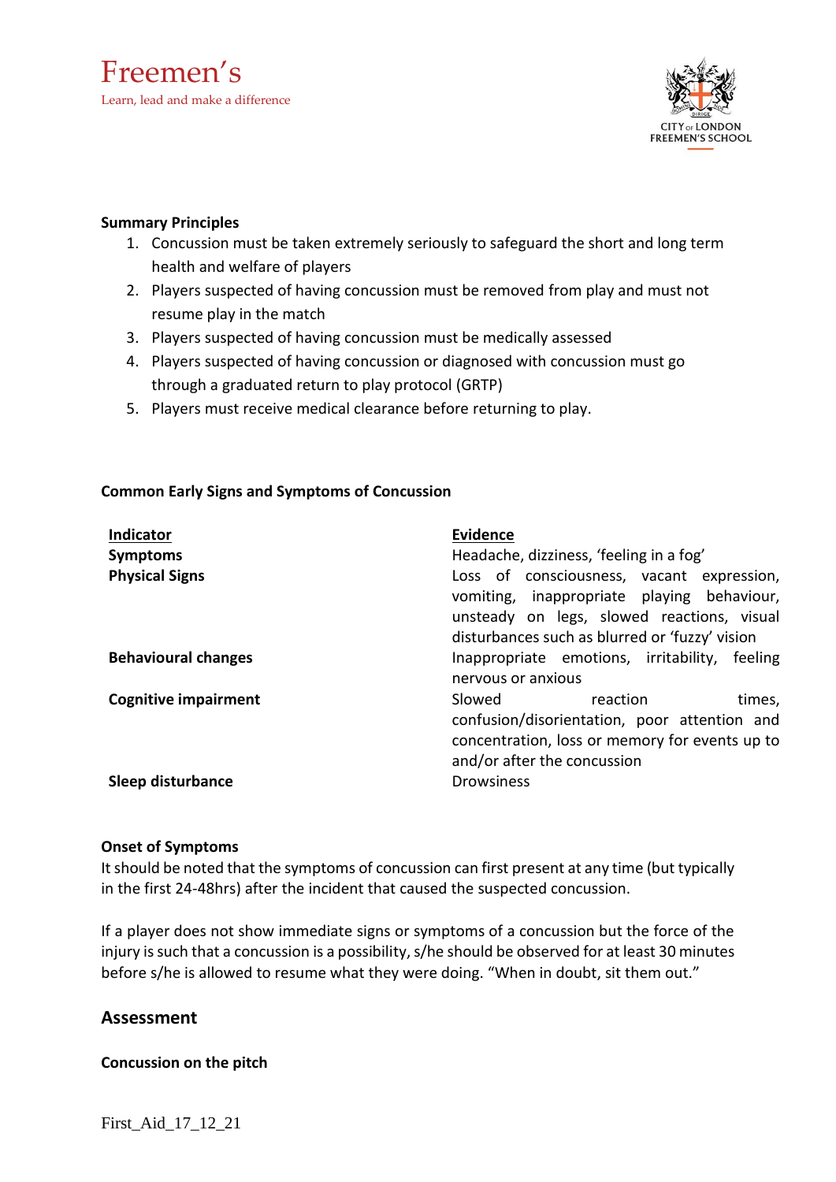**Summary Principles**

1. Concussion must be taken extremely seriously to safeguard the short and long term health and welfare of players
2. Players suspected of having concussion must be removed from play and must not resume play in the match
3. Players suspected of having concussion must be medically assessed
4. Players suspected of having concussion or diagnosed with concussion must go through a graduated return to play protocol (GRTP)
5. Players must receive medical clearance before returning to play.

**Common Early Signs and Symptoms of Concussion**

| Indicator | Evidence |
| --- | --- |
| **Symptoms** | Headache, dizziness, 'feeling in a fog' |
| **Physical Signs** | Loss of consciousness, vacant expression, vomiting, inappropriate playing behaviour, unsteady on legs, slowed reactions, visual disturbances such as blurred or 'fuzzy' vision |
| **Behavioural changes** | Inappropriate emotions, irritability, feeling nervous or anxious |
| **Cognitive impairment** | Slowed reaction times, confusion/disorientation, poor attention and concentration, loss or memory for events up to and/or after the concussion |
| **Sleep disturbance** | Drowsiness |

**Onset of Symptoms**

It should be noted that the symptoms of concussion can first present at any time (but typically in the first 24-48hrs) after the incident that caused the suspected concussion.

If a player does not show immediate signs or symptoms of a concussion but the force of the injury is such that a concussion is a possibility, s/he should be observed for at least 30 minutes before s/he is allowed to resume what they were doing. "When in doubt, sit them out."

## Assessment

**Concussion on the pitch**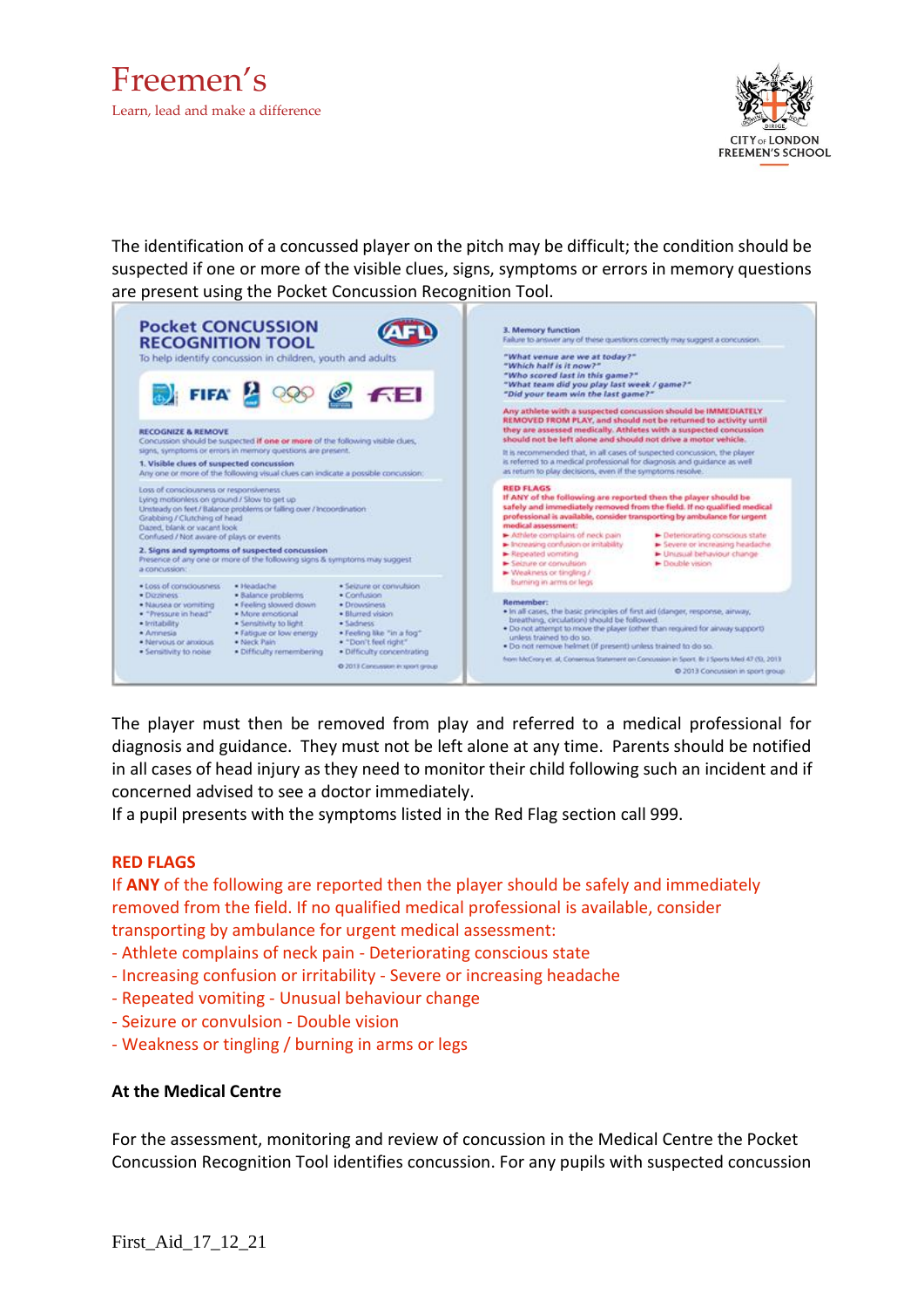The identification of a concussed player on the pitch may be difficult; the condition should be suspected if one or more of the visible clues, signs, symptoms or errors in memory questions are present using the Pocket Concussion Recognition Tool.

## Pocket CONCUSSION RECOGNITION TOOL

To help identify concussion in children, youth and adults

**RECOGNIZE & REMOVE**

Concussion should be suspected **if one or more** of the following visible clues, signs, symptoms or errors in memory questions are present.

**1. Visible clues of suspected concussion**

Any one or more of the following visual clues can indicate a possible concussion:

Loss of consciousness or responsiveness
Lying motionless on ground / Slow to get up
Unsteady on feet / Balance problems or falling over / Incoordination
Grabbing / Clutching of head
Dazed, blank or vacant look
Confused / Not aware of plays or events

**2. Signs and symptoms of suspected concussion**

Presence of any one or more of the following signs & symptoms may suggest a concussion:

- Loss of consciousness
- Dizziness
- Nausea or vomiting
- "Pressure in head"
- Irritability
- Amnesia
- Nervous or anxious
- Sensitivity to noise
- Headache
- Balance problems
- Feeling slowed down
- More emotional
- Sensitivity to light
- Fatigue or low energy
- Neck Pain
- Difficulty remembering
- Seizure or convulsion
- Confusion
- Drowsiness
- Blurred vision
- Sadness
- Feeling like "in a fog"
- "Don't feel right"
- Difficulty concentrating

© 2013 Concussion in sport group

**3. Memory function**

Failure to answer any of these questions correctly may suggest a concussion.

*"What venue are we at today?"*
*"Which half is it now?"*
*"Who scored last in this game?"*
*"What team did you play last week / game?"*
*"Did your team win the last game?"*

**Any athlete with a suspected concussion should be IMMEDIATELY REMOVED FROM PLAY, and should not be returned to activity until they are assessed medically. Athletes with a suspected concussion should not be left alone and should not drive a motor vehicle.**

It is recommended that, in all cases of suspected concussion, the player is referred to a medical professional for diagnosis and guidance as well as return to play decisions, even if the symptoms resolve.

**RED FLAGS**

**If ANY of the following are reported then the player should be safely and immediately removed from the field. If no qualified medical professional is available, consider transporting by ambulance for urgent medical assessment:**

- Athlete complains of neck pain
- Increasing confusion or irritability
- Repeated vomiting
- Seizure or convulsion
- Weakness or tingling / burning in arms or legs
- Deteriorating conscious state
- Severe or increasing headache
- Unusual behaviour change
- Double vision

**Remember:**

- In all cases, the basic principles of first aid (danger, response, airway, breathing, circulation) should be followed.
- Do not attempt to move the player (other than required for airway support) unless trained to do so.
- Do not remove helmet (if present) unless trained to do so.

from McCrory et. al, Consensus Statement on Concussion in Sport. Br J Sports Med 47 (5), 2013

© 2013 Concussion in sport group

The player must then be removed from play and referred to a medical professional for diagnosis and guidance. They must not be left alone at any time. Parents should be notified in all cases of head injury as they need to monitor their child following such an incident and if concerned advised to see a doctor immediately.

If a pupil presents with the symptoms listed in the Red Flag section call 999.

**RED FLAGS**

If **ANY** of the following are reported then the player should be safely and immediately removed from the field. If no qualified medical professional is available, consider transporting by ambulance for urgent medical assessment:

- Athlete complains of neck pain - Deteriorating conscious state
- Increasing confusion or irritability - Severe or increasing headache
- Repeated vomiting - Unusual behaviour change
- Seizure or convulsion - Double vision
- Weakness or tingling / burning in arms or legs

**At the Medical Centre**

For the assessment, monitoring and review of concussion in the Medical Centre the Pocket Concussion Recognition Tool identifies concussion. For any pupils with suspected concussion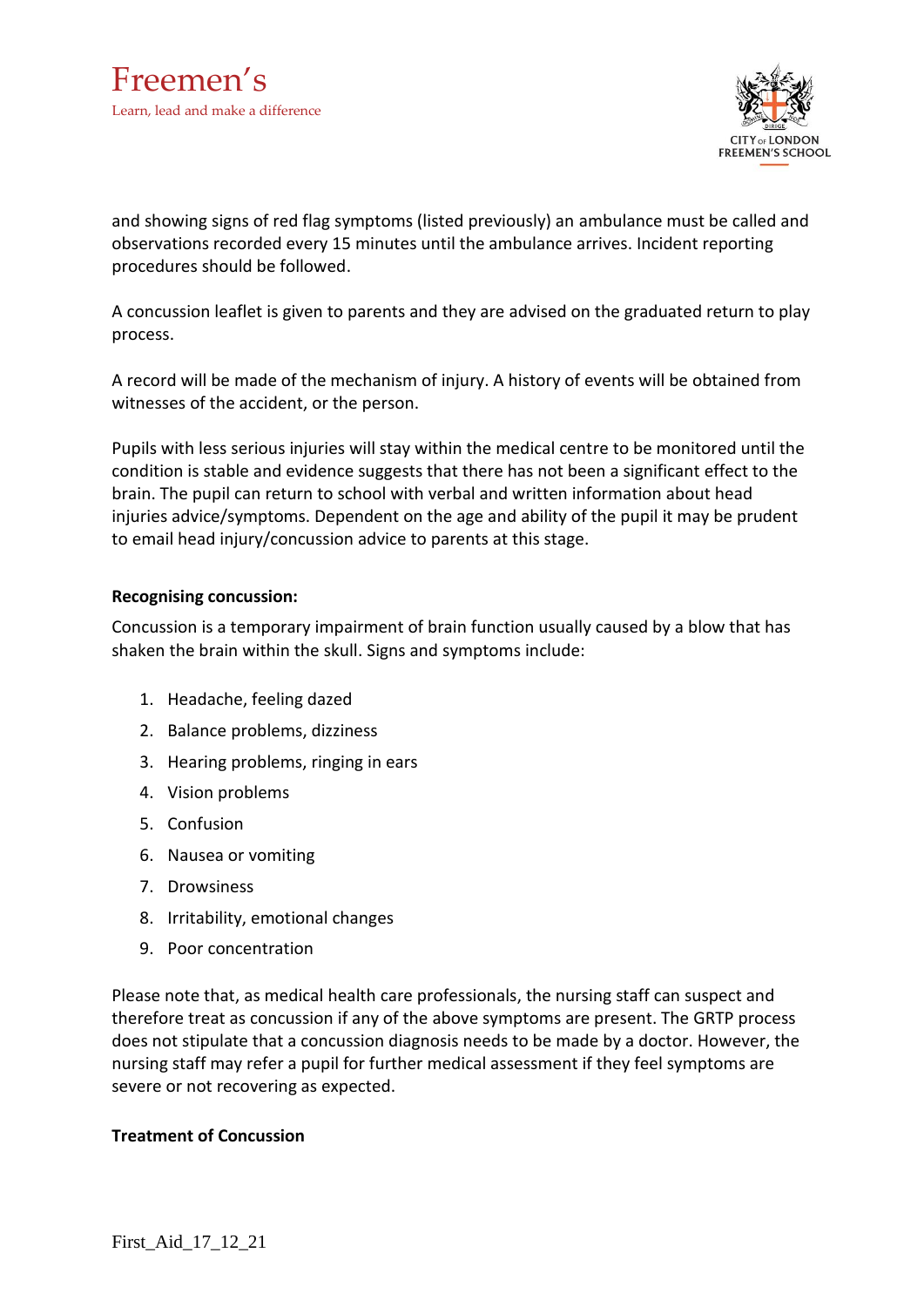and showing signs of red flag symptoms (listed previously) an ambulance must be called and observations recorded every 15 minutes until the ambulance arrives. Incident reporting procedures should be followed.

A concussion leaflet is given to parents and they are advised on the graduated return to play process.

A record will be made of the mechanism of injury. A history of events will be obtained from witnesses of the accident, or the person.

Pupils with less serious injuries will stay within the medical centre to be monitored until the condition is stable and evidence suggests that there has not been a significant effect to the brain. The pupil can return to school with verbal and written information about head injuries advice/symptoms. Dependent on the age and ability of the pupil it may be prudent to email head injury/concussion advice to parents at this stage.

**Recognising concussion:**

Concussion is a temporary impairment of brain function usually caused by a blow that has shaken the brain within the skull. Signs and symptoms include:

1. Headache, feeling dazed
2. Balance problems, dizziness
3. Hearing problems, ringing in ears
4. Vision problems
5. Confusion
6. Nausea or vomiting
7. Drowsiness
8. Irritability, emotional changes
9. Poor concentration

Please note that, as medical health care professionals, the nursing staff can suspect and therefore treat as concussion if any of the above symptoms are present. The GRTP process does not stipulate that a concussion diagnosis needs to be made by a doctor. However, the nursing staff may refer a pupil for further medical assessment if they feel symptoms are severe or not recovering as expected.

**Treatment of Concussion**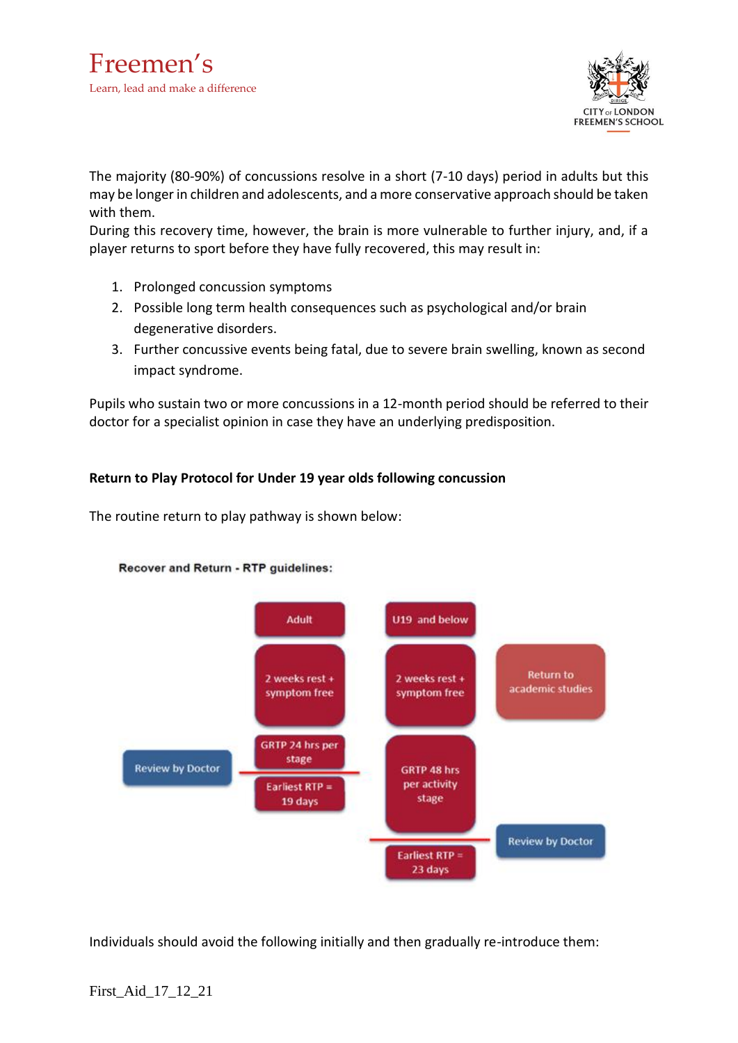The majority (80-90%) of concussions resolve in a short (7-10 days) period in adults but this may be longer in children and adolescents, and a more conservative approach should be taken with them.
During this recovery time, however, the brain is more vulnerable to further injury, and, if a player returns to sport before they have fully recovered, this may result in:

1. Prolonged concussion symptoms
2. Possible long term health consequences such as psychological and/or brain degenerative disorders.
3. Further concussive events being fatal, due to severe brain swelling, known as second impact syndrome.

Pupils who sustain two or more concussions in a 12-month period should be referred to their doctor for a specialist opinion in case they have an underlying predisposition.

**Return to Play Protocol for Under 19 year olds following concussion**

The routine return to play pathway is shown below:

**Recover and Return - RTP guidelines:**

| Adult | U19 and below |
|---|---|
| 2 weeks rest + symptom free | 2 weeks rest + symptom free |
| GRTP 24 hrs per stage | GRTP 48 hrs per activity stage |
| Earliest RTP = 19 days | Earliest RTP = 23 days |
| Review by Doctor | Return to academic studies; Review by Doctor |

Individuals should avoid the following initially and then gradually re-introduce them: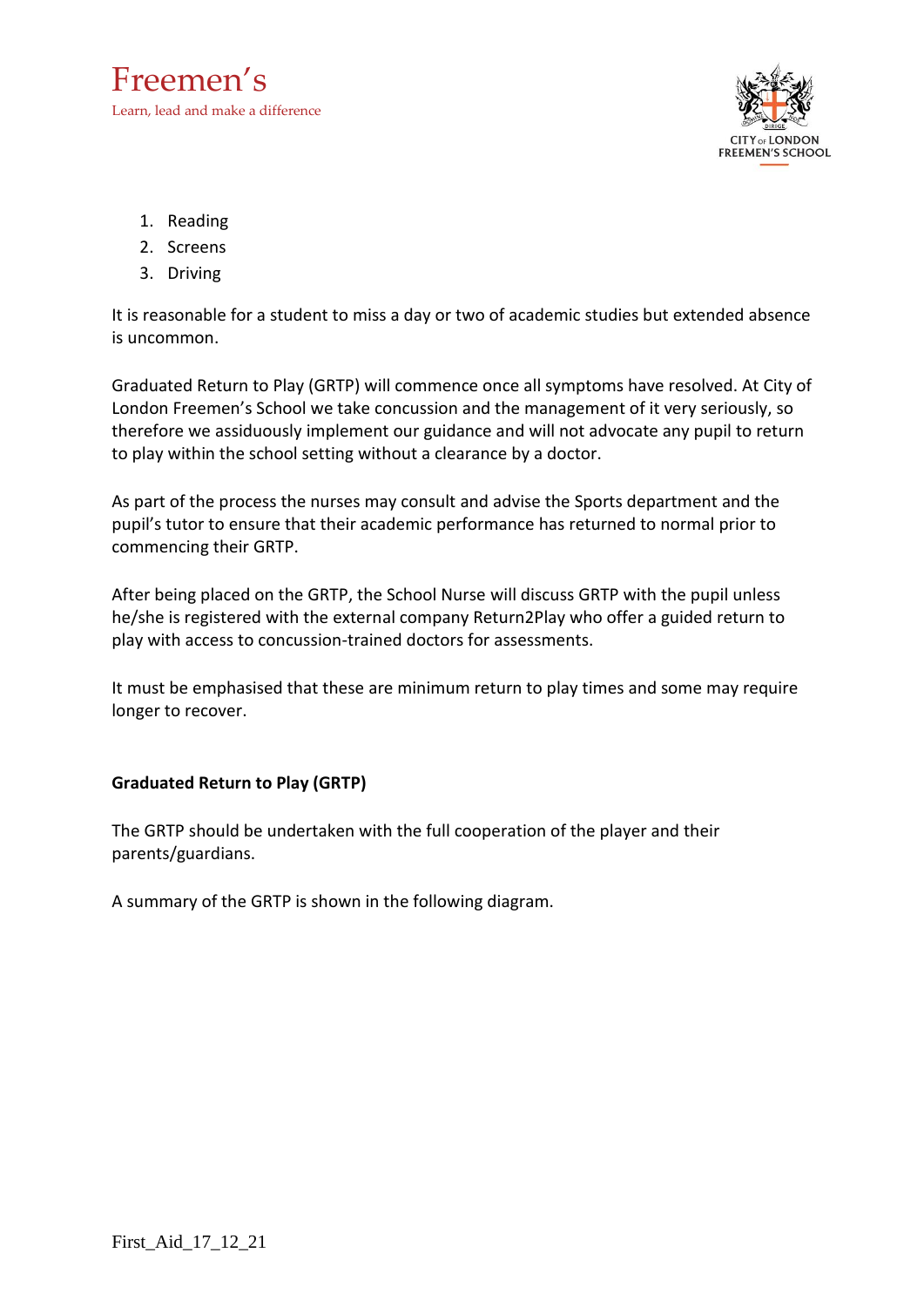1. Reading
2. Screens
3. Driving

It is reasonable for a student to miss a day or two of academic studies but extended absence is uncommon.

Graduated Return to Play (GRTP) will commence once all symptoms have resolved. At City of London Freemen's School we take concussion and the management of it very seriously, so therefore we assiduously implement our guidance and will not advocate any pupil to return to play within the school setting without a clearance by a doctor.

As part of the process the nurses may consult and advise the Sports department and the pupil's tutor to ensure that their academic performance has returned to normal prior to commencing their GRTP.

After being placed on the GRTP, the School Nurse will discuss GRTP with the pupil unless he/she is registered with the external company Return2Play who offer a guided return to play with access to concussion-trained doctors for assessments.

It must be emphasised that these are minimum return to play times and some may require longer to recover.

**Graduated Return to Play (GRTP)**

The GRTP should be undertaken with the full cooperation of the player and their parents/guardians.

A summary of the GRTP is shown in the following diagram.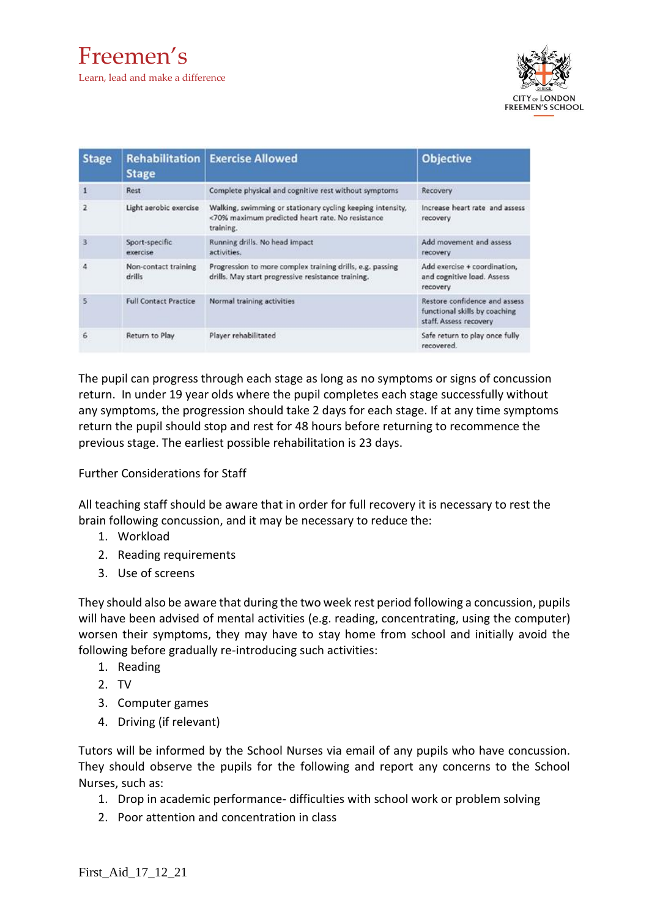| Stage | Rehabilitation Stage | Exercise Allowed | Objective |
|---|---|---|---|
| 1 | Rest | Complete physical and cognitive rest without symptoms | Recovery |
| 2 | Light aerobic exercise | Walking, swimming or stationary cycling keeping intensity, <70% maximum predicted heart rate. No resistance training. | Increase heart rate and assess recovery |
| 3 | Sport-specific exercise | Running drills. No head impact activities. | Add movement and assess recovery |
| 4 | Non-contact training drills | Progression to more complex training drills, e.g. passing drills. May start progressive resistance training. | Add exercise + coordination, and cognitive load. Assess recovery |
| 5 | Full Contact Practice | Normal training activities | Restore confidence and assess functional skills by coaching staff. Assess recovery |
| 6 | Return to Play | Player rehabilitated | Safe return to play once fully recovered. |

The pupil can progress through each stage as long as no symptoms or signs of concussion return. In under 19 year olds where the pupil completes each stage successfully without any symptoms, the progression should take 2 days for each stage. If at any time symptoms return the pupil should stop and rest for 48 hours before returning to recommence the previous stage. The earliest possible rehabilitation is 23 days.

Further Considerations for Staff

All teaching staff should be aware that in order for full recovery it is necessary to rest the brain following concussion, and it may be necessary to reduce the:

1. Workload
2. Reading requirements
3. Use of screens

They should also be aware that during the two week rest period following a concussion, pupils will have been advised of mental activities (e.g. reading, concentrating, using the computer) worsen their symptoms, they may have to stay home from school and initially avoid the following before gradually re-introducing such activities:

1. Reading
2. TV
3. Computer games
4. Driving (if relevant)

Tutors will be informed by the School Nurses via email of any pupils who have concussion. They should observe the pupils for the following and report any concerns to the School Nurses, such as:

1. Drop in academic performance- difficulties with school work or problem solving
2. Poor attention and concentration in class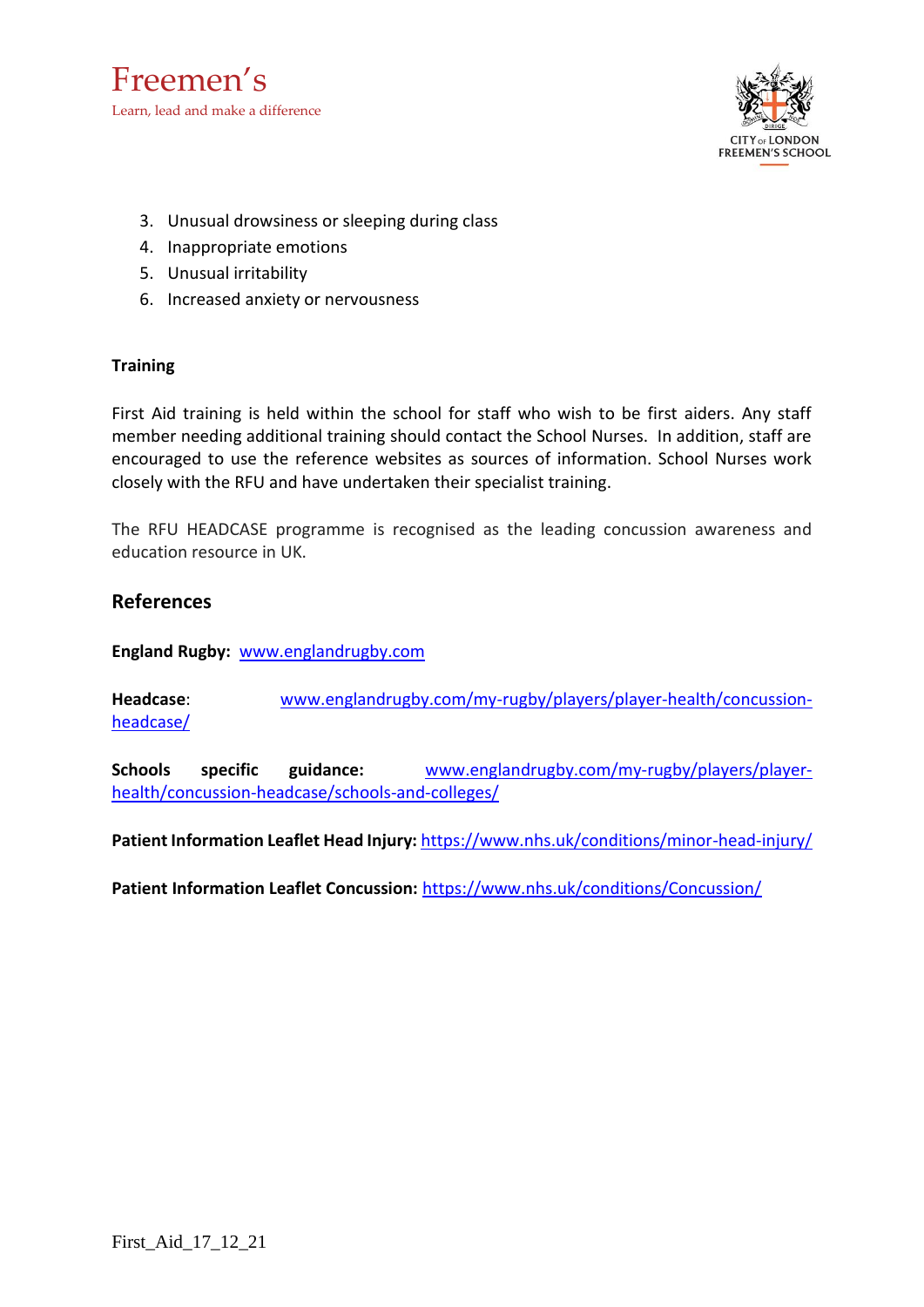3. Unusual drowsiness or sleeping during class
4. Inappropriate emotions
5. Unusual irritability
6. Increased anxiety or nervousness

**Training**

First Aid training is held within the school for staff who wish to be first aiders. Any staff member needing additional training should contact the School Nurses. In addition, staff are encouraged to use the reference websites as sources of information. School Nurses work closely with the RFU and have undertaken their specialist training.

The RFU HEADCASE programme is recognised as the leading concussion awareness and education resource in UK.

## References

**England Rugby:** www.englandrugby.com

**Headcase**: www.englandrugby.com/my-rugby/players/player-health/concussion-headcase/

**Schools specific guidance:** www.englandrugby.com/my-rugby/players/player-health/concussion-headcase/schools-and-colleges/

**Patient Information Leaflet Head Injury:** https://www.nhs.uk/conditions/minor-head-injury/

**Patient Information Leaflet Concussion:** https://www.nhs.uk/conditions/Concussion/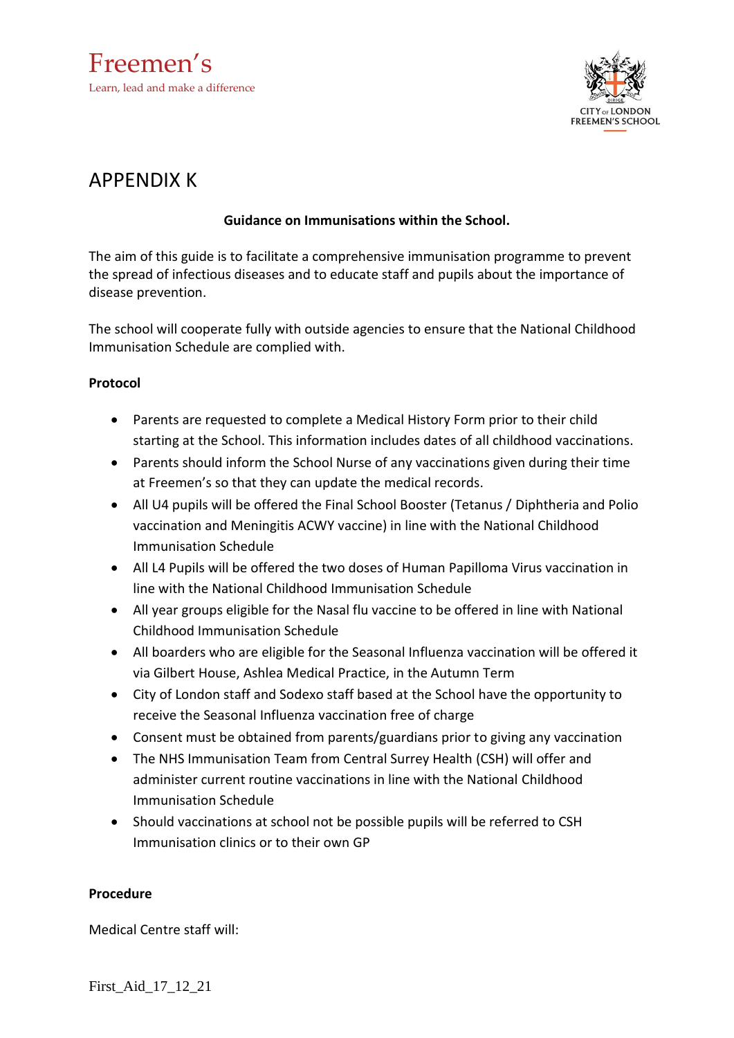# APPENDIX K

**Guidance on Immunisations within the School.**

The aim of this guide is to facilitate a comprehensive immunisation programme to prevent the spread of infectious diseases and to educate staff and pupils about the importance of disease prevention.

The school will cooperate fully with outside agencies to ensure that the National Childhood Immunisation Schedule are complied with.

**Protocol**

- Parents are requested to complete a Medical History Form prior to their child starting at the School. This information includes dates of all childhood vaccinations.
- Parents should inform the School Nurse of any vaccinations given during their time at Freemen's so that they can update the medical records.
- All U4 pupils will be offered the Final School Booster (Tetanus / Diphtheria and Polio vaccination and Meningitis ACWY vaccine) in line with the National Childhood Immunisation Schedule
- All L4 Pupils will be offered the two doses of Human Papilloma Virus vaccination in line with the National Childhood Immunisation Schedule
- All year groups eligible for the Nasal flu vaccine to be offered in line with National Childhood Immunisation Schedule
- All boarders who are eligible for the Seasonal Influenza vaccination will be offered it via Gilbert House, Ashlea Medical Practice, in the Autumn Term
- City of London staff and Sodexo staff based at the School have the opportunity to receive the Seasonal Influenza vaccination free of charge
- Consent must be obtained from parents/guardians prior to giving any vaccination
- The NHS Immunisation Team from Central Surrey Health (CSH) will offer and administer current routine vaccinations in line with the National Childhood Immunisation Schedule
- Should vaccinations at school not be possible pupils will be referred to CSH Immunisation clinics or to their own GP

**Procedure**

Medical Centre staff will: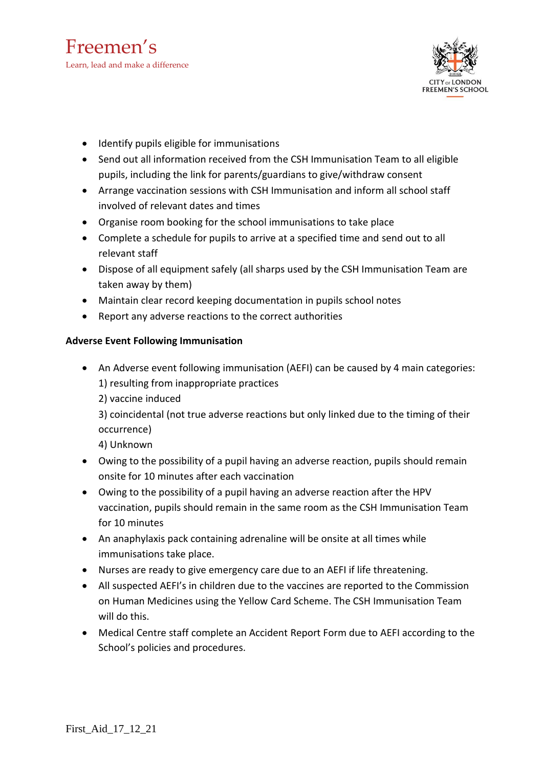- Identify pupils eligible for immunisations
- Send out all information received from the CSH Immunisation Team to all eligible pupils, including the link for parents/guardians to give/withdraw consent
- Arrange vaccination sessions with CSH Immunisation and inform all school staff involved of relevant dates and times
- Organise room booking for the school immunisations to take place
- Complete a schedule for pupils to arrive at a specified time and send out to all relevant staff
- Dispose of all equipment safely (all sharps used by the CSH Immunisation Team are taken away by them)
- Maintain clear record keeping documentation in pupils school notes
- Report any adverse reactions to the correct authorities

**Adverse Event Following Immunisation**

- An Adverse event following immunisation (AEFI) can be caused by 4 main categories:
  1) resulting from inappropriate practices
  2) vaccine induced
  3) coincidental (not true adverse reactions but only linked due to the timing of their occurrence)
  4) Unknown
- Owing to the possibility of a pupil having an adverse reaction, pupils should remain onsite for 10 minutes after each vaccination
- Owing to the possibility of a pupil having an adverse reaction after the HPV vaccination, pupils should remain in the same room as the CSH Immunisation Team for 10 minutes
- An anaphylaxis pack containing adrenaline will be onsite at all times while immunisations take place.
- Nurses are ready to give emergency care due to an AEFI if life threatening.
- All suspected AEFI's in children due to the vaccines are reported to the Commission on Human Medicines using the Yellow Card Scheme. The CSH Immunisation Team will do this.
- Medical Centre staff complete an Accident Report Form due to AEFI according to the School's policies and procedures.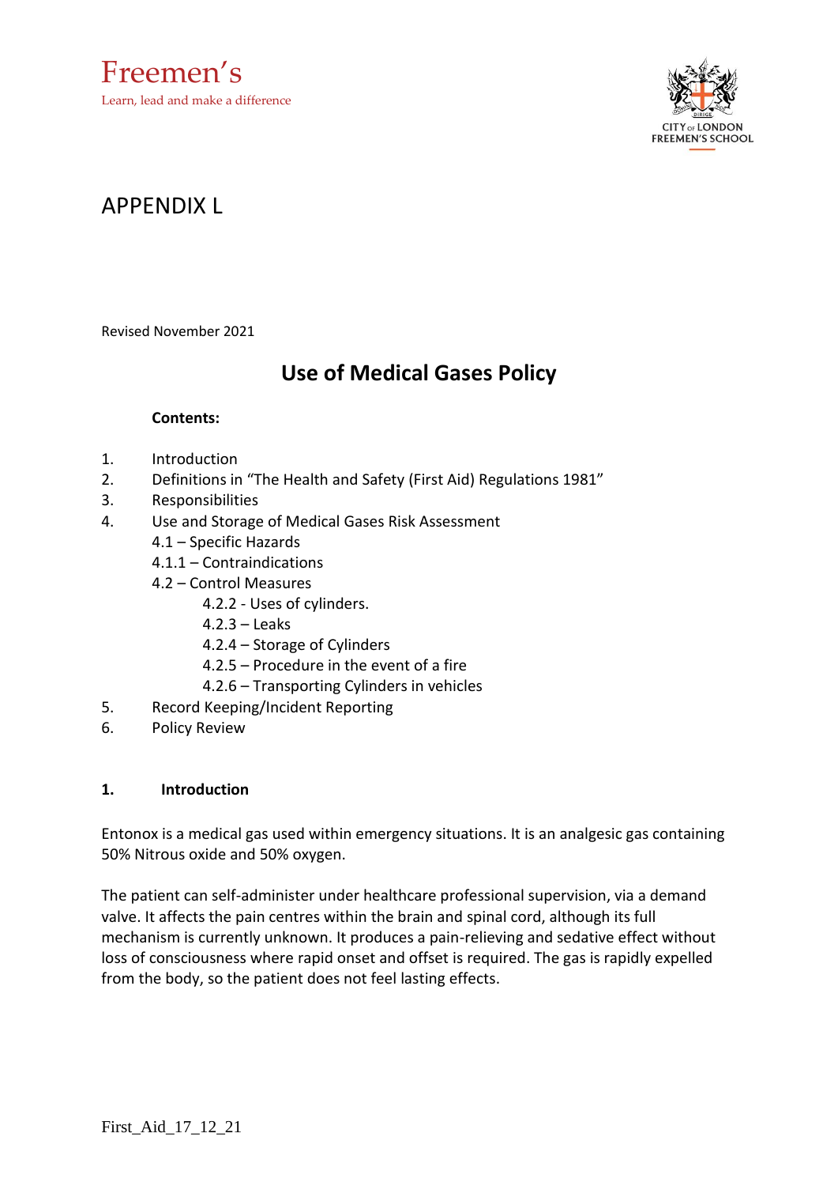Freemen's

Learn, lead and make a difference

CITY OF LONDON FREEMEN'S SCHOOL

# APPENDIX L

Revised November 2021

## Use of Medical Gases Policy

**Contents:**

1. Introduction
2. Definitions in "The Health and Safety (First Aid) Regulations 1981"
3. Responsibilities
4. Use and Storage of Medical Gases Risk Assessment
   - 4.1 – Specific Hazards
   - 4.1.1 – Contraindications
   - 4.2 – Control Measures
     - 4.2.2 - Uses of cylinders.
     - 4.2.3 – Leaks
     - 4.2.4 – Storage of Cylinders
     - 4.2.5 – Procedure in the event of a fire
     - 4.2.6 – Transporting Cylinders in vehicles
5. Record Keeping/Incident Reporting
6. Policy Review

### 1. Introduction

Entonox is a medical gas used within emergency situations. It is an analgesic gas containing 50% Nitrous oxide and 50% oxygen.

The patient can self-administer under healthcare professional supervision, via a demand valve. It affects the pain centres within the brain and spinal cord, although its full mechanism is currently unknown. It produces a pain-relieving and sedative effect without loss of consciousness where rapid onset and offset is required. The gas is rapidly expelled from the body, so the patient does not feel lasting effects.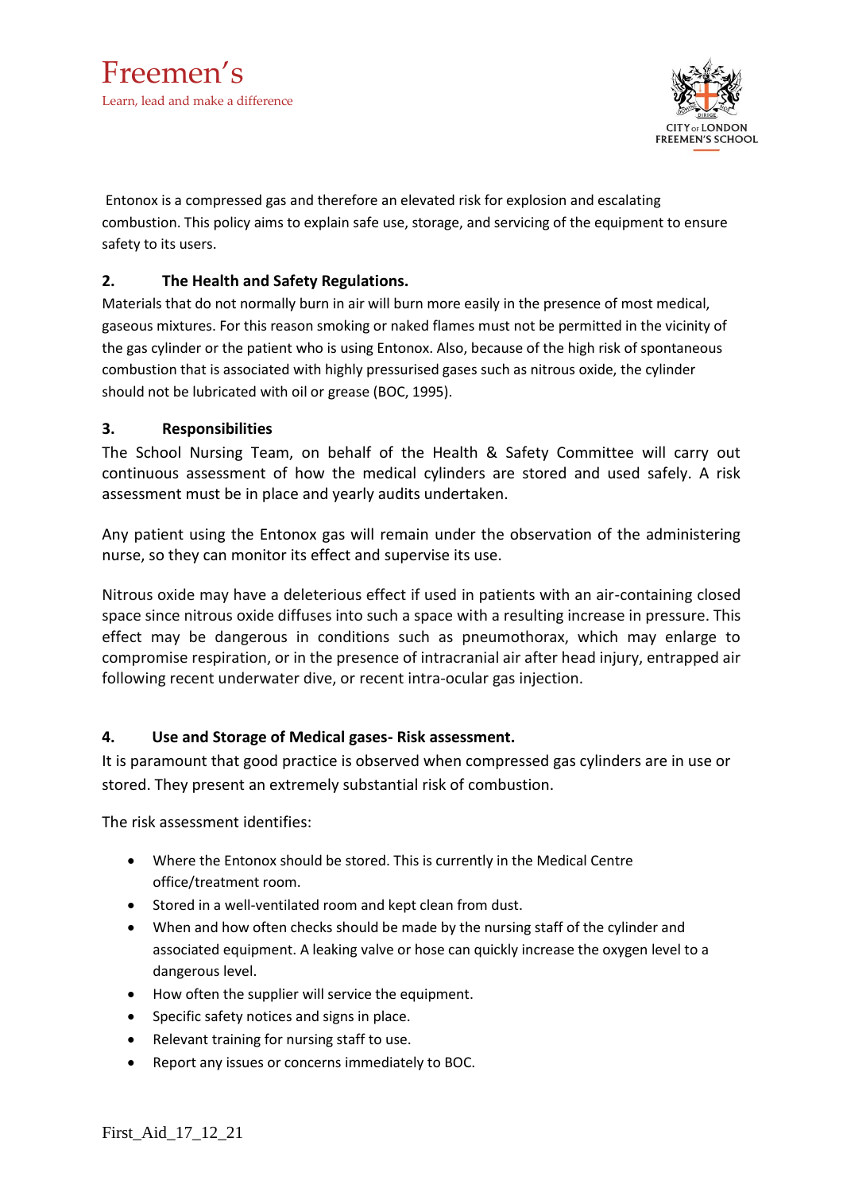Entonox is a compressed gas and therefore an elevated risk for explosion and escalating combustion. This policy aims to explain safe use, storage, and servicing of the equipment to ensure safety to its users.

## 2. The Health and Safety Regulations.

Materials that do not normally burn in air will burn more easily in the presence of most medical, gaseous mixtures. For this reason smoking or naked flames must not be permitted in the vicinity of the gas cylinder or the patient who is using Entonox. Also, because of the high risk of spontaneous combustion that is associated with highly pressurised gases such as nitrous oxide, the cylinder should not be lubricated with oil or grease (BOC, 1995).

## 3. Responsibilities

The School Nursing Team, on behalf of the Health & Safety Committee will carry out continuous assessment of how the medical cylinders are stored and used safely. A risk assessment must be in place and yearly audits undertaken.

Any patient using the Entonox gas will remain under the observation of the administering nurse, so they can monitor its effect and supervise its use.

Nitrous oxide may have a deleterious effect if used in patients with an air-containing closed space since nitrous oxide diffuses into such a space with a resulting increase in pressure. This effect may be dangerous in conditions such as pneumothorax, which may enlarge to compromise respiration, or in the presence of intracranial air after head injury, entrapped air following recent underwater dive, or recent intra-ocular gas injection.

## 4. Use and Storage of Medical gases- Risk assessment.

It is paramount that good practice is observed when compressed gas cylinders are in use or stored. They present an extremely substantial risk of combustion.

The risk assessment identifies:

- Where the Entonox should be stored. This is currently in the Medical Centre office/treatment room.
- Stored in a well-ventilated room and kept clean from dust.
- When and how often checks should be made by the nursing staff of the cylinder and associated equipment. A leaking valve or hose can quickly increase the oxygen level to a dangerous level.
- How often the supplier will service the equipment.
- Specific safety notices and signs in place.
- Relevant training for nursing staff to use.
- Report any issues or concerns immediately to BOC.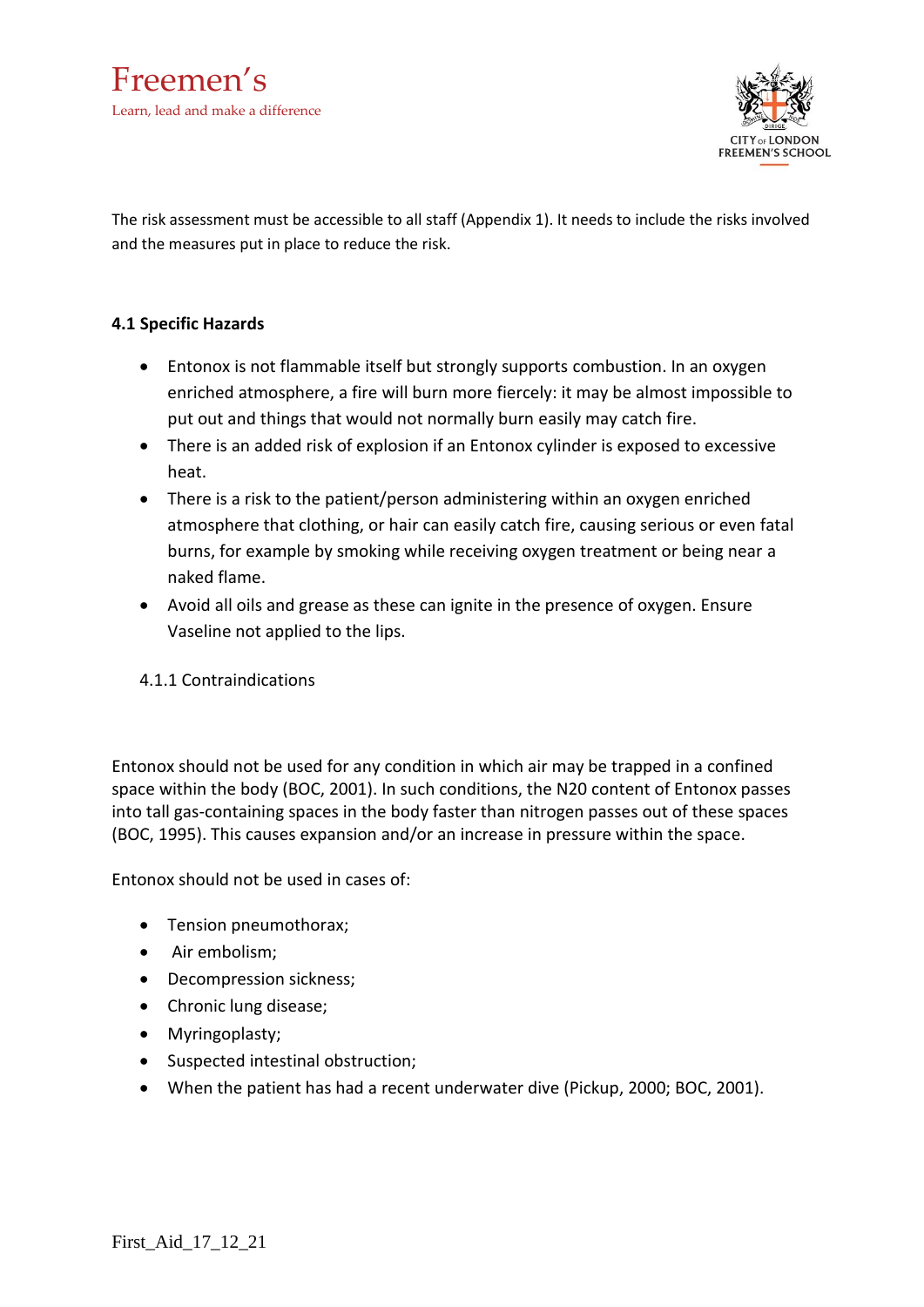The risk assessment must be accessible to all staff (Appendix 1). It needs to include the risks involved and the measures put in place to reduce the risk.

**4.1 Specific Hazards**

- Entonox is not flammable itself but strongly supports combustion. In an oxygen enriched atmosphere, a fire will burn more fiercely: it may be almost impossible to put out and things that would not normally burn easily may catch fire.
- There is an added risk of explosion if an Entonox cylinder is exposed to excessive heat.
- There is a risk to the patient/person administering within an oxygen enriched atmosphere that clothing, or hair can easily catch fire, causing serious or even fatal burns, for example by smoking while receiving oxygen treatment or being near a naked flame.
- Avoid all oils and grease as these can ignite in the presence of oxygen. Ensure Vaseline not applied to the lips.

4.1.1 Contraindications

Entonox should not be used for any condition in which air may be trapped in a confined space within the body (BOC, 2001). In such conditions, the N20 content of Entonox passes into tall gas-containing spaces in the body faster than nitrogen passes out of these spaces (BOC, 1995). This causes expansion and/or an increase in pressure within the space.

Entonox should not be used in cases of:

- Tension pneumothorax;
- Air embolism;
- Decompression sickness;
- Chronic lung disease;
- Myringoplasty;
- Suspected intestinal obstruction;
- When the patient has had a recent underwater dive (Pickup, 2000; BOC, 2001).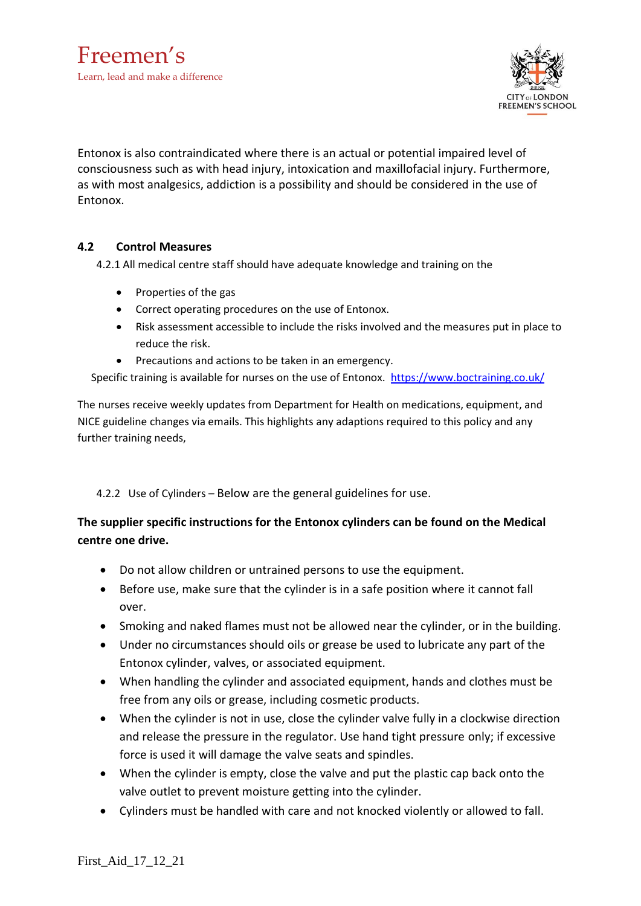Entonox is also contraindicated where there is an actual or potential impaired level of consciousness such as with head injury, intoxication and maxillofacial injury. Furthermore, as with most analgesics, addiction is a possibility and should be considered in the use of Entonox.

### 4.2 Control Measures

4.2.1 All medical centre staff should have adequate knowledge and training on the

- Properties of the gas
- Correct operating procedures on the use of Entonox.
- Risk assessment accessible to include the risks involved and the measures put in place to reduce the risk.
- Precautions and actions to be taken in an emergency.

Specific training is available for nurses on the use of Entonox. [https://www.boctraining.co.uk/](https://www.boctraining.co.uk/)

The nurses receive weekly updates from Department for Health on medications, equipment, and NICE guideline changes via emails. This highlights any adaptions required to this policy and any further training needs,

4.2.2 Use of Cylinders – Below are the general guidelines for use.

**The supplier specific instructions for the Entonox cylinders can be found on the Medical centre one drive.**

- Do not allow children or untrained persons to use the equipment.
- Before use, make sure that the cylinder is in a safe position where it cannot fall over.
- Smoking and naked flames must not be allowed near the cylinder, or in the building.
- Under no circumstances should oils or grease be used to lubricate any part of the Entonox cylinder, valves, or associated equipment.
- When handling the cylinder and associated equipment, hands and clothes must be free from any oils or grease, including cosmetic products.
- When the cylinder is not in use, close the cylinder valve fully in a clockwise direction and release the pressure in the regulator. Use hand tight pressure only; if excessive force is used it will damage the valve seats and spindles.
- When the cylinder is empty, close the valve and put the plastic cap back onto the valve outlet to prevent moisture getting into the cylinder.
- Cylinders must be handled with care and not knocked violently or allowed to fall.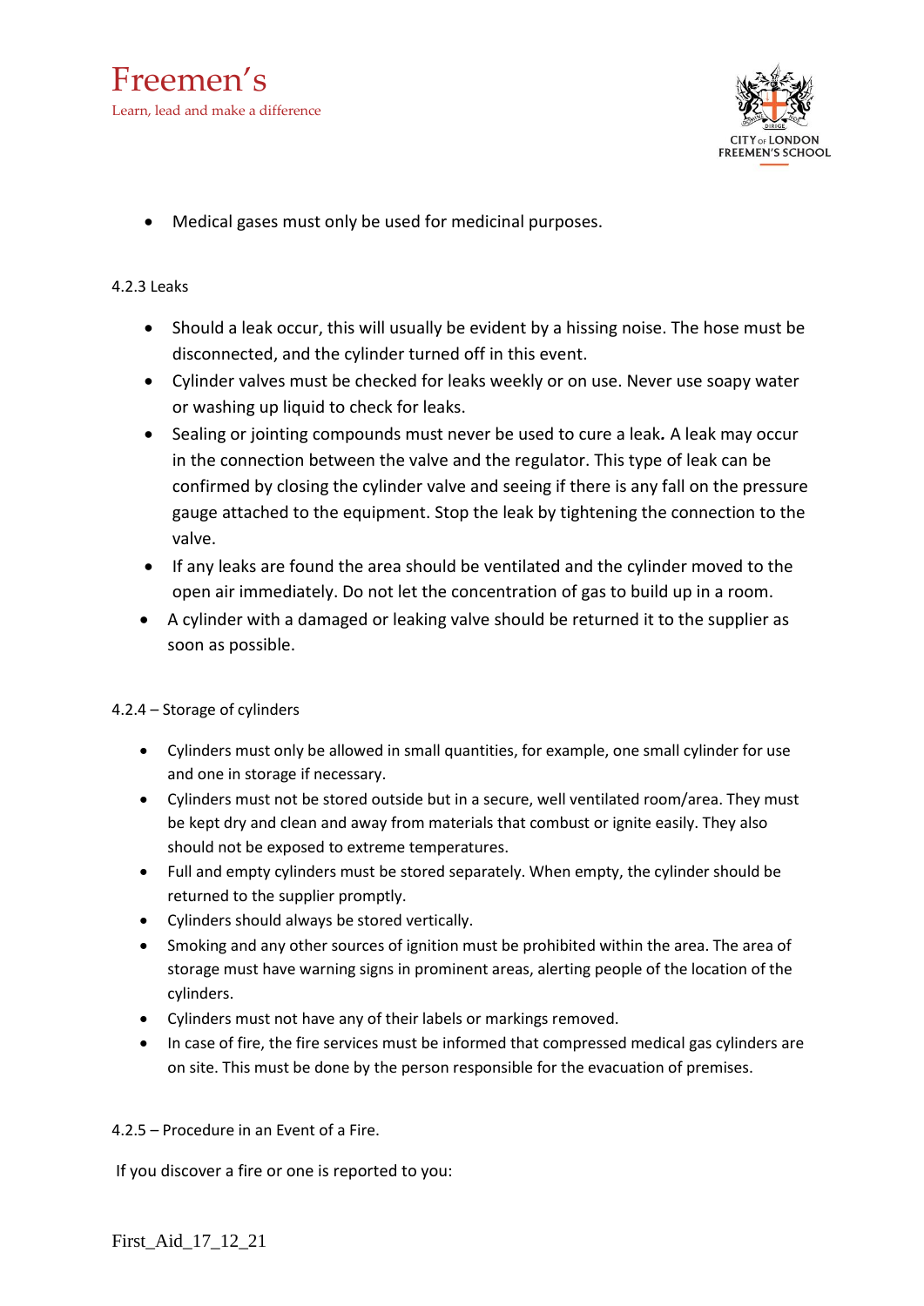- Medical gases must only be used for medicinal purposes.

4.2.3 Leaks

- Should a leak occur, this will usually be evident by a hissing noise. The hose must be disconnected, and the cylinder turned off in this event.
- Cylinder valves must be checked for leaks weekly or on use. Never use soapy water or washing up liquid to check for leaks.
- Sealing or jointing compounds must never be used to cure a leak**.** A leak may occur in the connection between the valve and the regulator. This type of leak can be confirmed by closing the cylinder valve and seeing if there is any fall on the pressure gauge attached to the equipment. Stop the leak by tightening the connection to the valve.
- If any leaks are found the area should be ventilated and the cylinder moved to the open air immediately. Do not let the concentration of gas to build up in a room.
- A cylinder with a damaged or leaking valve should be returned it to the supplier as soon as possible.

4.2.4 – Storage of cylinders

- Cylinders must only be allowed in small quantities, for example, one small cylinder for use and one in storage if necessary.
- Cylinders must not be stored outside but in a secure, well ventilated room/area. They must be kept dry and clean and away from materials that combust or ignite easily. They also should not be exposed to extreme temperatures.
- Full and empty cylinders must be stored separately. When empty, the cylinder should be returned to the supplier promptly.
- Cylinders should always be stored vertically.
- Smoking and any other sources of ignition must be prohibited within the area. The area of storage must have warning signs in prominent areas, alerting people of the location of the cylinders.
- Cylinders must not have any of their labels or markings removed.
- In case of fire, the fire services must be informed that compressed medical gas cylinders are on site. This must be done by the person responsible for the evacuation of premises.

4.2.5 – Procedure in an Event of a Fire.

If you discover a fire or one is reported to you: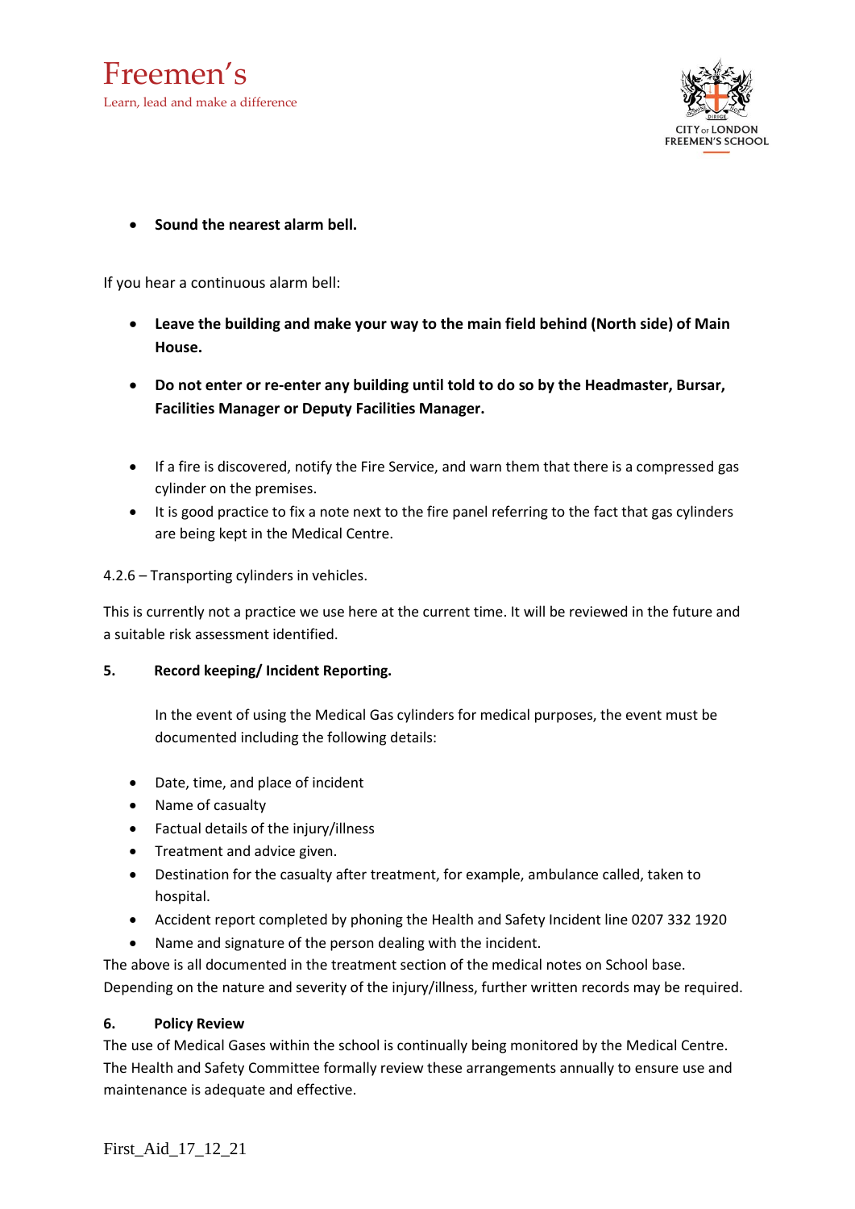- **Sound the nearest alarm bell.**

If you hear a continuous alarm bell:

- **Leave the building and make your way to the main field behind (North side) of Main House.**
- **Do not enter or re-enter any building until told to do so by the Headmaster, Bursar, Facilities Manager or Deputy Facilities Manager.**

- If a fire is discovered, notify the Fire Service, and warn them that there is a compressed gas cylinder on the premises.
- It is good practice to fix a note next to the fire panel referring to the fact that gas cylinders are being kept in the Medical Centre.

4.2.6 – Transporting cylinders in vehicles.

This is currently not a practice we use here at the current time. It will be reviewed in the future and a suitable risk assessment identified.

**5. Record keeping/ Incident Reporting.**

In the event of using the Medical Gas cylinders for medical purposes, the event must be documented including the following details:

- Date, time, and place of incident
- Name of casualty
- Factual details of the injury/illness
- Treatment and advice given.
- Destination for the casualty after treatment, for example, ambulance called, taken to hospital.
- Accident report completed by phoning the Health and Safety Incident line 0207 332 1920
- Name and signature of the person dealing with the incident.

The above is all documented in the treatment section of the medical notes on School base. Depending on the nature and severity of the injury/illness, further written records may be required.

**6. Policy Review**

The use of Medical Gases within the school is continually being monitored by the Medical Centre. The Health and Safety Committee formally review these arrangements annually to ensure use and maintenance is adequate and effective.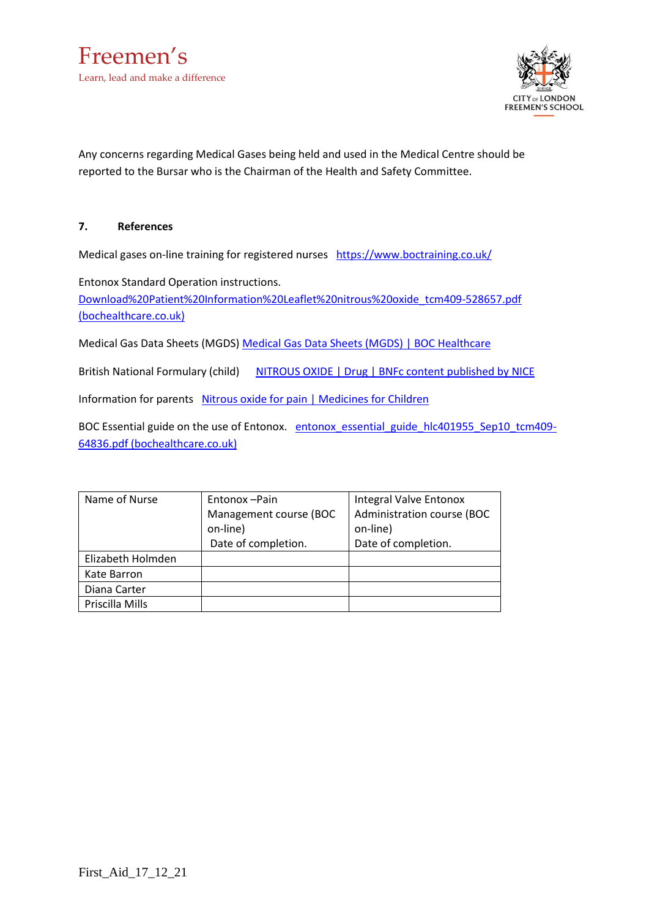Any concerns regarding Medical Gases being held and used in the Medical Centre should be reported to the Bursar who is the Chairman of the Health and Safety Committee.

## 7. References

Medical gases on-line training for registered nurses [https://www.boctraining.co.uk/](https://www.boctraining.co.uk/)

Entonox Standard Operation instructions.
Download%20Patient%20Information%20Leaflet%20nitrous%20oxide_tcm409-528657.pdf (bochealthcare.co.uk)

Medical Gas Data Sheets (MGDS) Medical Gas Data Sheets (MGDS) | BOC Healthcare

British National Formulary (child) NITROUS OXIDE | Drug | BNFc content published by NICE

Information for parents Nitrous oxide for pain | Medicines for Children

BOC Essential guide on the use of Entonox. entonox_essential_guide_hlc401955_Sep10_tcm409-64836.pdf (bochealthcare.co.uk)

| Name of Nurse | Entonox –Pain Management course (BOC on-line) Date of completion. | Integral Valve Entonox Administration course (BOC on-line) Date of completion. |
|---|---|---|
| Elizabeth Holmden | | |
| Kate Barron | | |
| Diana Carter | | |
| Priscilla Mills | | |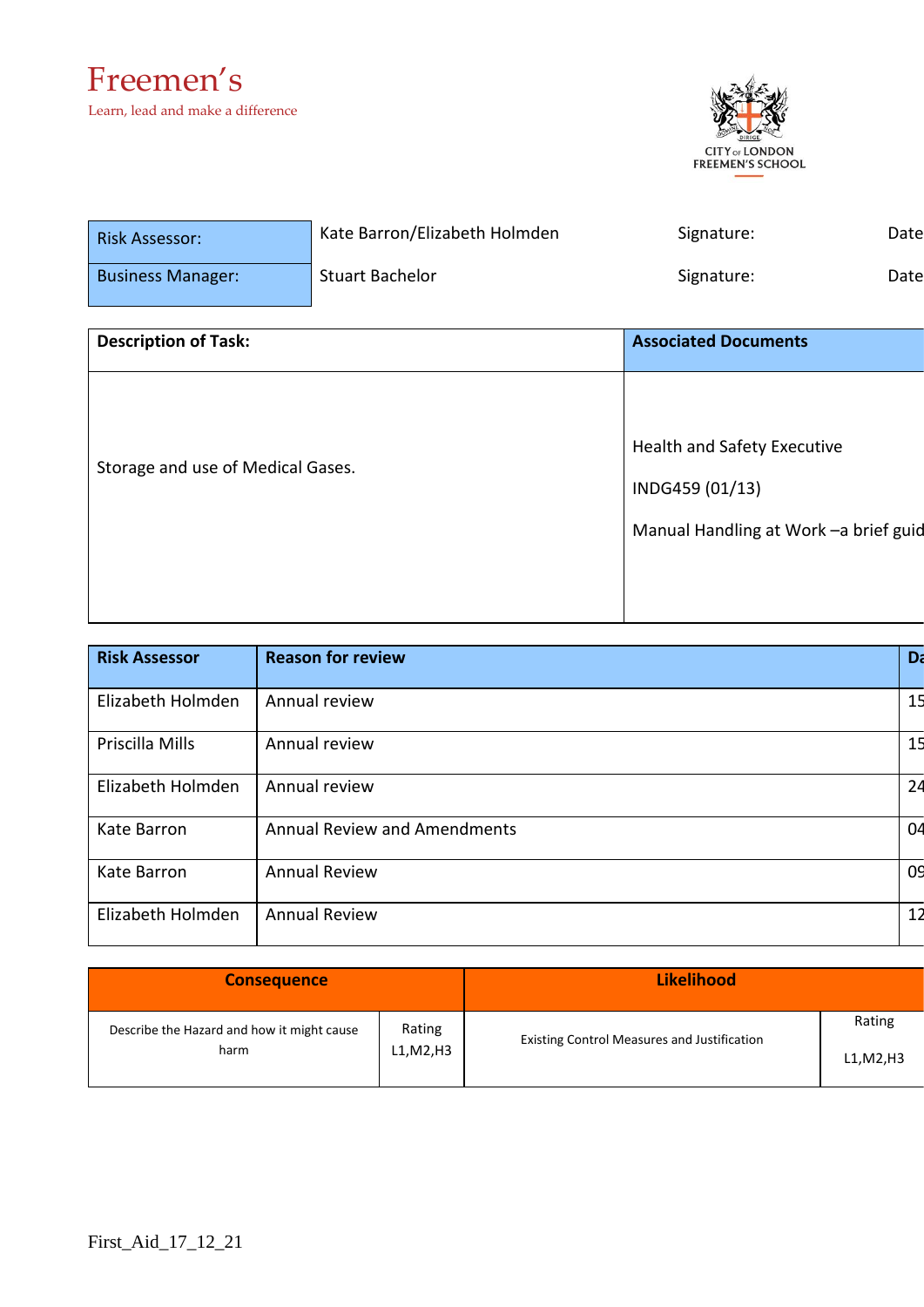Freemen's

Learn, lead and make a difference

CITY OF LONDON FREEMEN'S SCHOOL

| Risk Assessor: | Kate Barron/Elizabeth Holmden | Signature: | Date |
|---|---|---|---|
| Business Manager: | Stuart Bachelor | Signature: | Date |

| Description of Task: | Associated Documents |
|---|---|
| Storage and use of Medical Gases. | Health and Safety Executive<br><br>INDG459 (01/13)<br><br>Manual Handling at Work –a brief guid |

| Risk Assessor | Reason for review | Da |
|---|---|---|
| Elizabeth Holmden | Annual review | 15 |
| Priscilla Mills | Annual review | 15 |
| Elizabeth Holmden | Annual review | 24 |
| Kate Barron | Annual Review and Amendments | 04 |
| Kate Barron | Annual Review | 09 |
| Elizabeth Holmden | Annual Review | 12 |

| Consequence | | Likelihood | |
|---|---|---|---|
| Describe the Hazard and how it might cause harm | Rating L1,M2,H3 | Existing Control Measures and Justification | Rating L1,M2,H3 |

First_Aid_17_12_21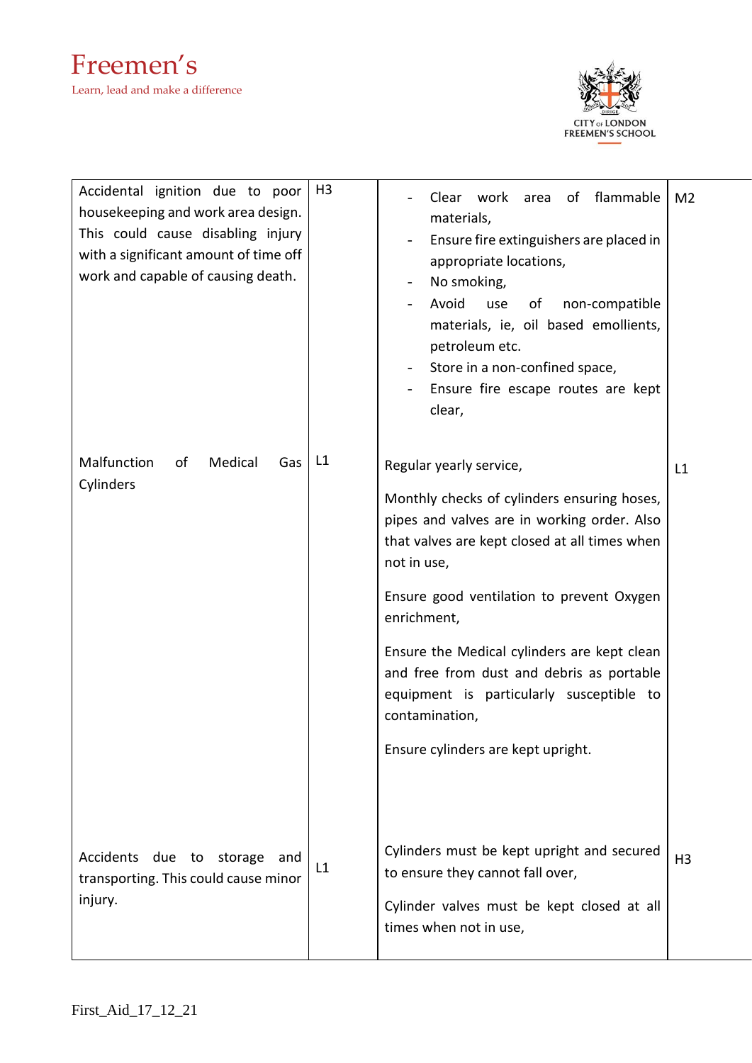| | | | |
|---|---|---|---|
| Accidental ignition due to poor housekeeping and work area design. This could cause disabling injury with a significant amount of time off work and capable of causing death. | H3 | - Clear work area of flammable materials,<br>- Ensure fire extinguishers are placed in appropriate locations,<br>- No smoking,<br>- Avoid use of non-compatible materials, ie, oil based emollients, petroleum etc.<br>- Store in a non-confined space,<br>- Ensure fire escape routes are kept clear, | M2 |
| Malfunction of Medical Gas Cylinders | L1 | Regular yearly service,<br><br>Monthly checks of cylinders ensuring hoses, pipes and valves are in working order. Also that valves are kept closed at all times when not in use,<br><br>Ensure good ventilation to prevent Oxygen enrichment,<br><br>Ensure the Medical cylinders are kept clean and free from dust and debris as portable equipment is particularly susceptible to contamination,<br><br>Ensure cylinders are kept upright. | L1 |
| Accidents due to storage and transporting. This could cause minor injury. | L1 | Cylinders must be kept upright and secured to ensure they cannot fall over,<br><br>Cylinder valves must be kept closed at all times when not in use, | H3 |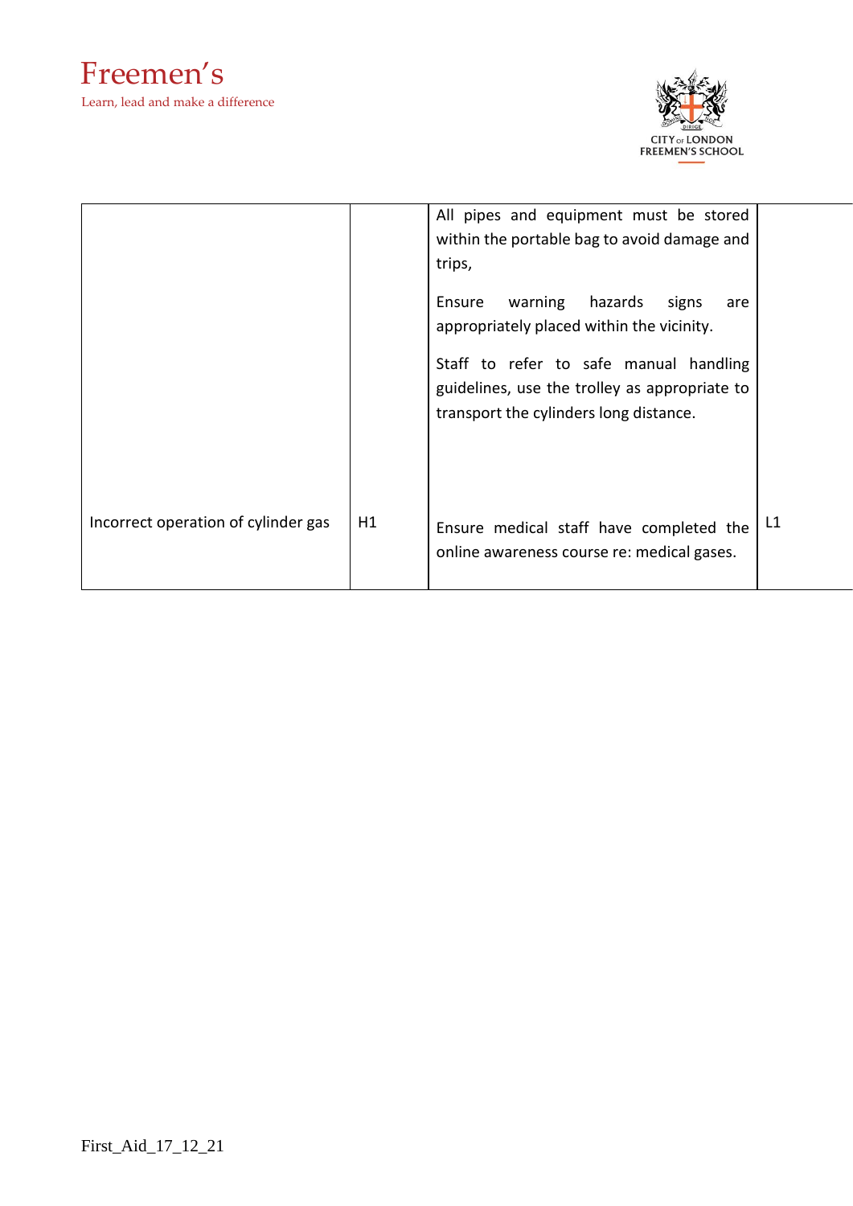| | | | |
|---|---|---|---|
| | | All pipes and equipment must be stored within the portable bag to avoid damage and trips,<br><br>Ensure warning hazards signs are appropriately placed within the vicinity.<br><br>Staff to refer to safe manual handling guidelines, use the trolley as appropriate to transport the cylinders long distance. | |
| Incorrect operation of cylinder gas | H1 | Ensure medical staff have completed the online awareness course re: medical gases. | L1 |